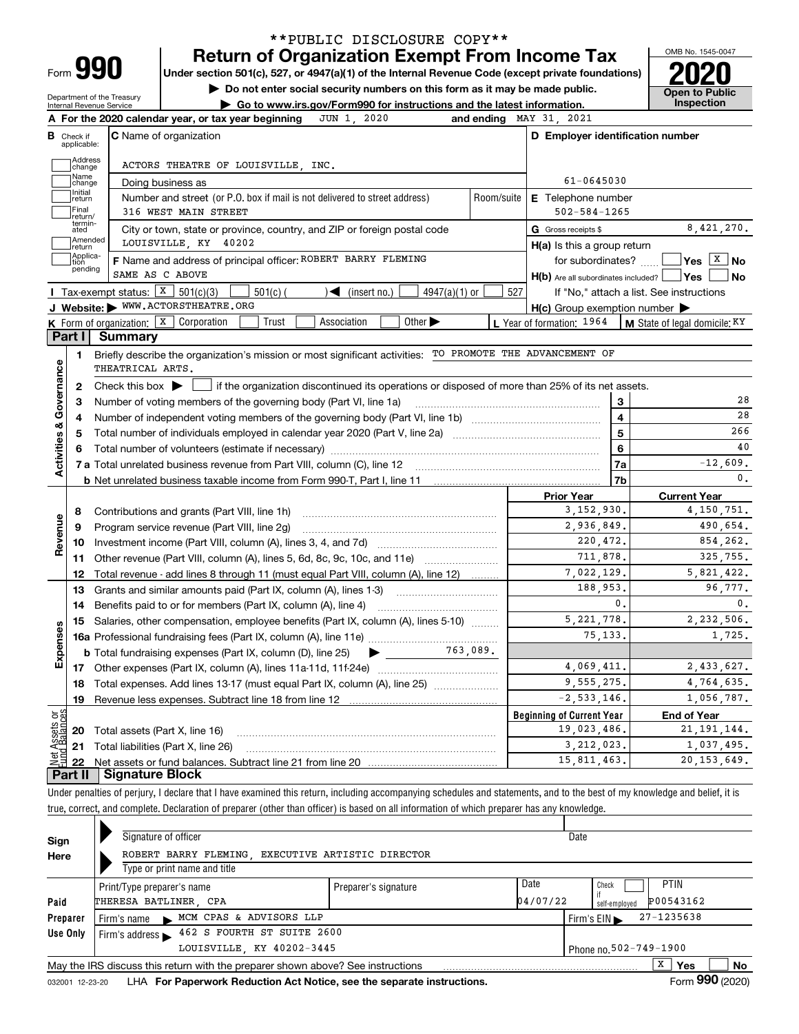**PUBLIC DISCLOSURE COPY**

# Form 990 — Return of Organization Exempt From Income Tax (2020)

Under section 501(c), 527, or 4947(a)(1) of the Internal Revenue Code (except private foundations)

▶ Do not enter social security numbers on this form as it may be made public.

▶ Go to www.irs.gov/Form990 for instructions and the latest information.

Department of the Treasury, Internal Revenue Service

OMB No. 1545-0047 — Open to Public Inspection

**A** For the 2020 calendar year, or tax year beginning JUN 1, 2020 and ending MAY 31, 2021

**B** Check if applicable: Address change, Name change, Initial return, Final return/terminated, Amended return, Application pending

**C** Name of organization: ACTORS THEATRE OF LOUISVILLE, INC.

Doing business as

Number and street (or P.O. box if mail is not delivered to street address): 316 WEST MAIN STREET — Room/suite

City or town, state or province, country, and ZIP or foreign postal code: LOUISVILLE, KY 40202

**D** Employer identification number: 61-0645030

**E** Telephone number: 502-584-1265

**G** Gross receipts $ 8,421,270.

**F** Name and address of principal officer: ROBERT BARRY FLEMING, SAME AS C ABOVE

**H(a)** Is this a group return for subordinates? ☐ Yes ☒ No

**H(b)** Are all subordinates included? ☐ Yes ☐ No — If "No," attach a list. See instructions

**H(c)** Group exemption number ▶

**I** Tax-exempt status: ☒ 501(c)(3) ☐ 501(c) ( ) ◀ (insert no.) ☐ 4947(a)(1) or ☐ 527

**J** Website: ▶ WWW.ACTORSTHEATRE.ORG

**K** Form of organization: ☒ Corporation ☐ Trust ☐ Association ☐ Other ▶

**L** Year of formation: 1964 **M** State of legal domicile: KY

## Part I Summary

### Activities & Governance

1. Briefly describe the organization's mission or most significant activities: TO PROMOTE THE ADVANCEMENT OF THEATRICAL ARTS.
2. Check this box ▶ ☐ if the organization discontinued its operations or disposed of more than 25% of its net assets.

| Line | Description | | Value |
|---|---|---|---|
| 3 | Number of voting members of the governing body (Part VI, line 1a) | 3 | 28 |
| 4 | Number of independent voting members of the governing body (Part VI, line 1b) | 4 | 28 |
| 5 | Total number of individuals employed in calendar year 2020 (Part V, line 2a) | 5 | 266 |
| 6 | Total number of volunteers (estimate if necessary) | 6 | 40 |
| 7a | Total unrelated business revenue from Part VIII, column (C), line 12 | 7a | -12,609. |
| 7b | Net unrelated business taxable income from Form 990-T, Part I, line 11 | 7b | 0. |

### Revenue and Expenses

| Line | Description | Prior Year | Current Year |
|---|---|---|---|
| 8 | Contributions and grants (Part VIII, line 1h) | 3,152,930. | 4,150,751. |
| 9 | Program service revenue (Part VIII, line 2g) | 2,936,849. | 490,654. |
| 10 | Investment income (Part VIII, column (A), lines 3, 4, and 7d) | 220,472. | 854,262. |
| 11 | Other revenue (Part VIII, column (A), lines 5, 6d, 8c, 9c, 10c, and 11e) | 711,878. | 325,755. |
| 12 | Total revenue - add lines 8 through 11 (must equal Part VIII, column (A), line 12) | 7,022,129. | 5,821,422. |
| 13 | Grants and similar amounts paid (Part IX, column (A), lines 1-3) | 188,953. | 96,777. |
| 14 | Benefits paid to or for members (Part IX, column (A), line 4) | 0. | 0. |
| 15 | Salaries, other compensation, employee benefits (Part IX, column (A), lines 5-10) | 5,221,778. | 2,232,506. |
| 16a | Professional fundraising fees (Part IX, column (A), line 11e) | 75,133. | 1,725. |
| b | Total fundraising expenses (Part IX, column (D), line 25) ▶ 763,089. | | |
| 17 | Other expenses (Part IX, column (A), lines 11a-11d, 11f-24e) | 4,069,411. | 2,433,627. |
| 18 | Total expenses. Add lines 13-17 (must equal Part IX, column (A), line 25) | 9,555,275. | 4,764,635. |
| 19 | Revenue less expenses. Subtract line 18 from line 12 | -2,533,146. | 1,056,787. |

### Net Assets or Fund Balances

| Line | Description | Beginning of Current Year | End of Year |
|---|---|---|---|
| 20 | Total assets (Part X, line 16) | 19,023,486. | 21,191,144. |
| 21 | Total liabilities (Part X, line 26) | 3,212,023. | 1,037,495. |
| 22 | Net assets or fund balances. Subtract line 21 from line 20 | 15,811,463. | 20,153,649. |

## Part II Signature Block

Under penalties of perjury, I declare that I have examined this return, including accompanying schedules and statements, and to the best of my knowledge and belief, it is true, correct, and complete. Declaration of preparer (other than officer) is based on all information of which preparer has any knowledge.

**Sign Here**

Signature of officer — Date

ROBERT BARRY FLEMING, EXECUTIVE ARTISTIC DIRECTOR

Type or print name and title

**Paid Preparer Use Only**

| Print/Type preparer's name | Preparer's signature | Date | Check ☐ if self-employed | PTIN |
|---|---|---|---|---|
| THERESA BATLINER, CPA | | 04/07/22 | | P00543162 |

Firm's name ▶ MCM CPAS & ADVISORS LLP — Firm's EIN ▶ 27-1235638

Firm's address ▶ 462 S FOURTH ST SUITE 2600, LOUISVILLE, KY 40202-3445 — Phone no. 502-749-1900

May the IRS discuss this return with the preparer shown above? See instructions ☒ Yes ☐ No

032001 12-23-20 LHA For Paperwork Reduction Act Notice, see the separate instructions. Form 990 (2020)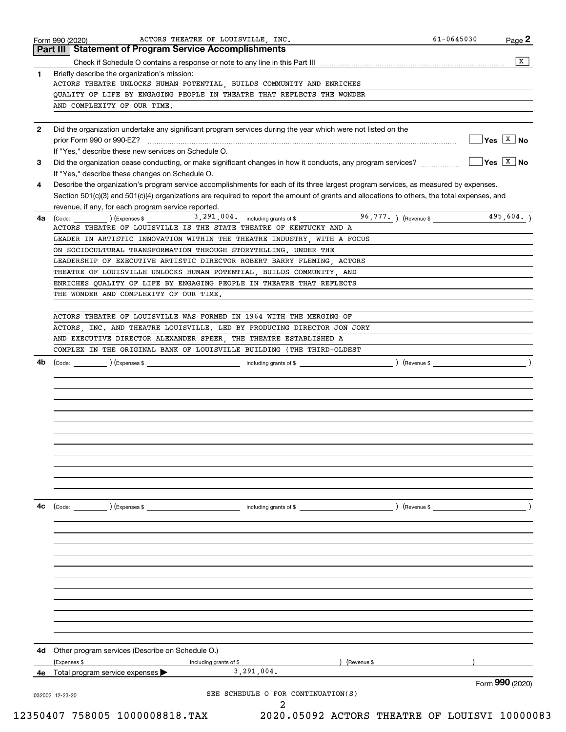Form 990 (2020) ACTORS THEATRE OF LOUISVILLE, INC. 61-0645030 Page **2**

## Part III Statement of Program Service Accomplishments

Check if Schedule O contains a response or note to any line in this Part III .......... [X]

**1** Briefly describe the organization's mission:

ACTORS THEATRE UNLOCKS HUMAN POTENTIAL, BUILDS COMMUNITY AND ENRICHES QUALITY OF LIFE BY ENGAGING PEOPLE IN THEATRE THAT REFLECTS THE WONDER AND COMPLEXITY OF OUR TIME.

**2** Did the organization undertake any significant program services during the year which were not listed on the prior Form 990 or 990-EZ? .......... [ ] Yes [X] No

If "Yes," describe these new services on Schedule O.

**3** Did the organization cease conducting, or make significant changes in how it conducts, any program services? .......... [ ] Yes [X] No

If "Yes," describe these changes on Schedule O.

**4** Describe the organization's program service accomplishments for each of its three largest program services, as measured by expenses. Section 501(c)(3) and 501(c)(4) organizations are required to report the amount of grants and allocations to others, the total expenses, and revenue, if any, for each program service reported.

**4a** (Code: ______ ) (Expenses $ 3,291,004. including grants of $ 96,777. ) (Revenue $ 495,604. )

ACTORS THEATRE OF LOUISVILLE IS THE STATE THEATRE OF KENTUCKY AND A LEADER IN ARTISTIC INNOVATION WITHIN THE THEATRE INDUSTRY, WITH A FOCUS ON SOCIOCULTURAL TRANSFORMATION THROUGH STORYTELLING. UNDER THE LEADERSHIP OF EXECUTIVE ARTISTIC DIRECTOR ROBERT BARRY FLEMING, ACTORS THEATRE OF LOUISVILLE UNLOCKS HUMAN POTENTIAL, BUILDS COMMUNITY, AND ENRICHES QUALITY OF LIFE BY ENGAGING PEOPLE IN THEATRE THAT REFLECTS THE WONDER AND COMPLEXITY OF OUR TIME.

ACTORS THEATRE OF LOUISVILLE WAS FORMED IN 1964 WITH THE MERGING OF ACTORS, INC. AND THEATRE LOUISVILLE. LED BY PRODUCING DIRECTOR JON JORY AND EXECUTIVE DIRECTOR ALEXANDER SPEER, THE THEATRE ESTABLISHED A COMPLEX IN THE ORIGINAL BANK OF LOUISVILLE BUILDING (THE THIRD-OLDEST

**4b** (Code: ______ ) (Expenses $ ______ including grants of $ ______ ) (Revenue $ ______ )

**4c** (Code: ______ ) (Expenses $ ______ including grants of $ ______ ) (Revenue $ ______ )

**4d** Other program services (Describe on Schedule O.)

(Expenses $ ______ including grants of $ ______ ) (Revenue $ ______ )

**4e** Total program service expenses ▶ 3,291,004.

Form **990** (2020)

032002 12-23-20

SEE SCHEDULE O FOR CONTINUATION(S)

12350407 758005 1000008818.TAX 2020.05092 ACTORS THEATRE OF LOUISVI 10000083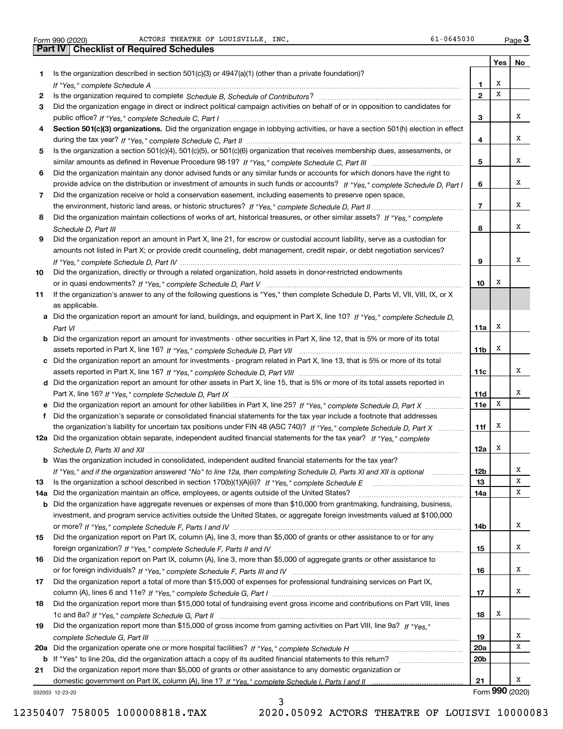Form 990 (2020) ACTORS THEATRE OF LOUISVILLE, INC. 61-0645030

## Part IV Checklist of Required Schedules

| | | | Yes | No |
|---|---|---|---|---|
| 1 | Is the organization described in section 501(c)(3) or 4947(a)(1) (other than a private foundation)? *If "Yes," complete Schedule A* | 1 | X | |
| 2 | Is the organization required to complete *Schedule B, Schedule of Contributors*? | 2 | X | |
| 3 | Did the organization engage in direct or indirect political campaign activities on behalf of or in opposition to candidates for public office? *If "Yes," complete Schedule C, Part I* | 3 | | X |
| 4 | **Section 501(c)(3) organizations.** Did the organization engage in lobbying activities, or have a section 501(h) election in effect during the tax year? *If "Yes," complete Schedule C, Part II* | 4 | | X |
| 5 | Is the organization a section 501(c)(4), 501(c)(5), or 501(c)(6) organization that receives membership dues, assessments, or similar amounts as defined in Revenue Procedure 98-19? *If "Yes," complete Schedule C, Part III* | 5 | | X |
| 6 | Did the organization maintain any donor advised funds or any similar funds or accounts for which donors have the right to provide advice on the distribution or investment of amounts in such funds or accounts? *If "Yes," complete Schedule D, Part I* | 6 | | X |
| 7 | Did the organization receive or hold a conservation easement, including easements to preserve open space, the environment, historic land areas, or historic structures? *If "Yes," complete Schedule D, Part II* | 7 | | X |
| 8 | Did the organization maintain collections of works of art, historical treasures, or other similar assets? *If "Yes," complete Schedule D, Part III* | 8 | | X |
| 9 | Did the organization report an amount in Part X, line 21, for escrow or custodial account liability, serve as a custodian for amounts not listed in Part X; or provide credit counseling, debt management, credit repair, or debt negotiation services? *If "Yes," complete Schedule D, Part IV* | 9 | | X |
| 10 | Did the organization, directly or through a related organization, hold assets in donor-restricted endowments or in quasi endowments? *If "Yes," complete Schedule D, Part V* | 10 | X | |
| 11 | If the organization's answer to any of the following questions is "Yes," then complete Schedule D, Parts VI, VII, VIII, IX, or X as applicable. | | | |
| a | Did the organization report an amount for land, buildings, and equipment in Part X, line 10? *If "Yes," complete Schedule D, Part VI* | 11a | X | |
| b | Did the organization report an amount for investments - other securities in Part X, line 12, that is 5% or more of its total assets reported in Part X, line 16? *If "Yes," complete Schedule D, Part VII* | 11b | X | |
| c | Did the organization report an amount for investments - program related in Part X, line 13, that is 5% or more of its total assets reported in Part X, line 16? *If "Yes," complete Schedule D, Part VIII* | 11c | | X |
| d | Did the organization report an amount for other assets in Part X, line 15, that is 5% or more of its total assets reported in Part X, line 16? *If "Yes," complete Schedule D, Part IX* | 11d | | X |
| e | Did the organization report an amount for other liabilities in Part X, line 25? *If "Yes," complete Schedule D, Part X* | 11e | X | |
| f | Did the organization's separate or consolidated financial statements for the tax year include a footnote that addresses the organization's liability for uncertain tax positions under FIN 48 (ASC 740)? *If "Yes," complete Schedule D, Part X* | 11f | X | |
| 12a | Did the organization obtain separate, independent audited financial statements for the tax year? *If "Yes," complete Schedule D, Parts XI and XII* | 12a | X | |
| b | Was the organization included in consolidated, independent audited financial statements for the tax year? *If "Yes," and if the organization answered "No" to line 12a, then completing Schedule D, Parts XI and XII is optional* | 12b | | X |
| 13 | Is the organization a school described in section 170(b)(1)(A)(ii)? *If "Yes," complete Schedule E* | 13 | | X |
| 14a | Did the organization maintain an office, employees, or agents outside of the United States? | 14a | | X |
| b | Did the organization have aggregate revenues or expenses of more than $10,000 from grantmaking, fundraising, business, investment, and program service activities outside the United States, or aggregate foreign investments valued at $100,000 or more? *If "Yes," complete Schedule F, Parts I and IV* | 14b | | X |
| 15 | Did the organization report on Part IX, column (A), line 3, more than $5,000 of grants or other assistance to or for any foreign organization? *If "Yes," complete Schedule F, Parts II and IV* | 15 | | X |
| 16 | Did the organization report on Part IX, column (A), line 3, more than $5,000 of aggregate grants or other assistance to or for foreign individuals? *If "Yes," complete Schedule F, Parts III and IV* | 16 | | X |
| 17 | Did the organization report a total of more than $15,000 of expenses for professional fundraising services on Part IX, column (A), lines 6 and 11e? *If "Yes," complete Schedule G, Part I* | 17 | | X |
| 18 | Did the organization report more than $15,000 total of fundraising event gross income and contributions on Part VIII, lines 1c and 8a? *If "Yes," complete Schedule G, Part II* | 18 | X | |
| 19 | Did the organization report more than $15,000 of gross income from gaming activities on Part VIII, line 9a? *If "Yes," complete Schedule G, Part III* | 19 | | X |
| 20a | Did the organization operate one or more hospital facilities? *If "Yes," complete Schedule H* | 20a | | X |
| b | If "Yes" to line 20a, did the organization attach a copy of its audited financial statements to this return? | 20b | | |
| 21 | Did the organization report more than $5,000 of grants or other assistance to any domestic organization or domestic government on Part IX, column (A), line 1? *If "Yes," complete Schedule I, Parts I and II* | 21 | | X |

032003 12-23-20 Form **990** (2020)

12350407 758005 1000008818.TAX 2020.05092 ACTORS THEATRE OF LOUISVI 10000083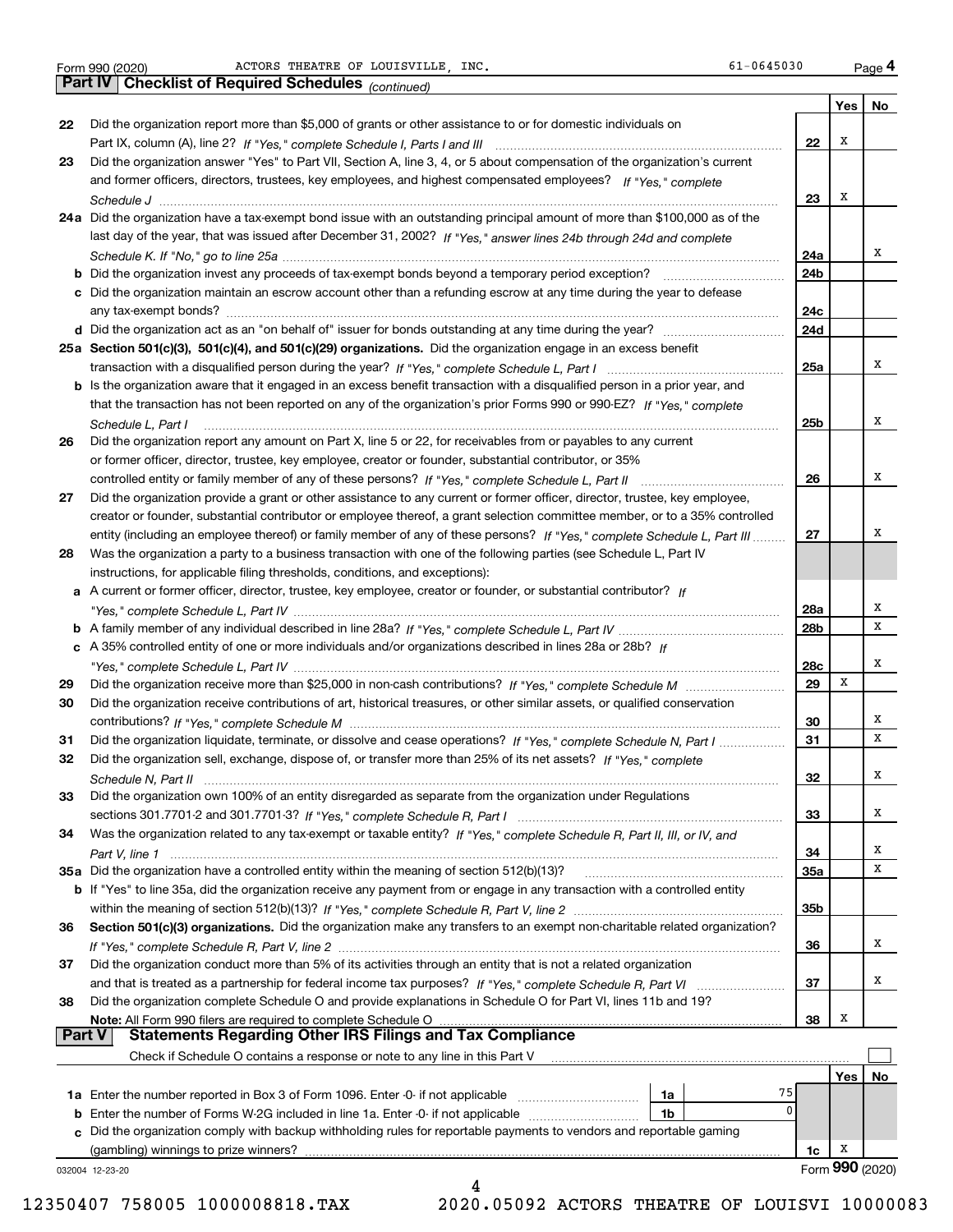Form 990 (2020) ACTORS THEATRE OF LOUISVILLE, INC. 61-0645030 Page 4

## Part IV Checklist of Required Schedules *(continued)*

| | | | Yes | No |
|---|---|---|---|---|
| 22 | Did the organization report more than $5,000 of grants or other assistance to or for domestic individuals on Part IX, column (A), line 2? *If "Yes," complete Schedule I, Parts I and III* | 22 | X | |
| 23 | Did the organization answer "Yes" to Part VII, Section A, line 3, 4, or 5 about compensation of the organization's current and former officers, directors, trustees, key employees, and highest compensated employees? *If "Yes," complete Schedule J* | 23 | X | |
| 24a | Did the organization have a tax-exempt bond issue with an outstanding principal amount of more than $100,000 as of the last day of the year, that was issued after December 31, 2002? *If "Yes," answer lines 24b through 24d and complete Schedule K. If "No," go to line 25a* | 24a | | X |
| b | Did the organization invest any proceeds of tax-exempt bonds beyond a temporary period exception? | 24b | | |
| c | Did the organization maintain an escrow account other than a refunding escrow at any time during the year to defease any tax-exempt bonds? | 24c | | |
| d | Did the organization act as an "on behalf of" issuer for bonds outstanding at any time during the year? | 24d | | |
| 25a | **Section 501(c)(3), 501(c)(4), and 501(c)(29) organizations.** Did the organization engage in an excess benefit transaction with a disqualified person during the year? *If "Yes," complete Schedule L, Part I* | 25a | | X |
| b | Is the organization aware that it engaged in an excess benefit transaction with a disqualified person in a prior year, and that the transaction has not been reported on any of the organization's prior Forms 990 or 990-EZ? *If "Yes," complete Schedule L, Part I* | 25b | | X |
| 26 | Did the organization report any amount on Part X, line 5 or 22, for receivables from or payables to any current or former officer, director, trustee, key employee, creator or founder, substantial contributor, or 35% controlled entity or family member of any of these persons? *If "Yes," complete Schedule L, Part II* | 26 | | X |
| 27 | Did the organization provide a grant or other assistance to any current or former officer, director, trustee, key employee, creator or founder, substantial contributor or employee thereof, a grant selection committee member, or to a 35% controlled entity (including an employee thereof) or family member of any of these persons? *If "Yes," complete Schedule L, Part III* | 27 | | X |
| 28 | Was the organization a party to a business transaction with one of the following parties (see Schedule L, Part IV instructions, for applicable filing thresholds, conditions, and exceptions): | | | |
| a | A current or former officer, director, trustee, key employee, creator or founder, or substantial contributor? *If "Yes," complete Schedule L, Part IV* | 28a | | X |
| b | A family member of any individual described in line 28a? *If "Yes," complete Schedule L, Part IV* | 28b | | X |
| c | A 35% controlled entity of one or more individuals and/or organizations described in lines 28a or 28b? *If "Yes," complete Schedule L, Part IV* | 28c | | X |
| 29 | Did the organization receive more than $25,000 in non-cash contributions? *If "Yes," complete Schedule M* | 29 | X | |
| 30 | Did the organization receive contributions of art, historical treasures, or other similar assets, or qualified conservation contributions? *If "Yes," complete Schedule M* | 30 | | X |
| 31 | Did the organization liquidate, terminate, or dissolve and cease operations? *If "Yes," complete Schedule N, Part I* | 31 | | X |
| 32 | Did the organization sell, exchange, dispose of, or transfer more than 25% of its net assets? *If "Yes," complete Schedule N, Part II* | 32 | | X |
| 33 | Did the organization own 100% of an entity disregarded as separate from the organization under Regulations sections 301.7701-2 and 301.7701-3? *If "Yes," complete Schedule R, Part I* | 33 | | X |
| 34 | Was the organization related to any tax-exempt or taxable entity? *If "Yes," complete Schedule R, Part II, III, or IV, and Part V, line 1* | 34 | | X |
| 35a | Did the organization have a controlled entity within the meaning of section 512(b)(13)? | 35a | | X |
| b | If "Yes" to line 35a, did the organization receive any payment from or engage in any transaction with a controlled entity within the meaning of section 512(b)(13)? *If "Yes," complete Schedule R, Part V, line 2* | 35b | | |
| 36 | **Section 501(c)(3) organizations.** Did the organization make any transfers to an exempt non-charitable related organization? *If "Yes," complete Schedule R, Part V, line 2* | 36 | | X |
| 37 | Did the organization conduct more than 5% of its activities through an entity that is not a related organization and that is treated as a partnership for federal income tax purposes? *If "Yes," complete Schedule R, Part VI* | 37 | | X |
| 38 | Did the organization complete Schedule O and provide explanations in Schedule O for Part VI, lines 11b and 19? **Note:** All Form 990 filers are required to complete Schedule O | 38 | X | |

## Part V Statements Regarding Other IRS Filings and Tax Compliance

Check if Schedule O contains a response or note to any line in this Part V ☐

| | | | | | Yes | No |
|---|---|---|---|---|---|---|
| 1a | Enter the number reported in Box 3 of Form 1096. Enter -0- if not applicable | 1a | 75 | | | |
| b | Enter the number of Forms W-2G included in line 1a. Enter -0- if not applicable | 1b | 0 | | | |
| c | Did the organization comply with backup withholding rules for reportable payments to vendors and reportable gaming (gambling) winnings to prize winners? | | | 1c | X | |

032004 12-23-20 Form **990** (2020)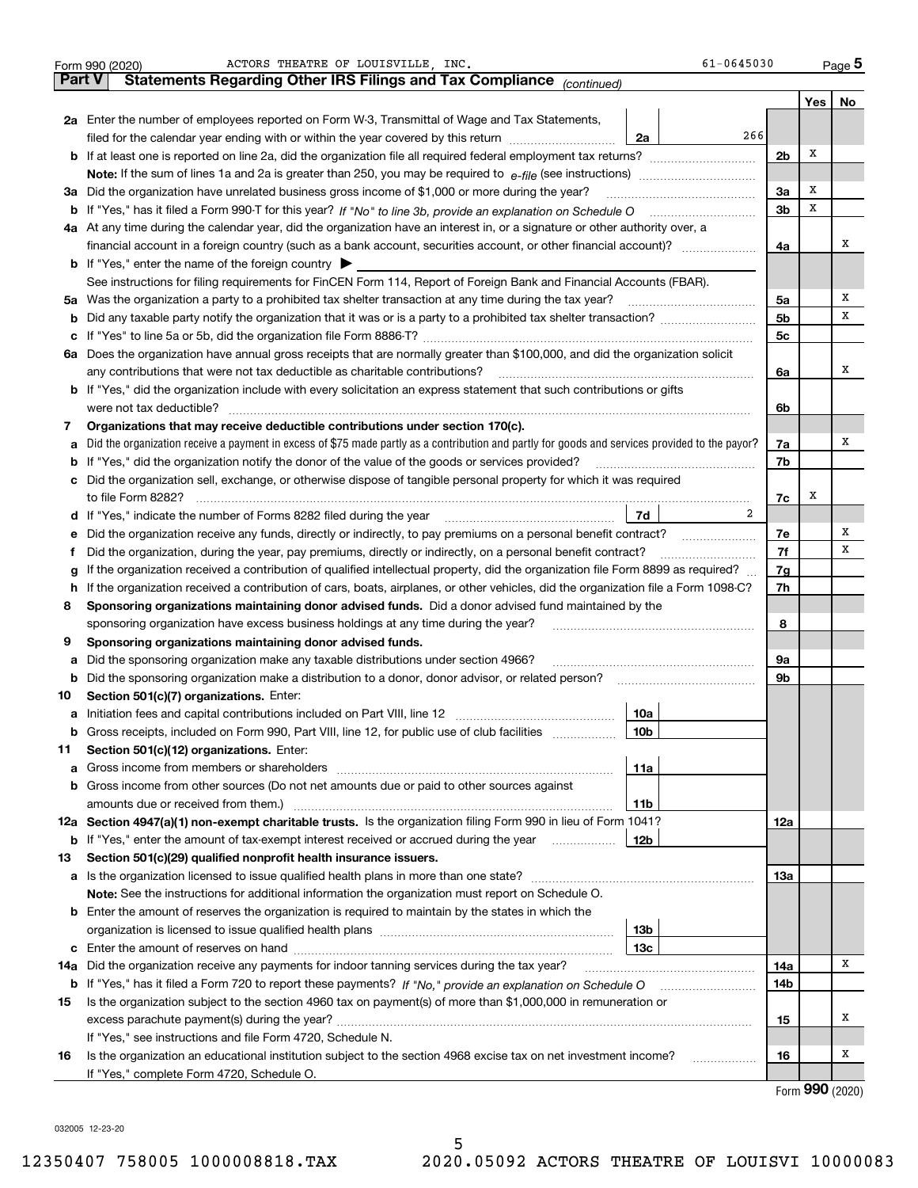Form 990 (2020) ACTORS THEATRE OF LOUISVILLE, INC. 61-0645030 Page 5

**Part V Statements Regarding Other IRS Filings and Tax Compliance** *(continued)*

| | | | | | Yes | No |
|---|---|---|---|---|---|---|
| **2a** | Enter the number of employees reported on Form W-3, Transmittal of Wage and Tax Statements, filed for the calendar year ending with or within the year covered by this return | 2a | 266 | | | |
| **b** | If at least one is reported on line 2a, did the organization file all required federal employment tax returns? | | | 2b | X | |
| | **Note:** If the sum of lines 1a and 2a is greater than 250, you may be required to *e-file* (see instructions) | | | | | |
| **3a** | Did the organization have unrelated business gross income of $1,000 or more during the year? | | | 3a | X | |
| **b** | If "Yes," has it filed a Form 990-T for this year? *If "No" to line 3b, provide an explanation on Schedule O* | | | 3b | X | |
| **4a** | At any time during the calendar year, did the organization have an interest in, or a signature or other authority over, a financial account in a foreign country (such as a bank account, securities account, or other financial account)? | | | 4a | | X |
| **b** | If "Yes," enter the name of the foreign country ▶ | | | | | |
| | See instructions for filing requirements for FinCEN Form 114, Report of Foreign Bank and Financial Accounts (FBAR). | | | | | |
| **5a** | Was the organization a party to a prohibited tax shelter transaction at any time during the tax year? | | | 5a | | X |
| **b** | Did any taxable party notify the organization that it was or is a party to a prohibited tax shelter transaction? | | | 5b | | X |
| **c** | If "Yes" to line 5a or 5b, did the organization file Form 8886-T? | | | 5c | | |
| **6a** | Does the organization have annual gross receipts that are normally greater than $100,000, and did the organization solicit any contributions that were not tax deductible as charitable contributions? | | | 6a | | X |
| **b** | If "Yes," did the organization include with every solicitation an express statement that such contributions or gifts were not tax deductible? | | | 6b | | |
| **7** | **Organizations that may receive deductible contributions under section 170(c).** | | | | | |
| **a** | Did the organization receive a payment in excess of $75 made partly as a contribution and partly for goods and services provided to the payor? | | | 7a | | X |
| **b** | If "Yes," did the organization notify the donor of the value of the goods or services provided? | | | 7b | | |
| **c** | Did the organization sell, exchange, or otherwise dispose of tangible personal property for which it was required to file Form 8282? | | | 7c | X | |
| **d** | If "Yes," indicate the number of Forms 8282 filed during the year | 7d | 2 | | | |
| **e** | Did the organization receive any funds, directly or indirectly, to pay premiums on a personal benefit contract? | | | 7e | | X |
| **f** | Did the organization, during the year, pay premiums, directly or indirectly, on a personal benefit contract? | | | 7f | | X |
| **g** | If the organization received a contribution of qualified intellectual property, did the organization file Form 8899 as required? | | | 7g | | |
| **h** | If the organization received a contribution of cars, boats, airplanes, or other vehicles, did the organization file a Form 1098-C? | | | 7h | | |
| **8** | **Sponsoring organizations maintaining donor advised funds.** Did a donor advised fund maintained by the sponsoring organization have excess business holdings at any time during the year? | | | 8 | | |
| **9** | **Sponsoring organizations maintaining donor advised funds.** | | | | | |
| **a** | Did the sponsoring organization make any taxable distributions under section 4966? | | | 9a | | |
| **b** | Did the sponsoring organization make a distribution to a donor, donor advisor, or related person? | | | 9b | | |
| **10** | **Section 501(c)(7) organizations.** Enter: | | | | | |
| **a** | Initiation fees and capital contributions included on Part VIII, line 12 | 10a | | | | |
| **b** | Gross receipts, included on Form 990, Part VIII, line 12, for public use of club facilities | 10b | | | | |
| **11** | **Section 501(c)(12) organizations.** Enter: | | | | | |
| **a** | Gross income from members or shareholders | 11a | | | | |
| **b** | Gross income from other sources (Do not net amounts due or paid to other sources against amounts due or received from them.) | 11b | | | | |
| **12a** | **Section 4947(a)(1) non-exempt charitable trusts.** Is the organization filing Form 990 in lieu of Form 1041? | | | 12a | | |
| **b** | If "Yes," enter the amount of tax-exempt interest received or accrued during the year | 12b | | | | |
| **13** | **Section 501(c)(29) qualified nonprofit health insurance issuers.** | | | | | |
| **a** | Is the organization licensed to issue qualified health plans in more than one state? | | | 13a | | |
| | **Note:** See the instructions for additional information the organization must report on Schedule O. | | | | | |
| **b** | Enter the amount of reserves the organization is required to maintain by the states in which the organization is licensed to issue qualified health plans | 13b | | | | |
| **c** | Enter the amount of reserves on hand | 13c | | | | |
| **14a** | Did the organization receive any payments for indoor tanning services during the tax year? | | | 14a | | X |
| **b** | If "Yes," has it filed a Form 720 to report these payments? *If "No," provide an explanation on Schedule O* | | | 14b | | |
| **15** | Is the organization subject to the section 4960 tax on payment(s) of more than $1,000,000 in remuneration or excess parachute payment(s) during the year? | | | 15 | | X |
| | If "Yes," see instructions and file Form 4720, Schedule N. | | | | | |
| **16** | Is the organization an educational institution subject to the section 4968 excise tax on net investment income? | | | 16 | | X |
| | If "Yes," complete Form 4720, Schedule O. | | | | | |

Form **990** (2020)

032005 12-23-20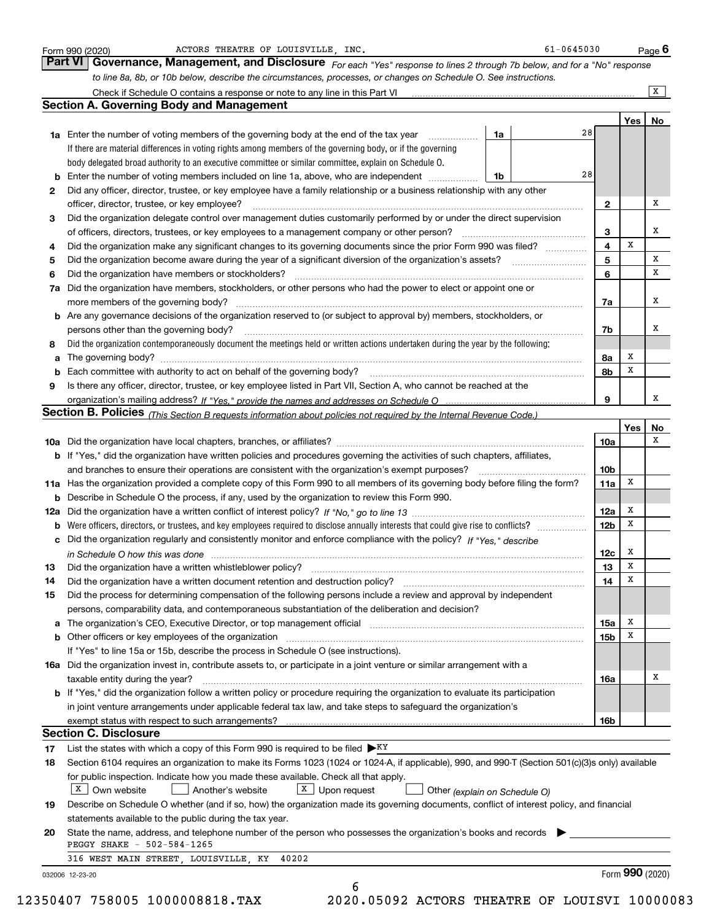Form 990 (2020) ACTORS THEATRE OF LOUISVILLE, INC. 61-0645030 Page 6

## Part VI Governance, Management, and Disclosure

*For each "Yes" response to lines 2 through 7b below, and for a "No" response to line 8a, 8b, or 10b below, describe the circumstances, processes, or changes on Schedule O. See instructions.*

Check if Schedule O contains a response or note to any line in this Part VI [X]

### Section A. Governing Body and Management

| | | | | Yes | No |
|---|---|---|---|---|---|
| 1a | Enter the number of voting members of the governing body at the end of the tax year | 1a | 28 | | |
| | If there are material differences in voting rights among members of the governing body, or if the governing body delegated broad authority to an executive committee or similar committee, explain on Schedule O. | | | | |
| b | Enter the number of voting members included on line 1a, above, who are independent | 1b | 28 | | |
| 2 | Did any officer, director, trustee, or key employee have a family relationship or a business relationship with any other officer, director, trustee, or key employee? | 2 | | | X |
| 3 | Did the organization delegate control over management duties customarily performed by or under the direct supervision of officers, directors, trustees, or key employees to a management company or other person? | 3 | | | X |
| 4 | Did the organization make any significant changes to its governing documents since the prior Form 990 was filed? | 4 | | X | |
| 5 | Did the organization become aware during the year of a significant diversion of the organization's assets? | 5 | | | X |
| 6 | Did the organization have members or stockholders? | 6 | | | X |
| 7a | Did the organization have members, stockholders, or other persons who had the power to elect or appoint one or more members of the governing body? | 7a | | | X |
| b | Are any governance decisions of the organization reserved to (or subject to approval by) members, stockholders, or persons other than the governing body? | 7b | | | X |
| 8 | Did the organization contemporaneously document the meetings held or written actions undertaken during the year by the following: | | | | |
| a | The governing body? | 8a | | X | |
| b | Each committee with authority to act on behalf of the governing body? | 8b | | X | |
| 9 | Is there any officer, director, trustee, or key employee listed in Part VII, Section A, who cannot be reached at the organization's mailing address? *If "Yes," provide the names and addresses on Schedule O* | 9 | | | X |

### Section B. Policies *(This Section B requests information about policies not required by the Internal Revenue Code.)*

| | | | Yes | No |
|---|---|---|---|---|
| 10a | Did the organization have local chapters, branches, or affiliates? | 10a | | X |
| b | If "Yes," did the organization have written policies and procedures governing the activities of such chapters, affiliates, and branches to ensure their operations are consistent with the organization's exempt purposes? | 10b | | |
| 11a | Has the organization provided a complete copy of this Form 990 to all members of its governing body before filing the form? | 11a | X | |
| b | Describe in Schedule O the process, if any, used by the organization to review this Form 990. | | | |
| 12a | Did the organization have a written conflict of interest policy? *If "No," go to line 13* | 12a | X | |
| b | Were officers, directors, or trustees, and key employees required to disclose annually interests that could give rise to conflicts? | 12b | X | |
| c | Did the organization regularly and consistently monitor and enforce compliance with the policy? *If "Yes," describe in Schedule O how this was done* | 12c | X | |
| 13 | Did the organization have a written whistleblower policy? | 13 | X | |
| 14 | Did the organization have a written document retention and destruction policy? | 14 | X | |
| 15 | Did the process for determining compensation of the following persons include a review and approval by independent persons, comparability data, and contemporaneous substantiation of the deliberation and decision? | | | |
| a | The organization's CEO, Executive Director, or top management official | 15a | X | |
| b | Other officers or key employees of the organization | 15b | X | |
| | If "Yes" to line 15a or 15b, describe the process in Schedule O (see instructions). | | | |
| 16a | Did the organization invest in, contribute assets to, or participate in a joint venture or similar arrangement with a taxable entity during the year? | 16a | | X |
| b | If "Yes," did the organization follow a written policy or procedure requiring the organization to evaluate its participation in joint venture arrangements under applicable federal tax law, and take steps to safeguard the organization's exempt status with respect to such arrangements? | 16b | | |

### Section C. Disclosure

17 List the states with which a copy of this Form 990 is required to be filed ▶ KY

18 Section 6104 requires an organization to make its Forms 1023 (1024 or 1024-A, if applicable), 990, and 990-T (Section 501(c)(3)s only) available for public inspection. Indicate how you made these available. Check all that apply.

[X] Own website [ ] Another's website [X] Upon request [ ] Other *(explain on Schedule O)*

19 Describe on Schedule O whether (and if so, how) the organization made its governing documents, conflict of interest policy, and financial statements available to the public during the tax year.

20 State the name, address, and telephone number of the person who possesses the organization's books and records ▶

PEGGY SHAKE - 502-584-1265

316 WEST MAIN STREET, LOUISVILLE, KY 40202

032006 12-23-20 Form 990 (2020)

12350407 758005 1000008818.TAX 2020.05092 ACTORS THEATRE OF LOUISVI 10000083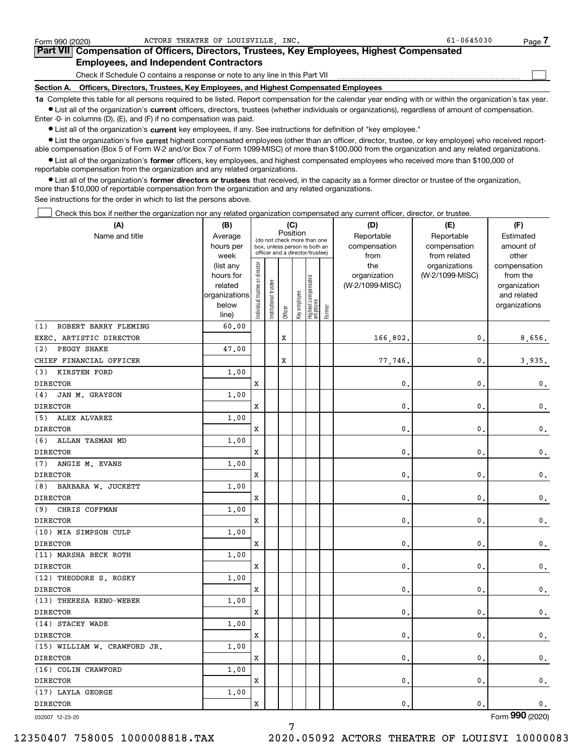Form 990 (2020) ACTORS THEATRE OF LOUISVILLE, INC. 61-0645030

## Part VII Compensation of Officers, Directors, Trustees, Key Employees, Highest Compensated Employees, and Independent Contractors

Check if Schedule O contains a response or note to any line in this Part VII

### Section A. Officers, Directors, Trustees, Key Employees, and Highest Compensated Employees

**1a** Complete this table for all persons required to be listed. Report compensation for the calendar year ending with or within the organization's tax year.

- List all of the organization's **current** officers, directors, trustees (whether individuals or organizations), regardless of amount of compensation. Enter -0- in columns (D), (E), and (F) if no compensation was paid.
- List all of the organization's **current** key employees, if any. See instructions for definition of "key employee."
- List the organization's five **current** highest compensated employees (other than an officer, director, trustee, or key employee) who received reportable compensation (Box 5 of Form W-2 and/or Box 7 of Form 1099-MISC) of more than $100,000 from the organization and any related organizations.
- List all of the organization's **former** officers, key employees, and highest compensated employees who received more than $100,000 of reportable compensation from the organization and any related organizations.
- List all of the organization's **former directors or trustees** that received, in the capacity as a former director or trustee of the organization, more than $10,000 of reportable compensation from the organization and any related organizations.

See instructions for the order in which to list the persons above.

Check this box if neither the organization nor any related organization compensated any current officer, director, or trustee.

| (A) Name and title | (B) Average hours per week (list any hours for related organizations below line) | (C) Position: Individual trustee or director | Institutional trustee | Officer | Key employee | Highest compensated employee | Former | (D) Reportable compensation from the organization (W-2/1099-MISC) | (E) Reportable compensation from related organizations (W-2/1099-MISC) | (F) Estimated amount of other compensation from the organization and related organizations |
|---|---|---|---|---|---|---|---|---|---|---|
| (1) ROBERT BARRY FLEMING<br>EXEC. ARTISTIC DIRECTOR | 60.00 | | | X | | | | 166,802. | 0. | 8,656. |
| (2) PEGGY SHAKE<br>CHIEF FINANCIAL OFFICER | 47.00 | | | X | | | | 77,746. | 0. | 3,935. |
| (3) KIRSTEN FORD<br>DIRECTOR | 1.00 | X | | | | | | 0. | 0. | 0. |
| (4) JAN M. GRAYSON<br>DIRECTOR | 1.00 | X | | | | | | 0. | 0. | 0. |
| (5) ALEX ALVAREZ<br>DIRECTOR | 1.00 | X | | | | | | 0. | 0. | 0. |
| (6) ALLAN TASMAN MD<br>DIRECTOR | 1.00 | X | | | | | | 0. | 0. | 0. |
| (7) ANGIE M. EVANS<br>DIRECTOR | 1.00 | X | | | | | | 0. | 0. | 0. |
| (8) BARBARA W. JUCKETT<br>DIRECTOR | 1.00 | X | | | | | | 0. | 0. | 0. |
| (9) CHRIS COFFMAN<br>DIRECTOR | 1.00 | X | | | | | | 0. | 0. | 0. |
| (10) MIA SIMPSON CULP<br>DIRECTOR | 1.00 | X | | | | | | 0. | 0. | 0. |
| (11) MARSHA BECK ROTH<br>DIRECTOR | 1.00 | X | | | | | | 0. | 0. | 0. |
| (12) THEODORE S. ROSKY<br>DIRECTOR | 1.00 | X | | | | | | 0. | 0. | 0. |
| (13) THERESA RENO-WEBER<br>DIRECTOR | 1.00 | X | | | | | | 0. | 0. | 0. |
| (14) STACEY WADE<br>DIRECTOR | 1.00 | X | | | | | | 0. | 0. | 0. |
| (15) WILLIAM W. CRAWFORD JR.<br>DIRECTOR | 1.00 | X | | | | | | 0. | 0. | 0. |
| (16) COLIN CRAWFORD<br>DIRECTOR | 1.00 | X | | | | | | 0. | 0. | 0. |
| (17) LAYLA GEORGE<br>DIRECTOR | 1.00 | X | | | | | | 0. | 0. | 0. |

032007 12-23-20 Form **990** (2020)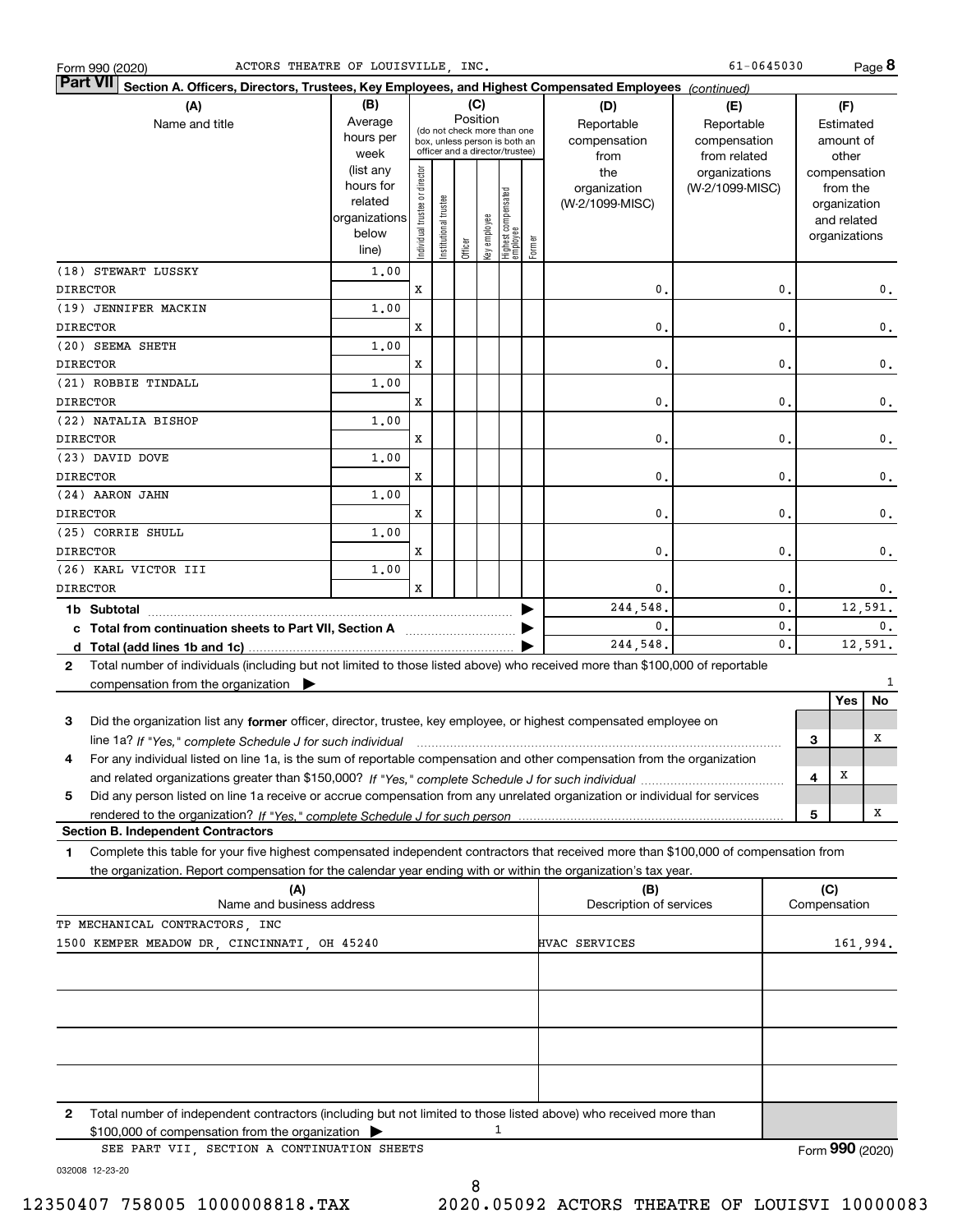Form 990 (2020) ACTORS THEATRE OF LOUISVILLE, INC. 61-0645030 Page **8**

**Part VII** Section A. Officers, Directors, Trustees, Key Employees, and Highest Compensated Employees *(continued)*

| (A) Name and title | (B) Average hours per week (list any hours for related organizations below line) | (C) Position: Individual trustee or director | Institutional trustee | Officer | Key employee | Highest compensated employee | Former | (D) Reportable compensation from the organization (W-2/1099-MISC) | (E) Reportable compensation from related organizations (W-2/1099-MISC) | (F) Estimated amount of other compensation from the organization and related organizations |
|---|---|---|---|---|---|---|---|---|---|---|
| (18) STEWART LUSSKY DIRECTOR | 1.00 | X | | | | | | 0. | 0. | 0. |
| (19) JENNIFER MACKIN DIRECTOR | 1.00 | X | | | | | | 0. | 0. | 0. |
| (20) SEEMA SHETH DIRECTOR | 1.00 | X | | | | | | 0. | 0. | 0. |
| (21) ROBBIE TINDALL DIRECTOR | 1.00 | X | | | | | | 0. | 0. | 0. |
| (22) NATALIA BISHOP DIRECTOR | 1.00 | X | | | | | | 0. | 0. | 0. |
| (23) DAVID DOVE DIRECTOR | 1.00 | X | | | | | | 0. | 0. | 0. |
| (24) AARON JAHN DIRECTOR | 1.00 | X | | | | | | 0. | 0. | 0. |
| (25) CORRIE SHULL DIRECTOR | 1.00 | X | | | | | | 0. | 0. | 0. |
| (26) KARL VICTOR III DIRECTOR | 1.00 | X | | | | | | 0. | 0. | 0. |
| **1b Subtotal** | | | | | | | | 244,548. | 0. | 12,591. |
| **c Total from continuation sheets to Part VII, Section A** | | | | | | | | 0. | 0. | 0. |
| **d Total (add lines 1b and 1c)** | | | | | | | | 244,548. | 0. | 12,591. |

**2** Total number of individuals (including but not limited to those listed above) who received more than $100,000 of reportable compensation from the organization ▶ 1

| | | Yes | No |
|---|---|---|---|
| **3** Did the organization list any **former** officer, director, trustee, key employee, or highest compensated employee on line 1a? *If "Yes," complete Schedule J for such individual* | 3 | | X |
| **4** For any individual listed on line 1a, is the sum of reportable compensation and other compensation from the organization and related organizations greater than $150,000? *If "Yes," complete Schedule J for such individual* | 4 | X | |
| **5** Did any person listed on line 1a receive or accrue compensation from any unrelated organization or individual for services rendered to the organization? *If "Yes," complete Schedule J for such person* | 5 | | X |

**Section B. Independent Contractors**

**1** Complete this table for your five highest compensated independent contractors that received more than $100,000 of compensation from the organization. Report compensation for the calendar year ending with or within the organization's tax year.

| (A) Name and business address | (B) Description of services | (C) Compensation |
|---|---|---|
| TP MECHANICAL CONTRACTORS, INC 1500 KEMPER MEADOW DR, CINCINNATI, OH 45240 | HVAC SERVICES | 161,994. |
| | | |
| | | |
| | | |
| | | |

**2** Total number of independent contractors (including but not limited to those listed above) who received more than $100,000 of compensation from the organization ▶ 1

SEE PART VII, SECTION A CONTINUATION SHEETS

Form **990** (2020)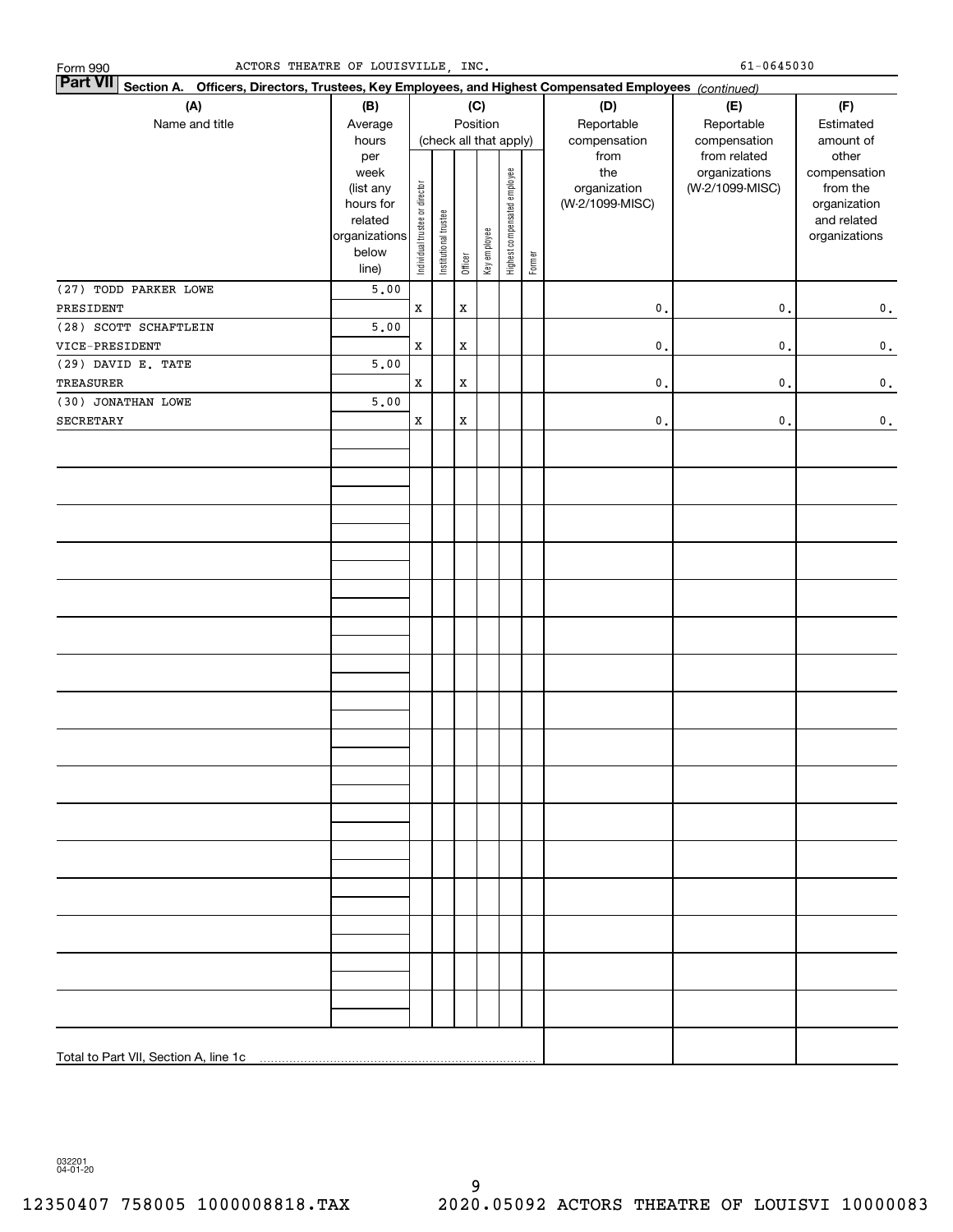Form 990 ACTORS THEATRE OF LOUISVILLE, INC. 61-0645030

**Part VII** **Section A. Officers, Directors, Trustees, Key Employees, and Highest Compensated Employees** *(continued)*

| (A) Name and title | (B) Average hours per week (list any hours for related organizations below line) | (C) Position (check all that apply): Individual trustee or director | Institutional trustee | Officer | Key employee | Highest compensated employee | Former | (D) Reportable compensation from the organization (W-2/1099-MISC) | (E) Reportable compensation from related organizations (W-2/1099-MISC) | (F) Estimated amount of other compensation from the organization and related organizations |
|---|---|---|---|---|---|---|---|---|---|---|
| (27) TODD PARKER LOWE<br>PRESIDENT | 5.00 | X | | X | | | | 0. | 0. | 0. |
| (28) SCOTT SCHAFTLEIN<br>VICE-PRESIDENT | 5.00 | X | | X | | | | 0. | 0. | 0. |
| (29) DAVID E. TATE<br>TREASURER | 5.00 | X | | X | | | | 0. | 0. | 0. |
| (30) JONATHAN LOWE<br>SECRETARY | 5.00 | X | | X | | | | 0. | 0. | 0. |
| Total to Part VII, Section A, line 1c | | | | | | | | | | |

032201 04-01-20

12350407 758005 1000008818.TAX 2020.05092 ACTORS THEATRE OF LOUISVI 10000083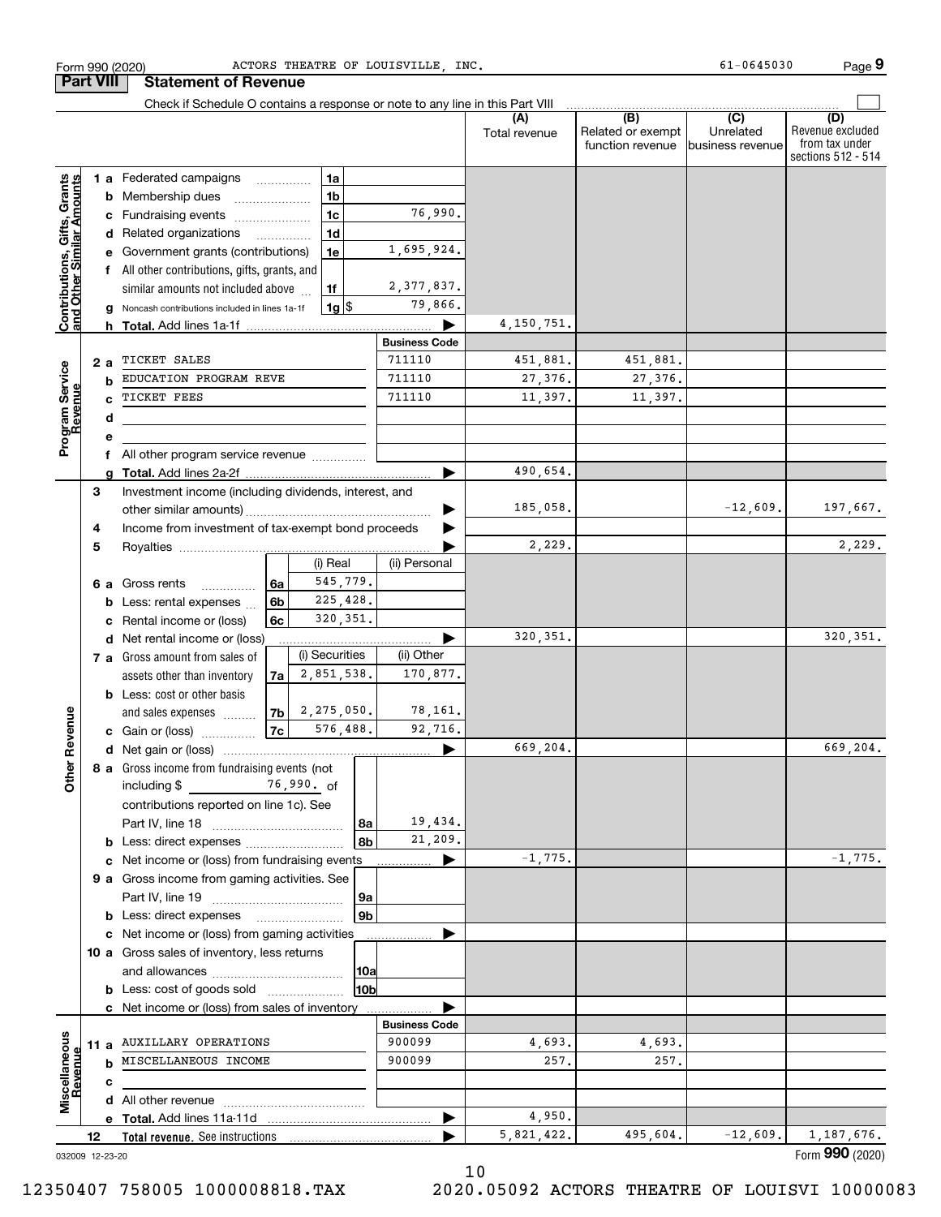Form 990 (2020) ACTORS THEATRE OF LOUISVILLE, INC. 61-0645030 Page 9

## Part VIII Statement of Revenue

Check if Schedule O contains a response or note to any line in this Part VIII

| | | | | (A) Total revenue | (B) Related or exempt function revenue | (C) Unrelated business revenue | (D) Revenue excluded from tax under sections 512 - 514 |
|---|---|---|---|---|---|---|---|
| **Contributions, Gifts, Grants and Other Similar Amounts** | 1 a Federated campaigns | 1a | | | | | |
| | b Membership dues | 1b | | | | | |
| | c Fundraising events | 1c | 76,990. | | | | |
| | d Related organizations | 1d | | | | | |
| | e Government grants (contributions) | 1e | 1,695,924. | | | | |
| | f All other contributions, gifts, grants, and similar amounts not included above | 1f | 2,377,837. | | | | |
| | g Noncash contributions included in lines 1a-1f | 1g $ | 79,866. | | | | |
| | h **Total.** Add lines 1a-1f | | | 4,150,751. | | | |
| **Program Service Revenue** | | | **Business Code** | | | | |
| | 2 a TICKET SALES | | 711110 | 451,881. | 451,881. | | |
| | b EDUCATION PROGRAM REVE | | 711110 | 27,376. | 27,376. | | |
| | c TICKET FEES | | 711110 | 11,397. | 11,397. | | |
| | d | | | | | | |
| | e | | | | | | |
| | f All other program service revenue | | | | | | |
| | g **Total.** Add lines 2a-2f | | | 490,654. | | | |
| **Other Revenue** | 3 Investment income (including dividends, interest, and other similar amounts) | | | 185,058. | | -12,609. | 197,667. |
| | 4 Income from investment of tax-exempt bond proceeds | | | | | | |
| | 5 Royalties | | | 2,229. | | | 2,229. |
| | | (i) Real | (ii) Personal | | | | |
| | 6 a Gross rents (6a) | 545,779. | | | | | |
| | b Less: rental expenses (6b) | 225,428. | | | | | |
| | c Rental income or (loss) (6c) | 320,351. | | | | | |
| | d Net rental income or (loss) | | | 320,351. | | | 320,351. |
| | | (i) Securities | (ii) Other | | | | |
| | 7 a Gross amount from sales of assets other than inventory (7a) | 2,851,538. | 170,877. | | | | |
| | b Less: cost or other basis and sales expenses (7b) | 2,275,050. | 78,161. | | | | |
| | c Gain or (loss) (7c) | 576,488. | 92,716. | | | | |
| | d Net gain or (loss) | | | 669,204. | | | 669,204. |
| | 8 a Gross income from fundraising events (not including $ 76,990. of contributions reported on line 1c). See Part IV, line 18 | 8a | 19,434. | | | | |
| | b Less: direct expenses | 8b | 21,209. | | | | |
| | c Net income or (loss) from fundraising events | | | -1,775. | | | -1,775. |
| | 9 a Gross income from gaming activities. See Part IV, line 19 | 9a | | | | | |
| | b Less: direct expenses | 9b | | | | | |
| | c Net income or (loss) from gaming activities | | | | | | |
| | 10 a Gross sales of inventory, less returns and allowances | 10a | | | | | |
| | b Less: cost of goods sold | 10b | | | | | |
| | c Net income or (loss) from sales of inventory | | | | | | |
| **Miscellaneous Revenue** | | | **Business Code** | | | | |
| | 11 a AUXILLARY OPERATIONS | | 900099 | 4,693. | 4,693. | | |
| | b MISCELLANEOUS INCOME | | 900099 | 257. | 257. | | |
| | c | | | | | | |
| | d All other revenue | | | | | | |
| | e **Total.** Add lines 11a-11d | | | 4,950. | | | |
| | 12 **Total revenue.** See instructions | | | 5,821,422. | 495,604. | -12,609. | 1,187,676. |

032009 12-23-20 Form **990** (2020)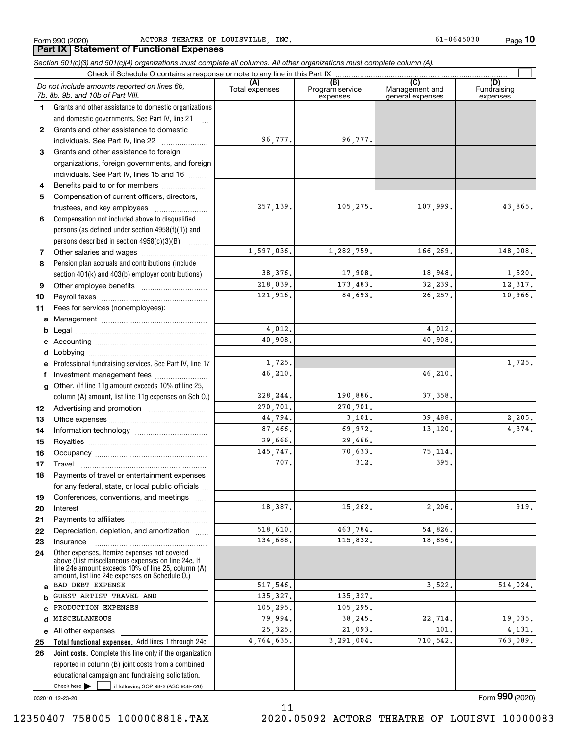Form 990 (2020) ACTORS THEATRE OF LOUISVILLE, INC. 61-0645030 Page **10**

## Part IX Statement of Functional Expenses

*Section 501(c)(3) and 501(c)(4) organizations must complete all columns. All other organizations must complete column (A).*

Check if Schedule O contains a response or note to any line in this Part IX ☐

| | *Do not include amounts reported on lines 6b, 7b, 8b, 9b, and 10b of Part VIII.* | (A) Total expenses | (B) Program service expenses | (C) Management and general expenses | (D) Fundraising expenses |
|---|---|---|---|---|---|
| **1** | Grants and other assistance to domestic organizations and domestic governments. See Part IV, line 21 | | | | |
| **2** | Grants and other assistance to domestic individuals. See Part IV, line 22 | 96,777. | 96,777. | | |
| **3** | Grants and other assistance to foreign organizations, foreign governments, and foreign individuals. See Part IV, lines 15 and 16 | | | | |
| **4** | Benefits paid to or for members | | | | |
| **5** | Compensation of current officers, directors, trustees, and key employees | 257,139. | 105,275. | 107,999. | 43,865. |
| **6** | Compensation not included above to disqualified persons (as defined under section 4958(f)(1)) and persons described in section 4958(c)(3)(B) | | | | |
| **7** | Other salaries and wages | 1,597,036. | 1,282,759. | 166,269. | 148,008. |
| **8** | Pension plan accruals and contributions (include section 401(k) and 403(b) employer contributions) | 38,376. | 17,908. | 18,948. | 1,520. |
| **9** | Other employee benefits | 218,039. | 173,483. | 32,239. | 12,317. |
| **10** | Payroll taxes | 121,916. | 84,693. | 26,257. | 10,966. |
| **11** | Fees for services (nonemployees): | | | | |
| **a** | Management | | | | |
| **b** | Legal | 4,012. | | 4,012. | |
| **c** | Accounting | 40,908. | | 40,908. | |
| **d** | Lobbying | | | | |
| **e** | Professional fundraising services. See Part IV, line 17 | 1,725. | | | 1,725. |
| **f** | Investment management fees | 46,210. | | 46,210. | |
| **g** | Other. (If line 11g amount exceeds 10% of line 25, column (A) amount, list line 11g expenses on Sch O.) | 228,244. | 190,886. | 37,358. | |
| **12** | Advertising and promotion | 270,701. | 270,701. | | |
| **13** | Office expenses | 44,794. | 3,101. | 39,488. | 2,205. |
| **14** | Information technology | 87,466. | 69,972. | 13,120. | 4,374. |
| **15** | Royalties | 29,666. | 29,666. | | |
| **16** | Occupancy | 145,747. | 70,633. | 75,114. | |
| **17** | Travel | 707. | 312. | 395. | |
| **18** | Payments of travel or entertainment expenses for any federal, state, or local public officials | | | | |
| **19** | Conferences, conventions, and meetings | | | | |
| **20** | Interest | 18,387. | 15,262. | 2,206. | 919. |
| **21** | Payments to affiliates | | | | |
| **22** | Depreciation, depletion, and amortization | 518,610. | 463,784. | 54,826. | |
| **23** | Insurance | 134,688. | 115,832. | 18,856. | |
| **24** | Other expenses. Itemize expenses not covered above (List miscellaneous expenses on line 24e. If line 24e amount exceeds 10% of line 25, column (A) amount, list line 24e expenses on Schedule O.) | | | | |
| **a** | BAD DEBT EXPENSE | 517,546. | | 3,522. | 514,024. |
| **b** | GUEST ARTIST TRAVEL AND | 135,327. | 135,327. | | |
| **c** | PRODUCTION EXPENSES | 105,295. | 105,295. | | |
| **d** | MISCELLANEOUS | 79,994. | 38,245. | 22,714. | 19,035. |
| **e** | All other expenses | 25,325. | 21,093. | 101. | 4,131. |
| **25** | **Total functional expenses.** Add lines 1 through 24e | 4,764,635. | 3,291,004. | 710,542. | 763,089. |
| **26** | **Joint costs.** Complete this line only if the organization reported in column (B) joint costs from a combined educational campaign and fundraising solicitation. Check here ▶ ☐ if following SOP 98-2 (ASC 958-720) | | | | |

032010 12-23-20 Form **990** (2020)

12350407 758005 1000008818.TAX 2020.05092 ACTORS THEATRE OF LOUISVI 10000083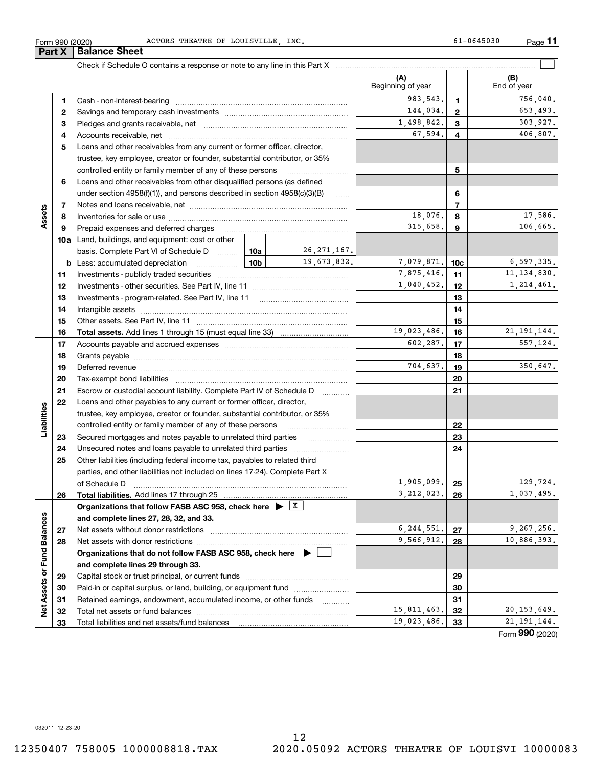Form 990 (2020) ACTORS THEATRE OF LOUISVILLE, INC. 61-0645030

## Part X Balance Sheet

Check if Schedule O contains a response or note to any line in this Part X ☐

| Section | Line | Description | | | (A) Beginning of year | Line | (B) End of year |
|---|---|---|---|---|---|---|---|
| Assets | 1 | Cash - non-interest-bearing | | | 983,543. | 1 | 756,040. |
| | 2 | Savings and temporary cash investments | | | 144,034. | 2 | 653,493. |
| | 3 | Pledges and grants receivable, net | | | 1,498,842. | 3 | 303,927. |
| | 4 | Accounts receivable, net | | | 67,594. | 4 | 406,807. |
| | 5 | Loans and other receivables from any current or former officer, director, trustee, key employee, creator or founder, substantial contributor, or 35% controlled entity or family member of any of these persons | | | | 5 | |
| | 6 | Loans and other receivables from other disqualified persons (as defined under section 4958(f)(1)), and persons described in section 4958(c)(3)(B) | | | | 6 | |
| | 7 | Notes and loans receivable, net | | | | 7 | |
| | 8 | Inventories for sale or use | | | 18,076. | 8 | 17,586. |
| | 9 | Prepaid expenses and deferred charges | | | 315,658. | 9 | 106,665. |
| | 10a | Land, buildings, and equipment: cost or other basis. Complete Part VI of Schedule D | 10a | 26,271,167. | | | |
| | b | Less: accumulated depreciation | 10b | 19,673,832. | 7,079,871. | 10c | 6,597,335. |
| | 11 | Investments - publicly traded securities | | | 7,875,416. | 11 | 11,134,830. |
| | 12 | Investments - other securities. See Part IV, line 11 | | | 1,040,452. | 12 | 1,214,461. |
| | 13 | Investments - program-related. See Part IV, line 11 | | | | 13 | |
| | 14 | Intangible assets | | | | 14 | |
| | 15 | Other assets. See Part IV, line 11 | | | | 15 | |
| | 16 | **Total assets.** Add lines 1 through 15 (must equal line 33) | | | 19,023,486. | 16 | 21,191,144. |
| Liabilities | 17 | Accounts payable and accrued expenses | | | 602,287. | 17 | 557,124. |
| | 18 | Grants payable | | | | 18 | |
| | 19 | Deferred revenue | | | 704,637. | 19 | 350,647. |
| | 20 | Tax-exempt bond liabilities | | | | 20 | |
| | 21 | Escrow or custodial account liability. Complete Part IV of Schedule D | | | | 21 | |
| | 22 | Loans and other payables to any current or former officer, director, trustee, key employee, creator or founder, substantial contributor, or 35% controlled entity or family member of any of these persons | | | | 22 | |
| | 23 | Secured mortgages and notes payable to unrelated third parties | | | | 23 | |
| | 24 | Unsecured notes and loans payable to unrelated third parties | | | | 24 | |
| | 25 | Other liabilities (including federal income tax, payables to related third parties, and other liabilities not included on lines 17-24). Complete Part X of Schedule D | | | 1,905,099. | 25 | 129,724. |
| | 26 | **Total liabilities.** Add lines 17 through 25 | | | 3,212,023. | 26 | 1,037,495. |
| Net Assets or Fund Balances | | **Organizations that follow FASB ASC 958, check here ▶ ☒ and complete lines 27, 28, 32, and 33.** | | | | | |
| | 27 | Net assets without donor restrictions | | | 6,244,551. | 27 | 9,267,256. |
| | 28 | Net assets with donor restrictions | | | 9,566,912. | 28 | 10,886,393. |
| | | **Organizations that do not follow FASB ASC 958, check here ▶ ☐ and complete lines 29 through 33.** | | | | | |
| | 29 | Capital stock or trust principal, or current funds | | | | 29 | |
| | 30 | Paid-in or capital surplus, or land, building, or equipment fund | | | | 30 | |
| | 31 | Retained earnings, endowment, accumulated income, or other funds | | | | 31 | |
| | 32 | Total net assets or fund balances | | | 15,811,463. | 32 | 20,153,649. |
| | 33 | Total liabilities and net assets/fund balances | | | 19,023,486. | 33 | 21,191,144. |

Form **990** (2020)

032011 12-23-20

12350407 758005 1000008818.TAX 2020.05092 ACTORS THEATRE OF LOUISVI 10000083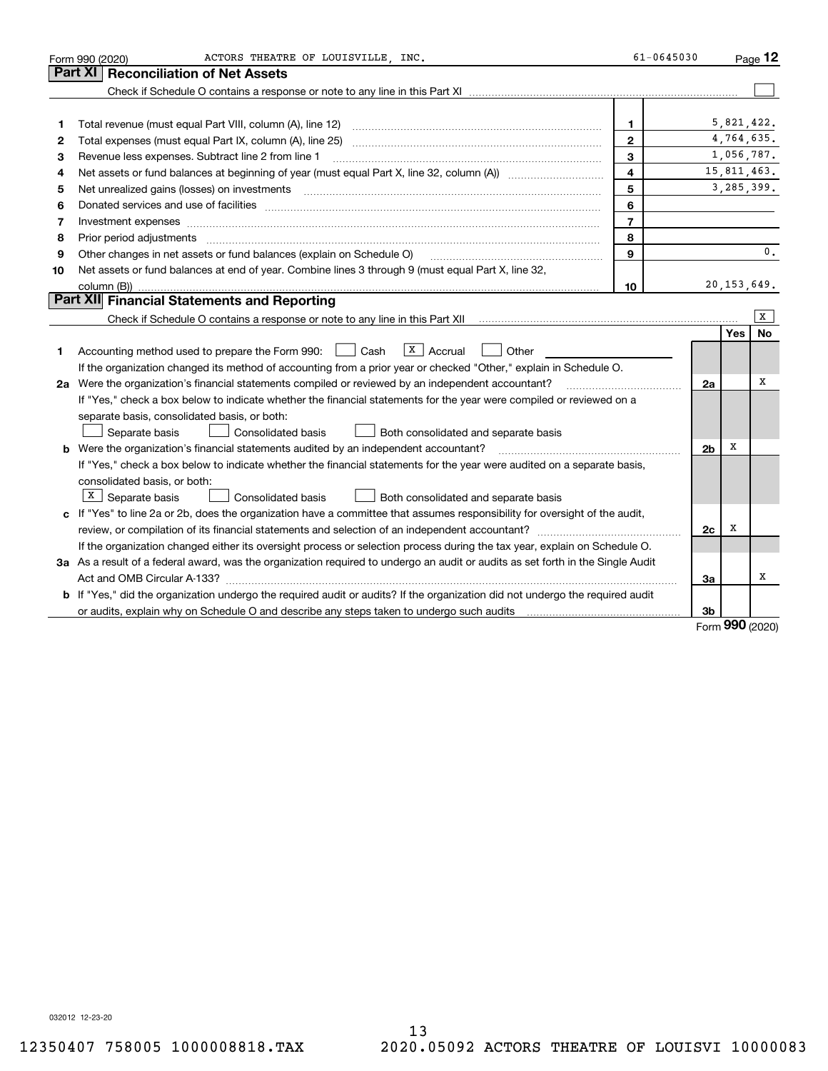Form 990 (2020) ACTORS THEATRE OF LOUISVILLE, INC. 61-0645030 Page **12**

## Part XI Reconciliation of Net Assets

Check if Schedule O contains a response or note to any line in this Part XI ☐

| | | | |
|---|---|---|---|
| 1 | Total revenue (must equal Part VIII, column (A), line 12) | 1 | 5,821,422. |
| 2 | Total expenses (must equal Part IX, column (A), line 25) | 2 | 4,764,635. |
| 3 | Revenue less expenses. Subtract line 2 from line 1 | 3 | 1,056,787. |
| 4 | Net assets or fund balances at beginning of year (must equal Part X, line 32, column (A)) | 4 | 15,811,463. |
| 5 | Net unrealized gains (losses) on investments | 5 | 3,285,399. |
| 6 | Donated services and use of facilities | 6 | |
| 7 | Investment expenses | 7 | |
| 8 | Prior period adjustments | 8 | |
| 9 | Other changes in net assets or fund balances (explain on Schedule O) | 9 | 0. |
| 10 | Net assets or fund balances at end of year. Combine lines 3 through 9 (must equal Part X, line 32, column (B)) | 10 | 20,153,649. |

## Part XII Financial Statements and Reporting

Check if Schedule O contains a response or note to any line in this Part XII ☒

| | | | Yes | No |
|---|---|---|---|---|
| 1 | Accounting method used to prepare the Form 990: ☐ Cash ☒ Accrual ☐ Other<br>If the organization changed its method of accounting from a prior year or checked "Other," explain in Schedule O. | | | |
| 2a | Were the organization's financial statements compiled or reviewed by an independent accountant?<br>If "Yes," check a box below to indicate whether the financial statements for the year were compiled or reviewed on a separate basis, consolidated basis, or both:<br>☐ Separate basis ☐ Consolidated basis ☐ Both consolidated and separate basis | 2a | | X |
| b | Were the organization's financial statements audited by an independent accountant?<br>If "Yes," check a box below to indicate whether the financial statements for the year were audited on a separate basis, consolidated basis, or both:<br>☒ Separate basis ☐ Consolidated basis ☐ Both consolidated and separate basis | 2b | X | |
| c | If "Yes" to line 2a or 2b, does the organization have a committee that assumes responsibility for oversight of the audit, review, or compilation of its financial statements and selection of an independent accountant?<br>If the organization changed either its oversight process or selection process during the tax year, explain on Schedule O. | 2c | X | |
| 3a | As a result of a federal award, was the organization required to undergo an audit or audits as set forth in the Single Audit Act and OMB Circular A-133? | 3a | | X |
| b | If "Yes," did the organization undergo the required audit or audits? If the organization did not undergo the required audit or audits, explain why on Schedule O and describe any steps taken to undergo such audits | 3b | | |

Form **990** (2020)

032012 12-23-20

12350407 758005 1000008818.TAX 2020.05092 ACTORS THEATRE OF LOUISVI 10000083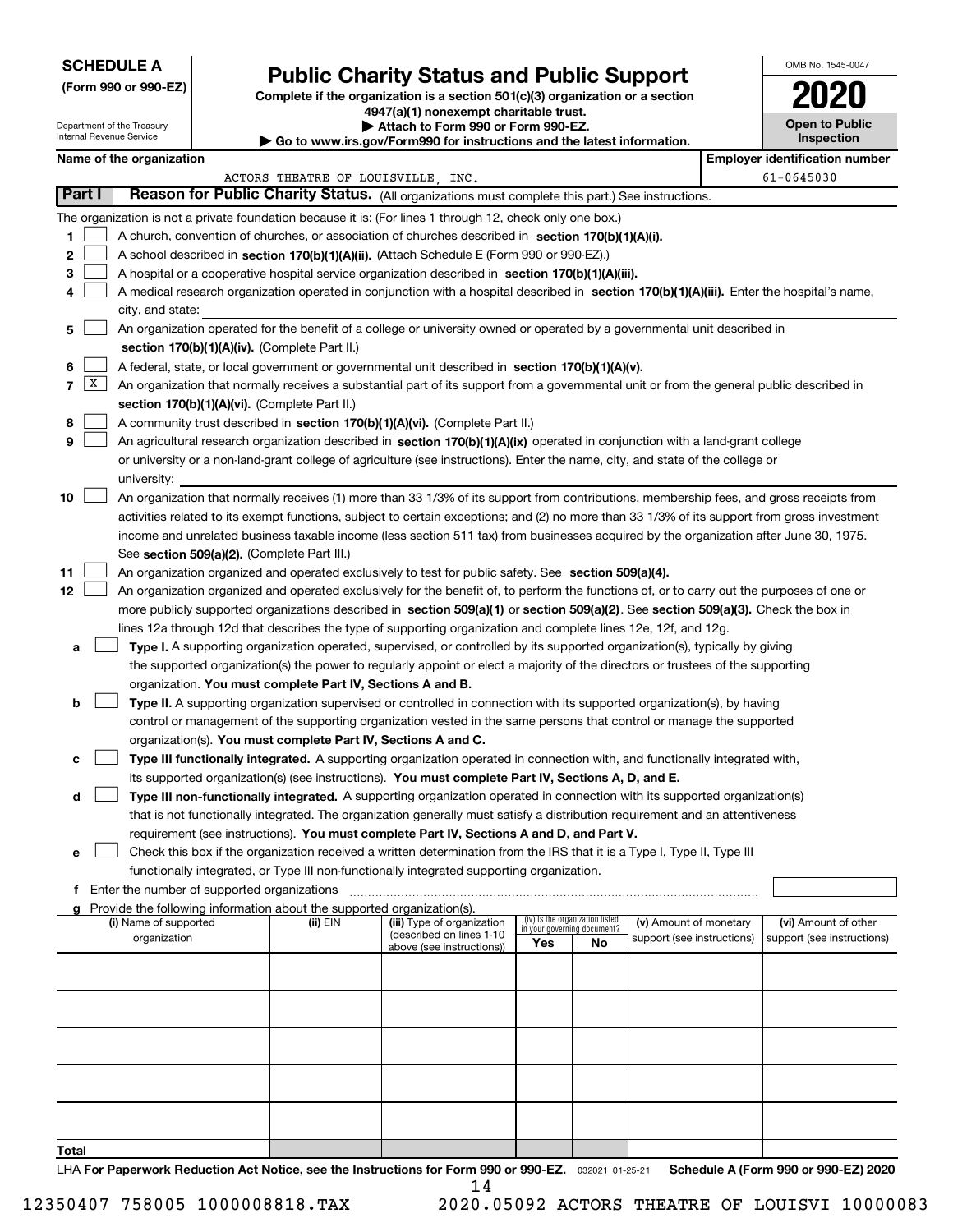**SCHEDULE A**
**(Form 990 or 990-EZ)**

Department of the Treasury
Internal Revenue Service

# Public Charity Status and Public Support

**Complete if the organization is a section 501(c)(3) organization or a section 4947(a)(1) nonexempt charitable trust.**
**▶ Attach to Form 990 or Form 990-EZ.**
**▶ Go to www.irs.gov/Form990 for instructions and the latest information.**

OMB No. 1545-0047
**2020**
**Open to Public Inspection**

**Name of the organization:** ACTORS THEATRE OF LOUISVILLE, INC.
**Employer identification number:** 61-0645030

## Part I Reason for Public Charity Status. (All organizations must complete this part.) See instructions.

The organization is not a private foundation because it is: (For lines 1 through 12, check only one box.)

1 ☐ A church, convention of churches, or association of churches described in **section 170(b)(1)(A)(i).**
2 ☐ A school described in **section 170(b)(1)(A)(ii).** (Attach Schedule E (Form 990 or 990-EZ).)
3 ☐ A hospital or a cooperative hospital service organization described in **section 170(b)(1)(A)(iii).**
4 ☐ A medical research organization operated in conjunction with a hospital described in **section 170(b)(1)(A)(iii).** Enter the hospital's name, city, and state:
5 ☐ An organization operated for the benefit of a college or university owned or operated by a governmental unit described in **section 170(b)(1)(A)(iv).** (Complete Part II.)
6 ☐ A federal, state, or local government or governmental unit described in **section 170(b)(1)(A)(v).**
7 ☒ An organization that normally receives a substantial part of its support from a governmental unit or from the general public described in **section 170(b)(1)(A)(vi).** (Complete Part II.)
8 ☐ A community trust described in **section 170(b)(1)(A)(vi).** (Complete Part II.)
9 ☐ An agricultural research organization described in **section 170(b)(1)(A)(ix)** operated in conjunction with a land-grant college or university or a non-land-grant college of agriculture (see instructions). Enter the name, city, and state of the college or university:
10 ☐ An organization that normally receives (1) more than 33 1/3% of its support from contributions, membership fees, and gross receipts from activities related to its exempt functions, subject to certain exceptions; and (2) no more than 33 1/3% of its support from gross investment income and unrelated business taxable income (less section 511 tax) from businesses acquired by the organization after June 30, 1975. See **section 509(a)(2).** (Complete Part III.)
11 ☐ An organization organized and operated exclusively to test for public safety. See **section 509(a)(4).**
12 ☐ An organization organized and operated exclusively for the benefit of, to perform the functions of, or to carry out the purposes of one or more publicly supported organizations described in **section 509(a)(1)** or **section 509(a)(2)**. See **section 509(a)(3).** Check the box in lines 12a through 12d that describes the type of supporting organization and complete lines 12e, 12f, and 12g.

a ☐ **Type I.** A supporting organization operated, supervised, or controlled by its supported organization(s), typically by giving the supported organization(s) the power to regularly appoint or elect a majority of the directors or trustees of the supporting organization. **You must complete Part IV, Sections A and B.**
b ☐ **Type II.** A supporting organization supervised or controlled in connection with its supported organization(s), by having control or management of the supporting organization vested in the same persons that control or manage the supported organization(s). **You must complete Part IV, Sections A and C.**
c ☐ **Type III functionally integrated.** A supporting organization operated in connection with, and functionally integrated with, its supported organization(s) (see instructions). **You must complete Part IV, Sections A, D, and E.**
d ☐ **Type III non-functionally integrated.** A supporting organization operated in connection with its supported organization(s) that is not functionally integrated. The organization generally must satisfy a distribution requirement and an attentiveness requirement (see instructions). **You must complete Part IV, Sections A and D, and Part V.**
e ☐ Check this box if the organization received a written determination from the IRS that it is a Type I, Type II, Type III functionally integrated, or Type III non-functionally integrated supporting organization.

f Enter the number of supported organizations

g Provide the following information about the supported organization(s).

| (i) Name of supported organization | (ii) EIN | (iii) Type of organization (described on lines 1-10 above (see instructions)) | (iv) Is the organization listed in your governing document? Yes | No | (v) Amount of monetary support (see instructions) | (vi) Amount of other support (see instructions) |
|---|---|---|---|---|---|---|
| | | | | | | |
| | | | | | | |
| | | | | | | |
| | | | | | | |
| | | | | | | |
| **Total** | | | | | | |

LHA **For Paperwork Reduction Act Notice, see the Instructions for Form 990 or 990-EZ.** 032021 01-25-21 **Schedule A (Form 990 or 990-EZ) 2020**

12350407 758005 1000008818.TAX 2020.05092 ACTORS THEATRE OF LOUISVI 10000083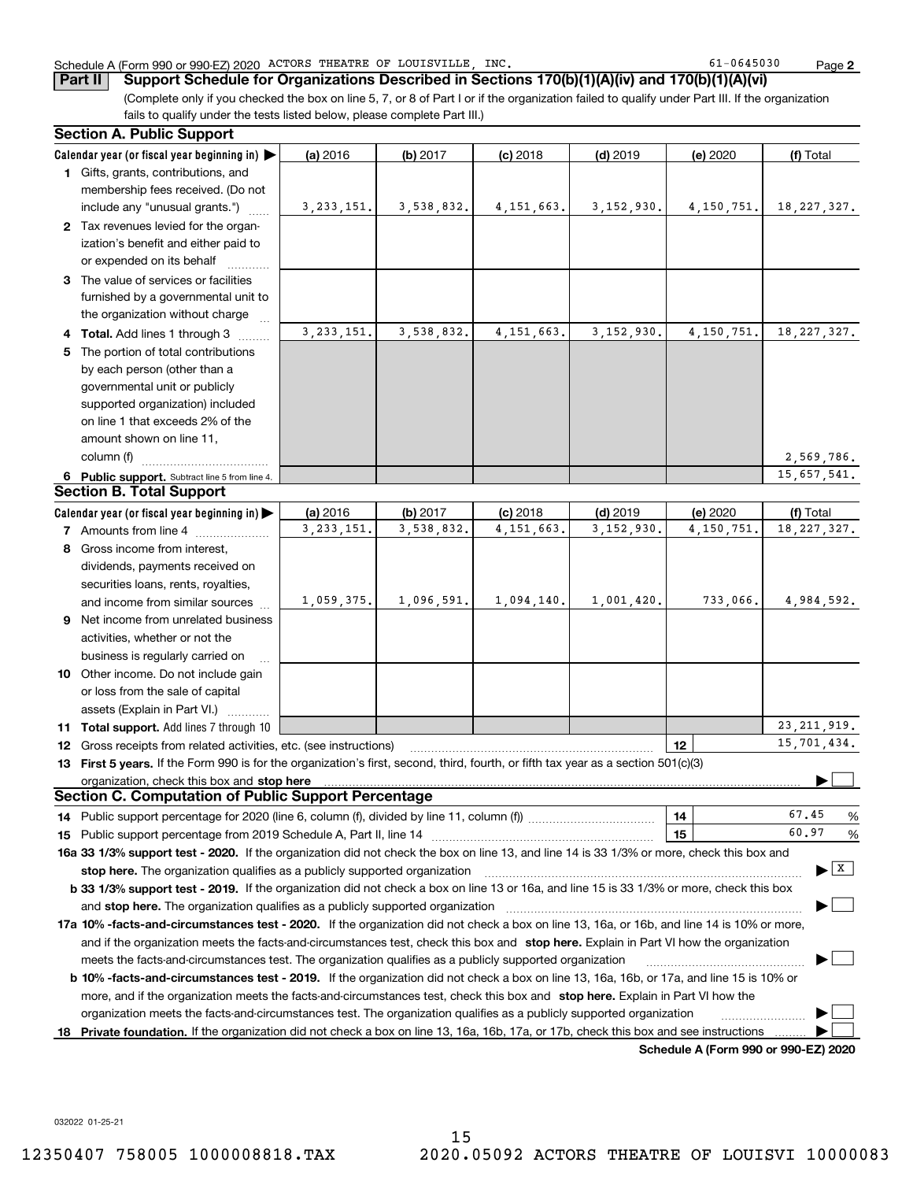Schedule A (Form 990 or 990-EZ) 2020 ACTORS THEATRE OF LOUISVILLE, INC. 61-0645030 Page **2**

## Part II Support Schedule for Organizations Described in Sections 170(b)(1)(A)(iv) and 170(b)(1)(A)(vi)

(Complete only if you checked the box on line 5, 7, or 8 of Part I or if the organization failed to qualify under Part III. If the organization fails to qualify under the tests listed below, please complete Part III.)

### Section A. Public Support

| Calendar year (or fiscal year beginning in) ▶ | (a) 2016 | (b) 2017 | (c) 2018 | (d) 2019 | (e) 2020 | (f) Total |
|---|---|---|---|---|---|---|
| **1** Gifts, grants, contributions, and membership fees received. (Do not include any "unusual grants.") | 3,233,151. | 3,538,832. | 4,151,663. | 3,152,930. | 4,150,751. | 18,227,327. |
| **2** Tax revenues levied for the organization's benefit and either paid to or expended on its behalf | | | | | | |
| **3** The value of services or facilities furnished by a governmental unit to the organization without charge | | | | | | |
| **4 Total.** Add lines 1 through 3 | 3,233,151. | 3,538,832. | 4,151,663. | 3,152,930. | 4,150,751. | 18,227,327. |
| **5** The portion of total contributions by each person (other than a governmental unit or publicly supported organization) included on line 1 that exceeds 2% of the amount shown on line 11, column (f) | | | | | | 2,569,786. |
| **6 Public support.** Subtract line 5 from line 4. | | | | | | 15,657,541. |

### Section B. Total Support

| Calendar year (or fiscal year beginning in) ▶ | (a) 2016 | (b) 2017 | (c) 2018 | (d) 2019 | (e) 2020 | (f) Total |
|---|---|---|---|---|---|---|
| **7** Amounts from line 4 | 3,233,151. | 3,538,832. | 4,151,663. | 3,152,930. | 4,150,751. | 18,227,327. |
| **8** Gross income from interest, dividends, payments received on securities loans, rents, royalties, and income from similar sources | 1,059,375. | 1,096,591. | 1,094,140. | 1,001,420. | 733,066. | 4,984,592. |
| **9** Net income from unrelated business activities, whether or not the business is regularly carried on | | | | | | |
| **10** Other income. Do not include gain or loss from the sale of capital assets (Explain in Part VI.) | | | | | | |
| **11 Total support.** Add lines 7 through 10 | | | | | | 23,211,919. |

**12** Gross receipts from related activities, etc. (see instructions) **12** 15,701,434.

**13 First 5 years.** If the Form 990 is for the organization's first, second, third, fourth, or fifth tax year as a section 501(c)(3) organization, check this box and **stop here** ▶ ☐

### Section C. Computation of Public Support Percentage

**14** Public support percentage for 2020 (line 6, column (f), divided by line 11, column (f)) **14** 67.45 %

**15** Public support percentage from 2019 Schedule A, Part II, line 14 **15** 60.97 %

**16a 33 1/3% support test - 2020.** If the organization did not check the box on line 13, and line 14 is 33 1/3% or more, check this box and **stop here.** The organization qualifies as a publicly supported organization ▶ ☒

**b 33 1/3% support test - 2019.** If the organization did not check a box on line 13 or 16a, and line 15 is 33 1/3% or more, check this box and **stop here.** The organization qualifies as a publicly supported organization ▶ ☐

**17a 10% -facts-and-circumstances test - 2020.** If the organization did not check a box on line 13, 16a, or 16b, and line 14 is 10% or more, and if the organization meets the facts-and-circumstances test, check this box and **stop here.** Explain in Part VI how the organization meets the facts-and-circumstances test. The organization qualifies as a publicly supported organization ▶ ☐

**b 10% -facts-and-circumstances test - 2019.** If the organization did not check a box on line 13, 16a, 16b, or 17a, and line 15 is 10% or more, and if the organization meets the facts-and-circumstances test, check this box and **stop here.** Explain in Part VI how the organization meets the facts-and-circumstances test. The organization qualifies as a publicly supported organization ▶ ☐

**18 Private foundation.** If the organization did not check a box on line 13, 16a, 16b, 17a, or 17b, check this box and see instructions ▶ ☐

**Schedule A (Form 990 or 990-EZ) 2020**

032022 01-25-21

12350407 758005 1000008818.TAX 2020.05092 ACTORS THEATRE OF LOUISVI 10000083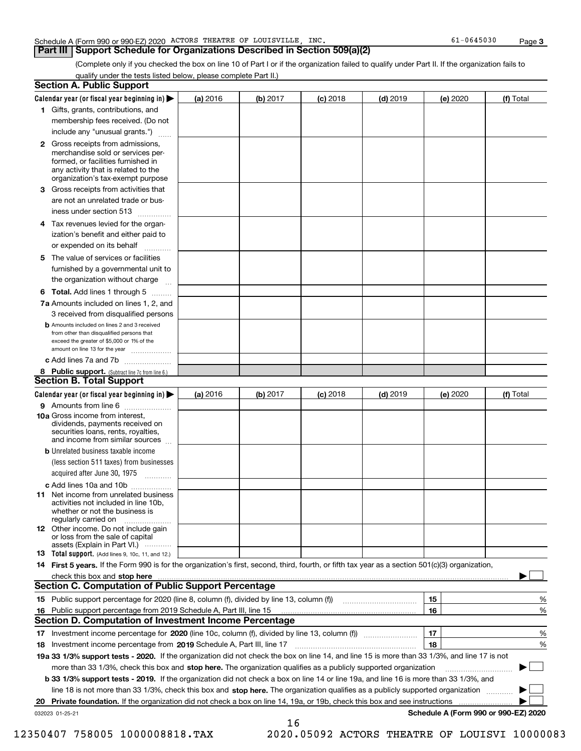Schedule A (Form 990 or 990-EZ) 2020 ACTORS THEATRE OF LOUISVILLE, INC. 61-0645030 Page 3

## Part III Support Schedule for Organizations Described in Section 509(a)(2)

(Complete only if you checked the box on line 10 of Part I or if the organization failed to qualify under Part II. If the organization fails to qualify under the tests listed below, please complete Part II.)

### Section A. Public Support

| Calendar year (or fiscal year beginning in) ▶ | (a) 2016 | (b) 2017 | (c) 2018 | (d) 2019 | (e) 2020 | (f) Total |
|---|---|---|---|---|---|---|
| 1 Gifts, grants, contributions, and membership fees received. (Do not include any "unusual grants.") | | | | | | |
| 2 Gross receipts from admissions, merchandise sold or services performed, or facilities furnished in any activity that is related to the organization's tax-exempt purpose | | | | | | |
| 3 Gross receipts from activities that are not an unrelated trade or business under section 513 | | | | | | |
| 4 Tax revenues levied for the organization's benefit and either paid to or expended on its behalf | | | | | | |
| 5 The value of services or facilities furnished by a governmental unit to the organization without charge | | | | | | |
| 6 **Total.** Add lines 1 through 5 | | | | | | |
| 7a Amounts included on lines 1, 2, and 3 received from disqualified persons | | | | | | |
| b Amounts included on lines 2 and 3 received from other than disqualified persons that exceed the greater of $5,000 or 1% of the amount on line 13 for the year | | | | | | |
| c Add lines 7a and 7b | | | | | | |
| 8 **Public support.** (Subtract line 7c from line 6.) | | | | | | |

### Section B. Total Support

| Calendar year (or fiscal year beginning in) ▶ | (a) 2016 | (b) 2017 | (c) 2018 | (d) 2019 | (e) 2020 | (f) Total |
|---|---|---|---|---|---|---|
| 9 Amounts from line 6 | | | | | | |
| 10a Gross income from interest, dividends, payments received on securities loans, rents, royalties, and income from similar sources | | | | | | |
| b Unrelated business taxable income (less section 511 taxes) from businesses acquired after June 30, 1975 | | | | | | |
| c Add lines 10a and 10b | | | | | | |
| 11 Net income from unrelated business activities not included in line 10b, whether or not the business is regularly carried on | | | | | | |
| 12 Other income. Do not include gain or loss from the sale of capital assets (Explain in Part VI.) | | | | | | |
| 13 **Total support.** (Add lines 9, 10c, 11, and 12.) | | | | | | |

14 **First 5 years.** If the Form 990 is for the organization's first, second, third, fourth, or fifth tax year as a section 501(c)(3) organization, check this box and **stop here** ▶ ☐

### Section C. Computation of Public Support Percentage

| | | | |
|---|---|---|---|
| 15 | Public support percentage for 2020 (line 8, column (f), divided by line 13, column (f)) | 15 | % |
| 16 | Public support percentage from 2019 Schedule A, Part III, line 15 | 16 | % |

### Section D. Computation of Investment Income Percentage

| | | | |
|---|---|---|---|
| 17 | Investment income percentage for **2020** (line 10c, column (f), divided by line 13, column (f)) | 17 | % |
| 18 | Investment income percentage from **2019** Schedule A, Part III, line 17 | 18 | % |

19a **33 1/3% support tests - 2020.** If the organization did not check the box on line 14, and line 15 is more than 33 1/3%, and line 17 is not more than 33 1/3%, check this box and **stop here.** The organization qualifies as a publicly supported organization ▶ ☐

b **33 1/3% support tests - 2019.** If the organization did not check a box on line 14 or line 19a, and line 16 is more than 33 1/3%, and line 18 is not more than 33 1/3%, check this box and **stop here.** The organization qualifies as a publicly supported organization ▶ ☐

20 **Private foundation.** If the organization did not check a box on line 14, 19a, or 19b, check this box and see instructions ▶ ☐

032023 01-25-21 **Schedule A (Form 990 or 990-EZ) 2020**

12350407 758005 1000008818.TAX 2020.05092 ACTORS THEATRE OF LOUISVI 10000083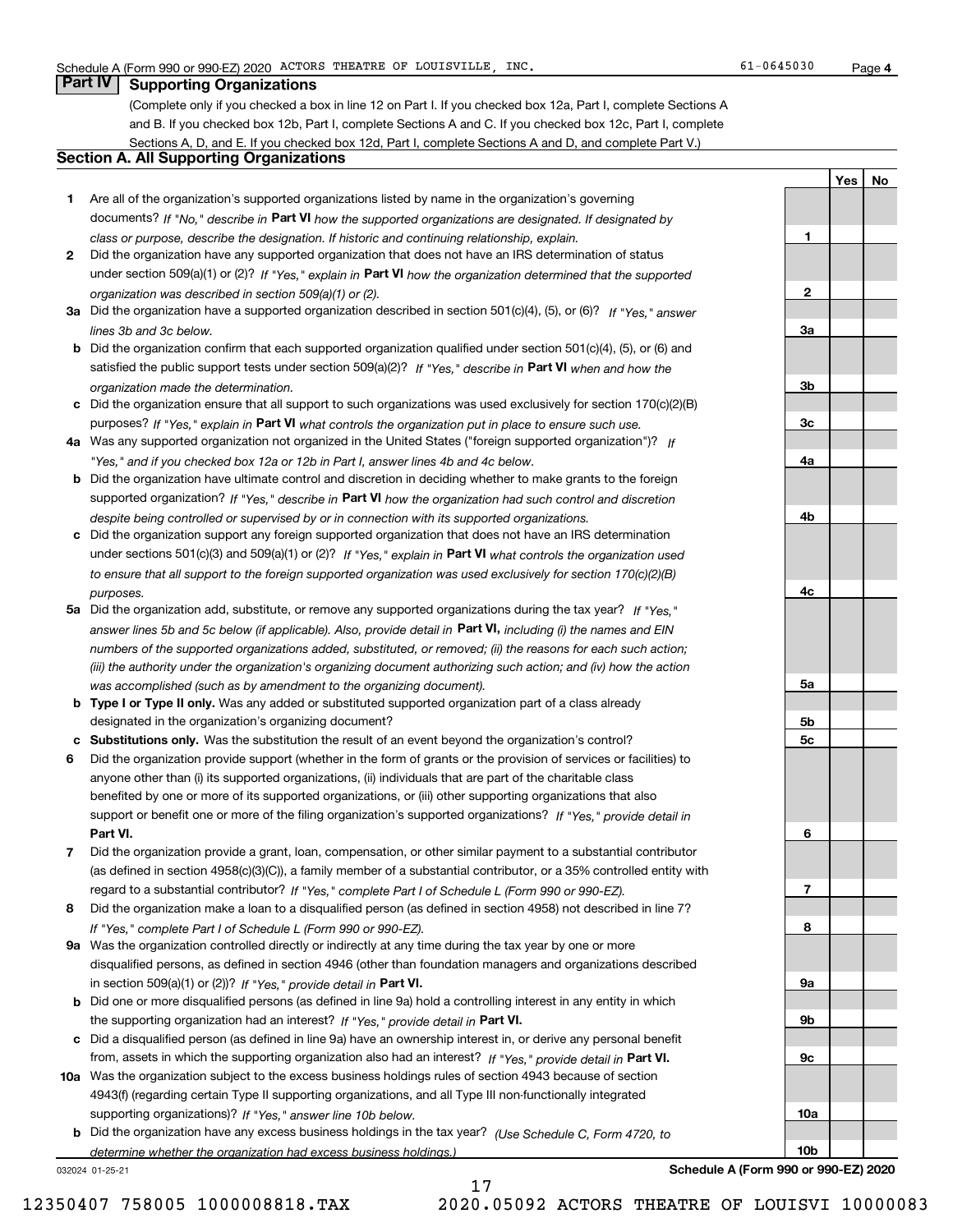Schedule A (Form 990 or 990-EZ) 2020 ACTORS THEATRE OF LOUISVILLE, INC. 61-0645030 Page 4

## Part IV Supporting Organizations

(Complete only if you checked a box in line 12 on Part I. If you checked box 12a, Part I, complete Sections A and B. If you checked box 12b, Part I, complete Sections A and C. If you checked box 12c, Part I, complete Sections A, D, and E. If you checked box 12d, Part I, complete Sections A and D, and complete Part V.)

### Section A. All Supporting Organizations

| | | | Yes | No |
|---|---|---|---|---|
| **1** | Are all of the organization's supported organizations listed by name in the organization's governing documents? *If "No," describe in* **Part VI** *how the supported organizations are designated. If designated by class or purpose, describe the designation. If historic and continuing relationship, explain.* | 1 | | |
| **2** | Did the organization have any supported organization that does not have an IRS determination of status under section 509(a)(1) or (2)? *If "Yes," explain in* **Part VI** *how the organization determined that the supported organization was described in section 509(a)(1) or (2).* | 2 | | |
| **3a** | Did the organization have a supported organization described in section 501(c)(4), (5), or (6)? *If "Yes," answer lines 3b and 3c below.* | 3a | | |
| **b** | Did the organization confirm that each supported organization qualified under section 501(c)(4), (5), or (6) and satisfied the public support tests under section 509(a)(2)? *If "Yes," describe in* **Part VI** *when and how the organization made the determination.* | 3b | | |
| **c** | Did the organization ensure that all support to such organizations was used exclusively for section 170(c)(2)(B) purposes? *If "Yes," explain in* **Part VI** *what controls the organization put in place to ensure such use.* | 3c | | |
| **4a** | Was any supported organization not organized in the United States ("foreign supported organization")? *If "Yes," and if you checked box 12a or 12b in Part I, answer lines 4b and 4c below.* | 4a | | |
| **b** | Did the organization have ultimate control and discretion in deciding whether to make grants to the foreign supported organization? *If "Yes," describe in* **Part VI** *how the organization had such control and discretion despite being controlled or supervised by or in connection with its supported organizations.* | 4b | | |
| **c** | Did the organization support any foreign supported organization that does not have an IRS determination under sections 501(c)(3) and 509(a)(1) or (2)? *If "Yes," explain in* **Part VI** *what controls the organization used to ensure that all support to the foreign supported organization was used exclusively for section 170(c)(2)(B) purposes.* | 4c | | |
| **5a** | Did the organization add, substitute, or remove any supported organizations during the tax year? *If "Yes," answer lines 5b and 5c below (if applicable). Also, provide detail in* **Part VI,** *including (i) the names and EIN numbers of the supported organizations added, substituted, or removed; (ii) the reasons for each such action; (iii) the authority under the organization's organizing document authorizing such action; and (iv) how the action was accomplished (such as by amendment to the organizing document).* | 5a | | |
| **b** | **Type I or Type II only.** Was any added or substituted supported organization part of a class already designated in the organization's organizing document? | 5b | | |
| **c** | **Substitutions only.** Was the substitution the result of an event beyond the organization's control? | 5c | | |
| **6** | Did the organization provide support (whether in the form of grants or the provision of services or facilities) to anyone other than (i) its supported organizations, (ii) individuals that are part of the charitable class benefited by one or more of its supported organizations, or (iii) other supporting organizations that also support or benefit one or more of the filing organization's supported organizations? *If "Yes," provide detail in* **Part VI.** | 6 | | |
| **7** | Did the organization provide a grant, loan, compensation, or other similar payment to a substantial contributor (as defined in section 4958(c)(3)(C)), a family member of a substantial contributor, or a 35% controlled entity with regard to a substantial contributor? *If "Yes," complete Part I of Schedule L (Form 990 or 990-EZ).* | 7 | | |
| **8** | Did the organization make a loan to a disqualified person (as defined in section 4958) not described in line 7? *If "Yes," complete Part I of Schedule L (Form 990 or 990-EZ).* | 8 | | |
| **9a** | Was the organization controlled directly or indirectly at any time during the tax year by one or more disqualified persons, as defined in section 4946 (other than foundation managers and organizations described in section 509(a)(1) or (2))? *If "Yes," provide detail in* **Part VI.** | 9a | | |
| **b** | Did one or more disqualified persons (as defined in line 9a) hold a controlling interest in any entity in which the supporting organization had an interest? *If "Yes," provide detail in* **Part VI.** | 9b | | |
| **c** | Did a disqualified person (as defined in line 9a) have an ownership interest in, or derive any personal benefit from, assets in which the supporting organization also had an interest? *If "Yes," provide detail in* **Part VI.** | 9c | | |
| **10a** | Was the organization subject to the excess business holdings rules of section 4943 because of section 4943(f) (regarding certain Type II supporting organizations, and all Type III non-functionally integrated supporting organizations)? *If "Yes," answer line 10b below.* | 10a | | |
| **b** | Did the organization have any excess business holdings in the tax year? *(Use Schedule C, Form 4720, to determine whether the organization had excess business holdings.)* | 10b | | |

032024 01-25-21 **Schedule A (Form 990 or 990-EZ) 2020**

12350407 758005 1000008818.TAX 2020.05092 ACTORS THEATRE OF LOUISVI 10000083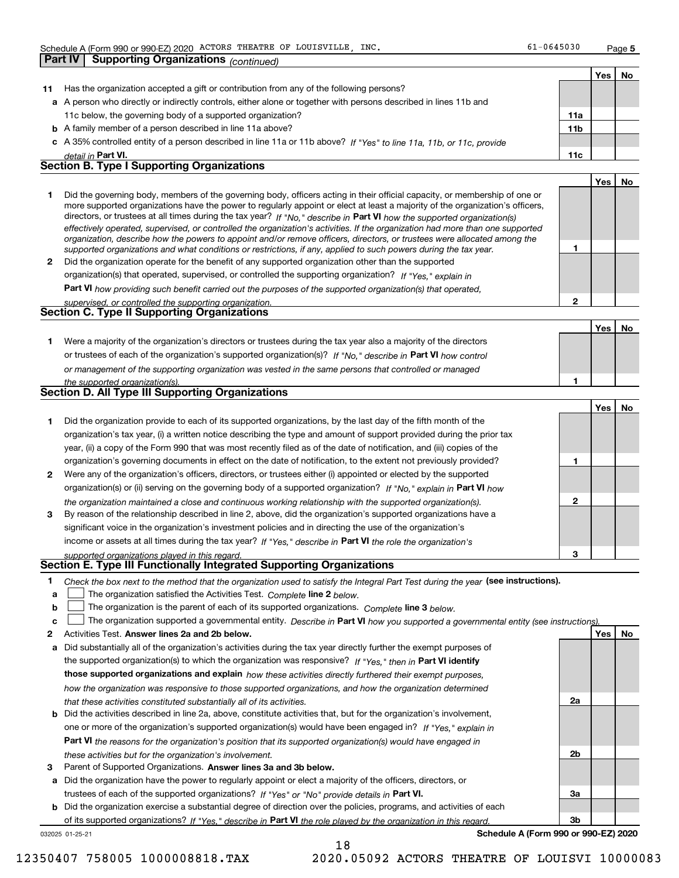Schedule A (Form 990 or 990-EZ) 2020 ACTORS THEATRE OF LOUISVILLE, INC. 61-0645030 Page 5

## Part IV Supporting Organizations *(continued)*

| | | | Yes | No |
|---|---|---|---|---|
| **11** | Has the organization accepted a gift or contribution from any of the following persons? | | | |
| **a** | A person who directly or indirectly controls, either alone or together with persons described in lines 11b and 11c below, the governing body of a supported organization? | 11a | | |
| **b** | A family member of a person described in line 11a above? | 11b | | |
| **c** | A 35% controlled entity of a person described in line 11a or 11b above? *If "Yes" to line 11a, 11b, or 11c, provide detail in* **Part VI.** | 11c | | |

### Section B. Type I Supporting Organizations

| | | | Yes | No |
|---|---|---|---|---|
| **1** | Did the governing body, members of the governing body, officers acting in their official capacity, or membership of one or more supported organizations have the power to regularly appoint or elect at least a majority of the organization's officers, directors, or trustees at all times during the tax year? *If "No," describe in* **Part VI** *how the supported organization(s) effectively operated, supervised, or controlled the organization's activities. If the organization had more than one supported organization, describe how the powers to appoint and/or remove officers, directors, or trustees were allocated among the supported organizations and what conditions or restrictions, if any, applied to such powers during the tax year.* | 1 | | |
| **2** | Did the organization operate for the benefit of any supported organization other than the supported organization(s) that operated, supervised, or controlled the supporting organization? *If "Yes," explain in* **Part VI** *how providing such benefit carried out the purposes of the supported organization(s) that operated, supervised, or controlled the supporting organization.* | 2 | | |

### Section C. Type II Supporting Organizations

| | | | Yes | No |
|---|---|---|---|---|
| **1** | Were a majority of the organization's directors or trustees during the tax year also a majority of the directors or trustees of each of the organization's supported organization(s)? *If "No," describe in* **Part VI** *how control or management of the supporting organization was vested in the same persons that controlled or managed the supported organization(s).* | 1 | | |

### Section D. All Type III Supporting Organizations

| | | | Yes | No |
|---|---|---|---|---|
| **1** | Did the organization provide to each of its supported organizations, by the last day of the fifth month of the organization's tax year, (i) a written notice describing the type and amount of support provided during the prior tax year, (ii) a copy of the Form 990 that was most recently filed as of the date of notification, and (iii) copies of the organization's governing documents in effect on the date of notification, to the extent not previously provided? | 1 | | |
| **2** | Were any of the organization's officers, directors, or trustees either (i) appointed or elected by the supported organization(s) or (ii) serving on the governing body of a supported organization? *If "No," explain in* **Part VI** *how the organization maintained a close and continuous working relationship with the supported organization(s).* | 2 | | |
| **3** | By reason of the relationship described in line 2, above, did the organization's supported organizations have a significant voice in the organization's investment policies and in directing the use of the organization's income or assets at all times during the tax year? *If "Yes," describe in* **Part VI** *the role the organization's supported organizations played in this regard.* | 3 | | |

### Section E. Type III Functionally Integrated Supporting Organizations

**1** *Check the box next to the method that the organization used to satisfy the Integral Part Test during the year* **(see instructions).**

- **a** ☐ The organization satisfied the Activities Test. *Complete* **line 2** *below.*
- **b** ☐ The organization is the parent of each of its supported organizations. *Complete* **line 3** *below.*
- **c** ☐ The organization supported a governmental entity. *Describe in* **Part VI** *how you supported a governmental entity (see instructions).*

| | | | Yes | No |
|---|---|---|---|---|
| **2** | Activities Test. **Answer lines 2a and 2b below.** | | | |
| **a** | Did substantially all of the organization's activities during the tax year directly further the exempt purposes of the supported organization(s) to which the organization was responsive? *If "Yes," then in* **Part VI identify those supported organizations and explain** *how these activities directly furthered their exempt purposes, how the organization was responsive to those supported organizations, and how the organization determined that these activities constituted substantially all of its activities.* | 2a | | |
| **b** | Did the activities described in line 2a, above, constitute activities that, but for the organization's involvement, one or more of the organization's supported organization(s) would have been engaged in? *If "Yes," explain in* **Part VI** *the reasons for the organization's position that its supported organization(s) would have engaged in these activities but for the organization's involvement.* | 2b | | |
| **3** | Parent of Supported Organizations. **Answer lines 3a and 3b below.** | | | |
| **a** | Did the organization have the power to regularly appoint or elect a majority of the officers, directors, or trustees of each of the supported organizations? *If "Yes" or "No" provide details in* **Part VI.** | 3a | | |
| **b** | Did the organization exercise a substantial degree of direction over the policies, programs, and activities of each of its supported organizations? *If "Yes," describe in* **Part VI** *the role played by the organization in this regard.* | 3b | | |

032025 01-25-21 **Schedule A (Form 990 or 990-EZ) 2020**

12350407 758005 1000008818.TAX 2020.05092 ACTORS THEATRE OF LOUISVI 10000083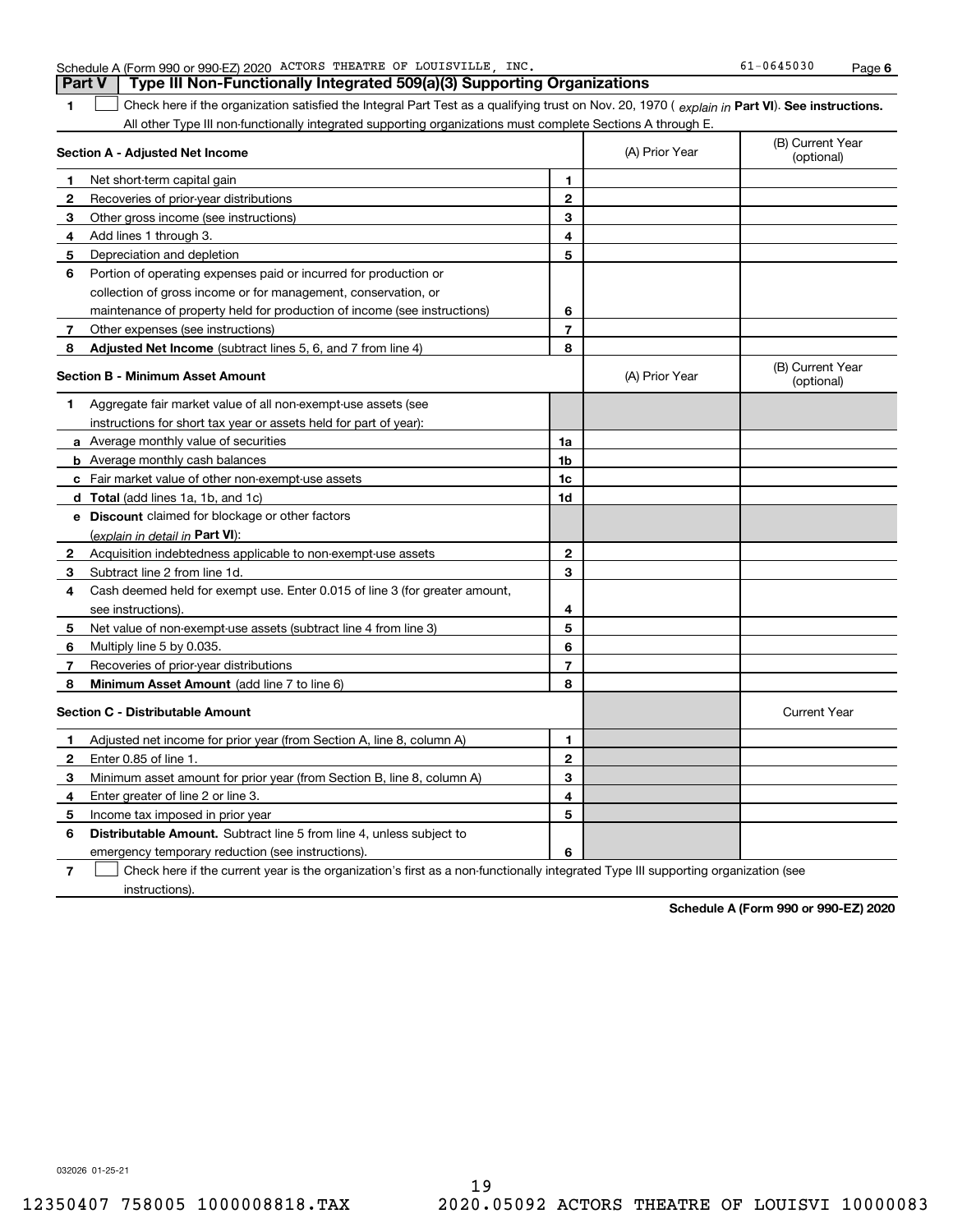Schedule A (Form 990 or 990-EZ) 2020 ACTORS THEATRE OF LOUISVILLE, INC. 61-0645030 Page 6

**Part V | Type III Non-Functionally Integrated 509(a)(3) Supporting Organizations**

**1** ☐ Check here if the organization satisfied the Integral Part Test as a qualifying trust on Nov. 20, 1970 ( *explain in* **Part VI**). **See instructions.** All other Type III non-functionally integrated supporting organizations must complete Sections A through E.

| **Section A - Adjusted Net Income** | | | (A) Prior Year | (B) Current Year (optional) |
|---|---|---|---|---|
| **1** | Net short-term capital gain | **1** | | |
| **2** | Recoveries of prior-year distributions | **2** | | |
| **3** | Other gross income (see instructions) | **3** | | |
| **4** | Add lines 1 through 3. | **4** | | |
| **5** | Depreciation and depletion | **5** | | |
| **6** | Portion of operating expenses paid or incurred for production or collection of gross income or for management, conservation, or maintenance of property held for production of income (see instructions) | **6** | | |
| **7** | Other expenses (see instructions) | **7** | | |
| **8** | **Adjusted Net Income** (subtract lines 5, 6, and 7 from line 4) | **8** | | |

| **Section B - Minimum Asset Amount** | | | (A) Prior Year | (B) Current Year (optional) |
|---|---|---|---|---|
| **1** | Aggregate fair market value of all non-exempt-use assets (see instructions for short tax year or assets held for part of year): | | | |
| **a** | Average monthly value of securities | **1a** | | |
| **b** | Average monthly cash balances | **1b** | | |
| **c** | Fair market value of other non-exempt-use assets | **1c** | | |
| **d** | **Total** (add lines 1a, 1b, and 1c) | **1d** | | |
| **e** | **Discount** claimed for blockage or other factors (*explain in detail in* **Part VI**): | | | |
| **2** | Acquisition indebtedness applicable to non-exempt-use assets | **2** | | |
| **3** | Subtract line 2 from line 1d. | **3** | | |
| **4** | Cash deemed held for exempt use. Enter 0.015 of line 3 (for greater amount, see instructions). | **4** | | |
| **5** | Net value of non-exempt-use assets (subtract line 4 from line 3) | **5** | | |
| **6** | Multiply line 5 by 0.035. | **6** | | |
| **7** | Recoveries of prior-year distributions | **7** | | |
| **8** | **Minimum Asset Amount** (add line 7 to line 6) | **8** | | |

| **Section C - Distributable Amount** | | | | Current Year |
|---|---|---|---|---|
| **1** | Adjusted net income for prior year (from Section A, line 8, column A) | **1** | | |
| **2** | Enter 0.85 of line 1. | **2** | | |
| **3** | Minimum asset amount for prior year (from Section B, line 8, column A) | **3** | | |
| **4** | Enter greater of line 2 or line 3. | **4** | | |
| **5** | Income tax imposed in prior year | **5** | | |
| **6** | **Distributable Amount.** Subtract line 5 from line 4, unless subject to emergency temporary reduction (see instructions). | **6** | | |

**7** ☐ Check here if the current year is the organization's first as a non-functionally integrated Type III supporting organization (see instructions).

**Schedule A (Form 990 or 990-EZ) 2020**

032026 01-25-21

12350407 758005 1000008818.TAX 2020.05092 ACTORS THEATRE OF LOUISVI 10000083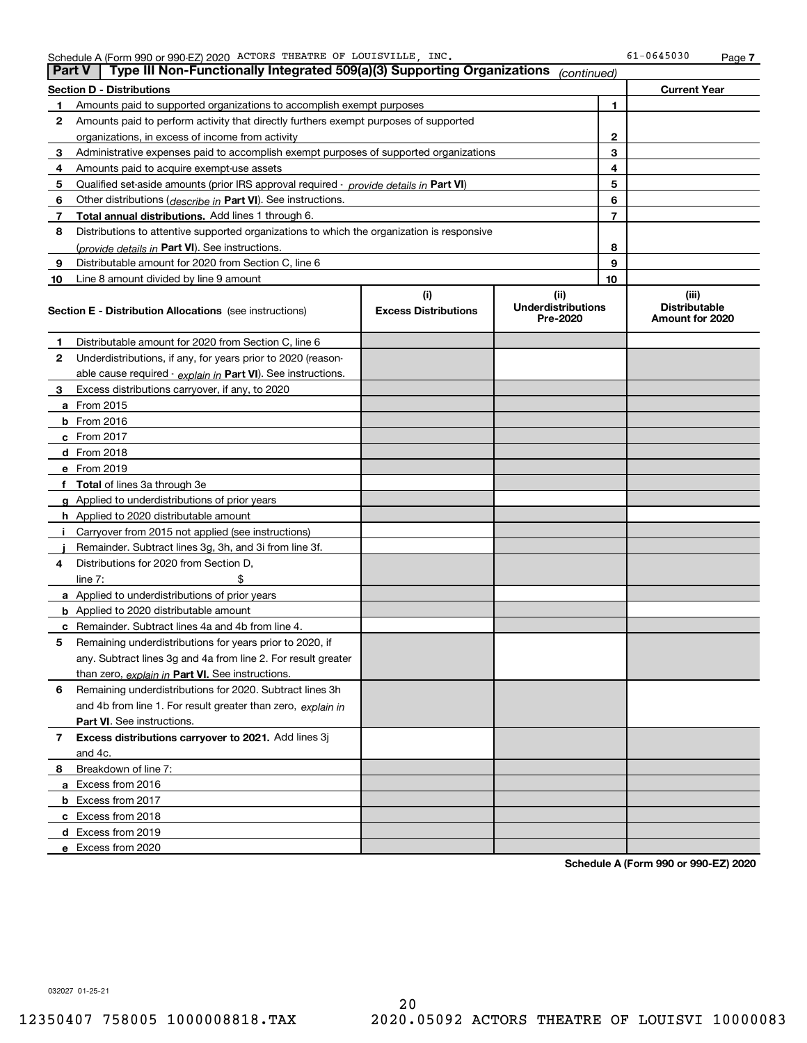Schedule A (Form 990 or 990-EZ) 2020 ACTORS THEATRE OF LOUISVILLE, INC. 61-0645030 Page 7

**Part V | Type III Non-Functionally Integrated 509(a)(3) Supporting Organizations** *(continued)*

| **Section D - Distributions** | | **Current Year** |
|---|---|---|
| **1** Amounts paid to supported organizations to accomplish exempt purposes | 1 | |
| **2** Amounts paid to perform activity that directly furthers exempt purposes of supported organizations, in excess of income from activity | 2 | |
| **3** Administrative expenses paid to accomplish exempt purposes of supported organizations | 3 | |
| **4** Amounts paid to acquire exempt-use assets | 4 | |
| **5** Qualified set-aside amounts (prior IRS approval required - *provide details in* **Part VI**) | 5 | |
| **6** Other distributions (*describe in* **Part VI**). See instructions. | 6 | |
| **7** **Total annual distributions.** Add lines 1 through 6. | 7 | |
| **8** Distributions to attentive supported organizations to which the organization is responsive (*provide details in* **Part VI**). See instructions. | 8 | |
| **9** Distributable amount for 2020 from Section C, line 6 | 9 | |
| **10** Line 8 amount divided by line 9 amount | 10 | |

| **Section E - Distribution Allocations** (see instructions) | (i) **Excess Distributions** | (ii) **Underdistributions Pre-2020** | (iii) **Distributable Amount for 2020** |
|---|---|---|---|
| **1** Distributable amount for 2020 from Section C, line 6 | | | |
| **2** Underdistributions, if any, for years prior to 2020 (reasonable cause required - *explain in* **Part VI**). See instructions. | | | |
| **3** Excess distributions carryover, if any, to 2020 | | | |
| **a** From 2015 | | | |
| **b** From 2016 | | | |
| **c** From 2017 | | | |
| **d** From 2018 | | | |
| **e** From 2019 | | | |
| **f** **Total** of lines 3a through 3e | | | |
| **g** Applied to underdistributions of prior years | | | |
| **h** Applied to 2020 distributable amount | | | |
| **i** Carryover from 2015 not applied (see instructions) | | | |
| **j** Remainder. Subtract lines 3g, 3h, and 3i from line 3f. | | | |
| **4** Distributions for 2020 from Section D, line 7: $ | | | |
| **a** Applied to underdistributions of prior years | | | |
| **b** Applied to 2020 distributable amount | | | |
| **c** Remainder. Subtract lines 4a and 4b from line 4. | | | |
| **5** Remaining underdistributions for years prior to 2020, if any. Subtract lines 3g and 4a from line 2. For result greater than zero, *explain in* **Part VI.** See instructions. | | | |
| **6** Remaining underdistributions for 2020. Subtract lines 3h and 4b from line 1. For result greater than zero, *explain in* **Part VI**. See instructions. | | | |
| **7** **Excess distributions carryover to 2021.** Add lines 3j and 4c. | | | |
| **8** Breakdown of line 7: | | | |
| **a** Excess from 2016 | | | |
| **b** Excess from 2017 | | | |
| **c** Excess from 2018 | | | |
| **d** Excess from 2019 | | | |
| **e** Excess from 2020 | | | |

**Schedule A (Form 990 or 990-EZ) 2020**

032027 01-25-21

12350407 758005 1000008818.TAX 2020.05092 ACTORS THEATRE OF LOUISVI 10000083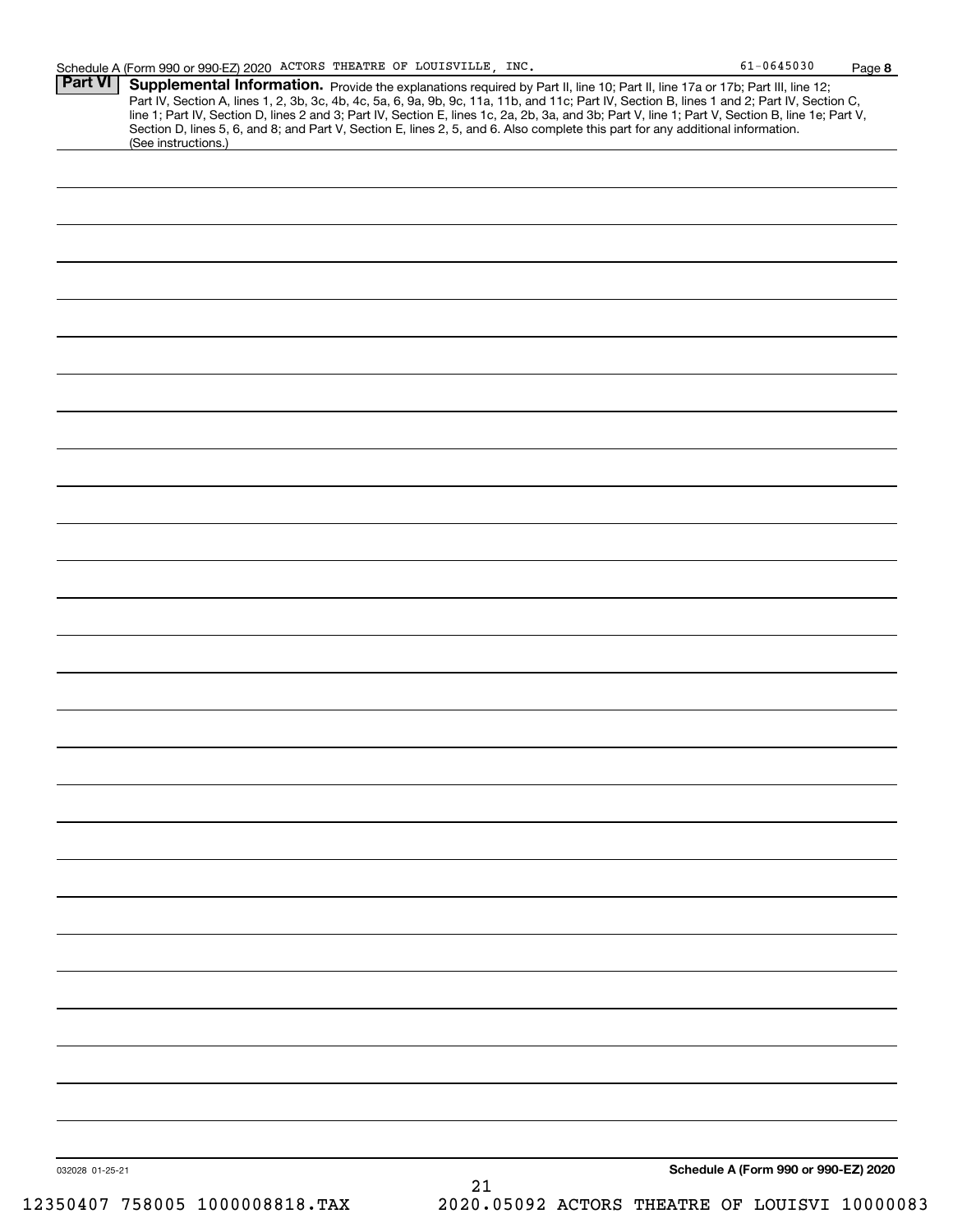Schedule A (Form 990 or 990-EZ) 2020 ACTORS THEATRE OF LOUISVILLE, INC. 61-0645030 Page **8**

## Part VI Supplemental Information.

Provide the explanations required by Part II, line 10; Part II, line 17a or 17b; Part III, line 12; Part IV, Section A, lines 1, 2, 3b, 3c, 4b, 4c, 5a, 6, 9a, 9b, 9c, 11a, 11b, and 11c; Part IV, Section B, lines 1 and 2; Part IV, Section C, line 1; Part IV, Section D, lines 2 and 3; Part IV, Section E, lines 1c, 2a, 2b, 3a, and 3b; Part V, line 1; Part V, Section B, line 1e; Part V, Section D, lines 5, 6, and 8; and Part V, Section E, lines 2, 5, and 6. Also complete this part for any additional information. (See instructions.)

032028 01-25-21

**Schedule A (Form 990 or 990-EZ) 2020**

12350407 758005 1000008818.TAX 2020.05092 ACTORS THEATRE OF LOUISVI 10000083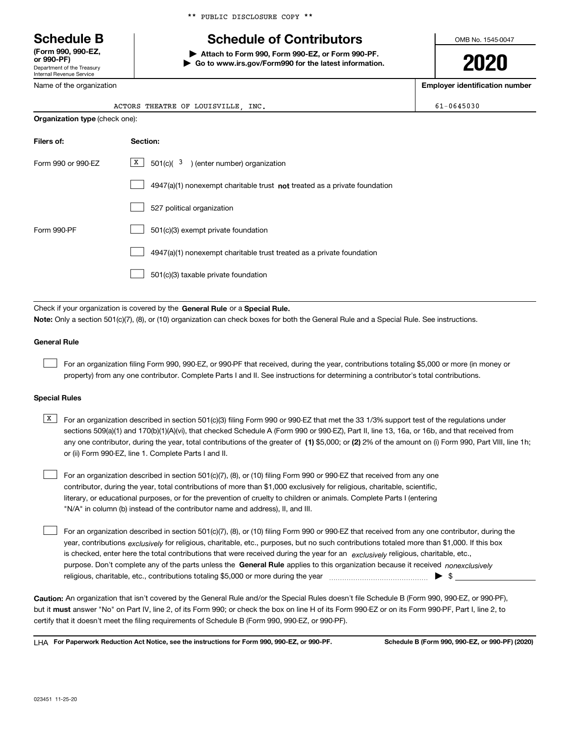** PUBLIC DISCLOSURE COPY **

# Schedule B

**(Form 990, 990-EZ, or 990-PF)**
Department of the Treasury
Internal Revenue Service

## Schedule of Contributors

▶ **Attach to Form 990, Form 990-EZ, or Form 990-PF.**
▶ **Go to www.irs.gov/Form990 for the latest information.**

OMB No. 1545-0047

**2020**

| Name of the organization | Employer identification number |
|---|---|
| ACTORS THEATRE OF LOUISVILLE, INC. | 61-0645030 |

**Organization type** (check one):

| **Filers of:** | **Section:** |
|---|---|
| Form 990 or 990-EZ | [X] 501(c)( 3 ) (enter number) organization |
| | [ ] 4947(a)(1) nonexempt charitable trust **not** treated as a private foundation |
| | [ ] 527 political organization |
| Form 990-PF | [ ] 501(c)(3) exempt private foundation |
| | [ ] 4947(a)(1) nonexempt charitable trust treated as a private foundation |
| | [ ] 501(c)(3) taxable private foundation |

Check if your organization is covered by the **General Rule** or a **Special Rule.**

**Note:** Only a section 501(c)(7), (8), or (10) organization can check boxes for both the General Rule and a Special Rule. See instructions.

### General Rule

[ ] For an organization filing Form 990, 990-EZ, or 990-PF that received, during the year, contributions totaling $5,000 or more (in money or property) from any one contributor. Complete Parts I and II. See instructions for determining a contributor's total contributions.

### Special Rules

[X] For an organization described in section 501(c)(3) filing Form 990 or 990-EZ that met the 33 1/3% support test of the regulations under sections 509(a)(1) and 170(b)(1)(A)(vi), that checked Schedule A (Form 990 or 990-EZ), Part II, line 13, 16a, or 16b, and that received from any one contributor, during the year, total contributions of the greater of **(1)** $5,000; or **(2)** 2% of the amount on (i) Form 990, Part VIII, line 1h; or (ii) Form 990-EZ, line 1. Complete Parts I and II.

[ ] For an organization described in section 501(c)(7), (8), or (10) filing Form 990 or 990-EZ that received from any one contributor, during the year, total contributions of more than $1,000 exclusively for religious, charitable, scientific, literary, or educational purposes, or for the prevention of cruelty to children or animals. Complete Parts I (entering "N/A" in column (b) instead of the contributor name and address), II, and III.

[ ] For an organization described in section 501(c)(7), (8), or (10) filing Form 990 or 990-EZ that received from any one contributor, during the year, contributions *exclusively* for religious, charitable, etc., purposes, but no such contributions totaled more than $1,000. If this box is checked, enter here the total contributions that were received during the year for an *exclusively* religious, charitable, etc., purpose. Don't complete any of the parts unless the **General Rule** applies to this organization because it received *nonexclusively* religious, charitable, etc., contributions totaling $5,000 or more during the year ▶ $ ____________

**Caution:** An organization that isn't covered by the General Rule and/or the Special Rules doesn't file Schedule B (Form 990, 990-EZ, or 990-PF), but it **must** answer "No" on Part IV, line 2, of its Form 990; or check the box on line H of its Form 990-EZ or on its Form 990-PF, Part I, line 2, to certify that it doesn't meet the filing requirements of Schedule B (Form 990, 990-EZ, or 990-PF).

LHA **For Paperwork Reduction Act Notice, see the instructions for Form 990, 990-EZ, or 990-PF.** **Schedule B (Form 990, 990-EZ, or 990-PF) (2020)**

023451 11-25-20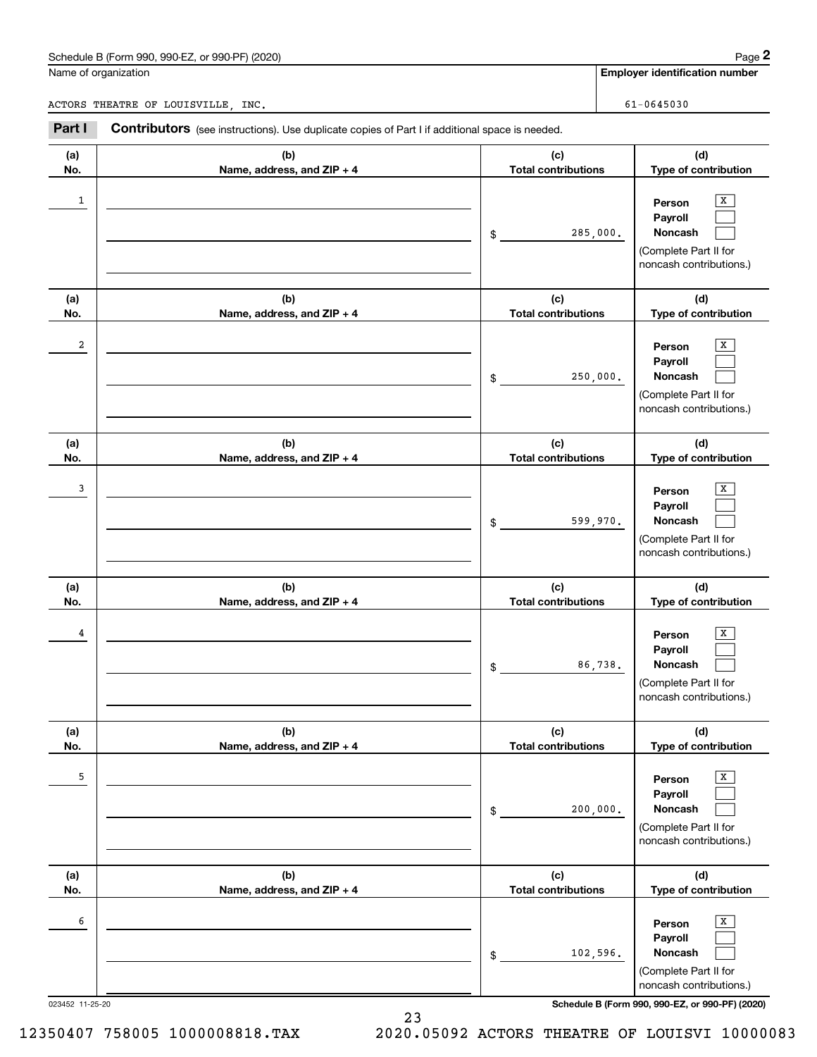Schedule B (Form 990, 990-EZ, or 990-PF) (2020)

Name of organization: ACTORS THEATRE OF LOUISVILLE, INC.

Employer identification number: 61-0645030

## Part I Contributors (see instructions). Use duplicate copies of Part I if additional space is needed.

| (a) No. | (b) Name, address, and ZIP + 4 | (c) Total contributions | (d) Type of contribution |
|---|---|---|---|
| 1 | | $ 285,000. | Person [X] Payroll [ ] Noncash [ ] (Complete Part II for noncash contributions.) |
| 2 | | $ 250,000. | Person [X] Payroll [ ] Noncash [ ] (Complete Part II for noncash contributions.) |
| 3 | | $ 599,970. | Person [X] Payroll [ ] Noncash [ ] (Complete Part II for noncash contributions.) |
| 4 | | $ 86,738. | Person [X] Payroll [ ] Noncash [ ] (Complete Part II for noncash contributions.) |
| 5 | | $ 200,000. | Person [X] Payroll [ ] Noncash [ ] (Complete Part II for noncash contributions.) |
| 6 | | $ 102,596. | Person [X] Payroll [ ] Noncash [ ] (Complete Part II for noncash contributions.) |

023452 11-25-20

Schedule B (Form 990, 990-EZ, or 990-PF) (2020)

12350407 758005 1000008818.TAX 2020.05092 ACTORS THEATRE OF LOUISVI 10000083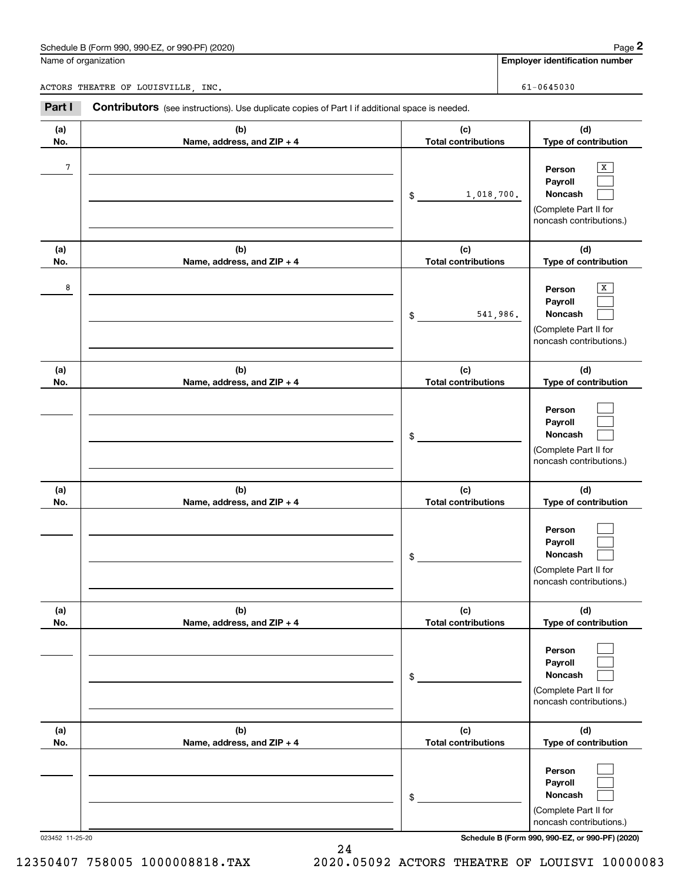Schedule B (Form 990, 990-EZ, or 990-PF) (2020)

| Name of organization | Employer identification number |
|---|---|
| ACTORS THEATRE OF LOUISVILLE, INC. | 61-0645030 |

**Part I** **Contributors** (see instructions). Use duplicate copies of Part I if additional space is needed.

| (a) No. | (b) Name, address, and ZIP + 4 | (c) Total contributions | (d) Type of contribution |
|---|---|---|---|
| 7 | | $ 1,018,700. | Person [X] Payroll [ ] Noncash [ ] (Complete Part II for noncash contributions.) |
| 8 | | $ 541,986. | Person [X] Payroll [ ] Noncash [ ] (Complete Part II for noncash contributions.) |
| | | $ | Person [ ] Payroll [ ] Noncash [ ] (Complete Part II for noncash contributions.) |
| | | $ | Person [ ] Payroll [ ] Noncash [ ] (Complete Part II for noncash contributions.) |
| | | $ | Person [ ] Payroll [ ] Noncash [ ] (Complete Part II for noncash contributions.) |
| | | $ | Person [ ] Payroll [ ] Noncash [ ] (Complete Part II for noncash contributions.) |

023452 11-25-20

Schedule B (Form 990, 990-EZ, or 990-PF) (2020)

12350407 758005 1000008818.TAX 2020.05092 ACTORS THEATRE OF LOUISVI 10000083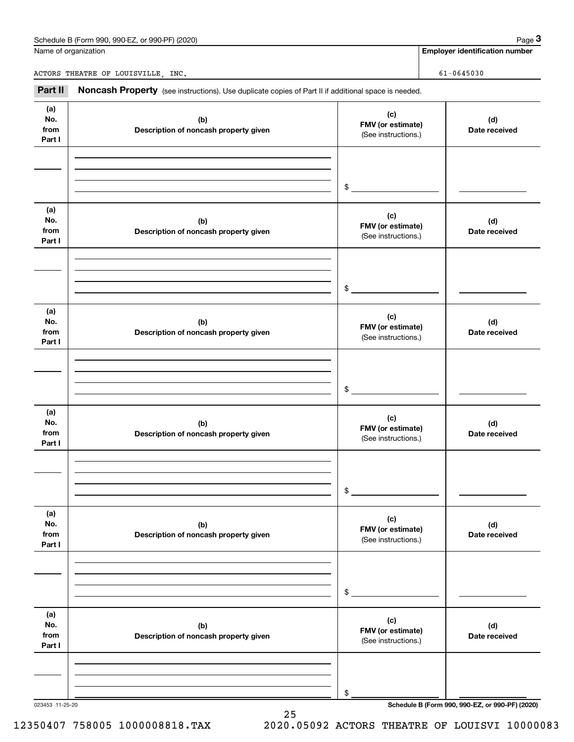Name of organization

ACTORS THEATRE OF LOUISVILLE, INC.

**Employer identification number**

61-0645030

**Part II** **Noncash Property** (see instructions). Use duplicate copies of Part II if additional space is needed.

| (a) No. from Part I | (b) Description of noncash property given | (c) FMV (or estimate) (See instructions.) | (d) Date received |
|---|---|---|---|
| | | $ | |

| (a) No. from Part I | (b) Description of noncash property given | (c) FMV (or estimate) (See instructions.) | (d) Date received |
|---|---|---|---|
| | | $ | |

| (a) No. from Part I | (b) Description of noncash property given | (c) FMV (or estimate) (See instructions.) | (d) Date received |
|---|---|---|---|
| | | $ | |

| (a) No. from Part I | (b) Description of noncash property given | (c) FMV (or estimate) (See instructions.) | (d) Date received |
|---|---|---|---|
| | | $ | |

| (a) No. from Part I | (b) Description of noncash property given | (c) FMV (or estimate) (See instructions.) | (d) Date received |
|---|---|---|---|
| | | $ | |

| (a) No. from Part I | (b) Description of noncash property given | (c) FMV (or estimate) (See instructions.) | (d) Date received |
|---|---|---|---|
| | | $ | |

023453 11-25-20

**Schedule B (Form 990, 990-EZ, or 990-PF) (2020)**

12350407 758005 1000008818.TAX 2020.05092 ACTORS THEATRE OF LOUISVI 10000083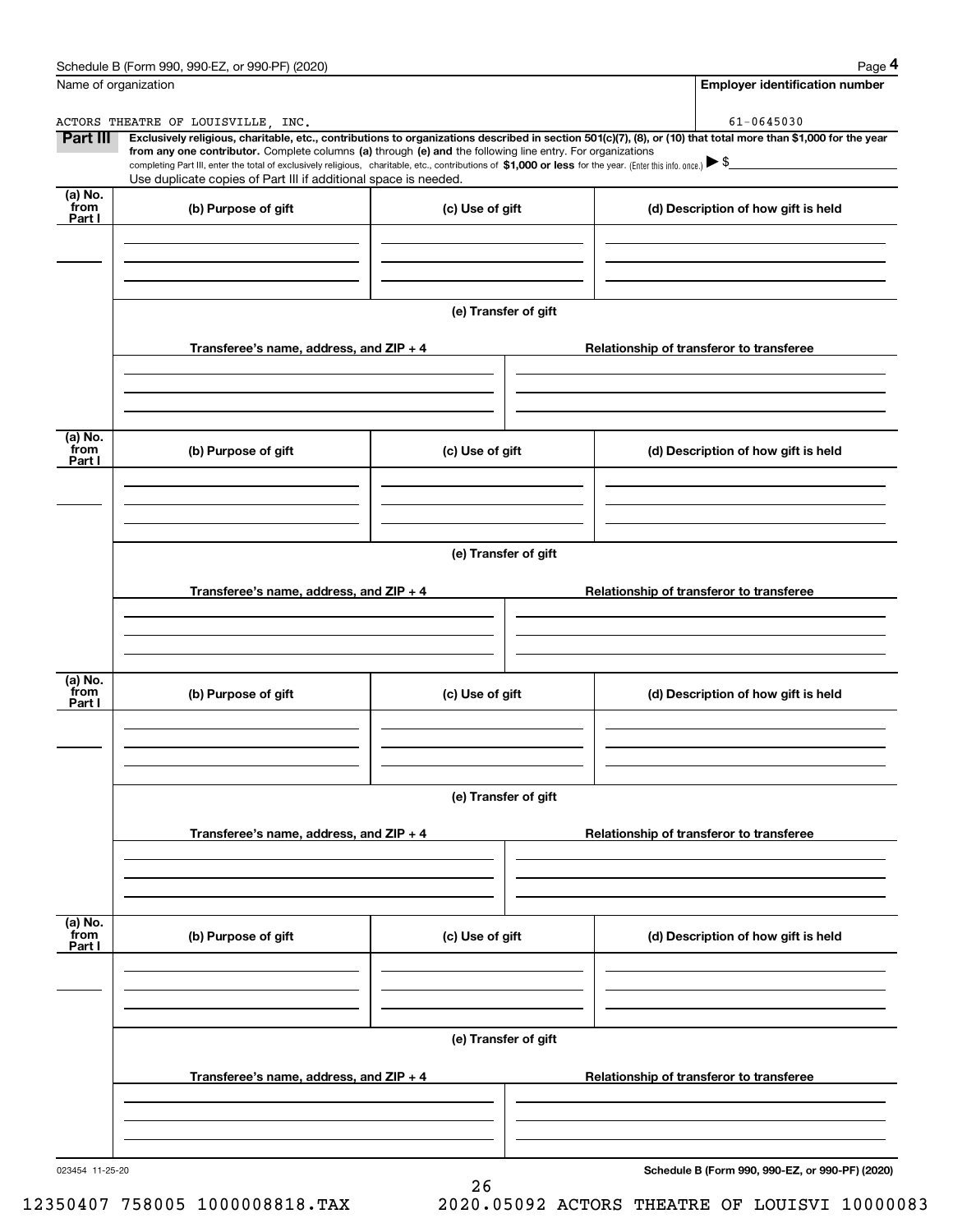Schedule B (Form 990, 990-EZ, or 990-PF) (2020)

Name of organization: ACTORS THEATRE OF LOUISVILLE, INC.

**Employer identification number**: 61-0645030

**Part III** **Exclusively religious, charitable, etc., contributions to organizations described in section 501(c)(7), (8), or (10) that total more than $1,000 for the year from any one contributor.** Complete columns **(a)** through **(e) and** the following line entry. For organizations completing Part III, enter the total of exclusively religious, charitable, etc., contributions of **$1,000 or less** for the year. (Enter this info. once.) ▶ $\_\_\_\_\_\_\_\_

Use duplicate copies of Part III if additional space is needed.

| (a) No. from Part I | (b) Purpose of gift | (c) Use of gift | (d) Description of how gift is held |
|---|---|---|---|
| | | | |

**(e) Transfer of gift**

| Transferee's name, address, and ZIP + 4 | Relationship of transferor to transferee |
|---|---|
| | |

| (a) No. from Part I | (b) Purpose of gift | (c) Use of gift | (d) Description of how gift is held |
|---|---|---|---|
| | | | |

**(e) Transfer of gift**

| Transferee's name, address, and ZIP + 4 | Relationship of transferor to transferee |
|---|---|
| | |

| (a) No. from Part I | (b) Purpose of gift | (c) Use of gift | (d) Description of how gift is held |
|---|---|---|---|
| | | | |

**(e) Transfer of gift**

| Transferee's name, address, and ZIP + 4 | Relationship of transferor to transferee |
|---|---|
| | |

| (a) No. from Part I | (b) Purpose of gift | (c) Use of gift | (d) Description of how gift is held |
|---|---|---|---|
| | | | |

**(e) Transfer of gift**

| Transferee's name, address, and ZIP + 4 | Relationship of transferor to transferee |
|---|---|
| | |

023454 11-25-20

**Schedule B (Form 990, 990-EZ, or 990-PF) (2020)**

12350407 758005 1000008818.TAX 2020.05092 ACTORS THEATRE OF LOUISVI 10000083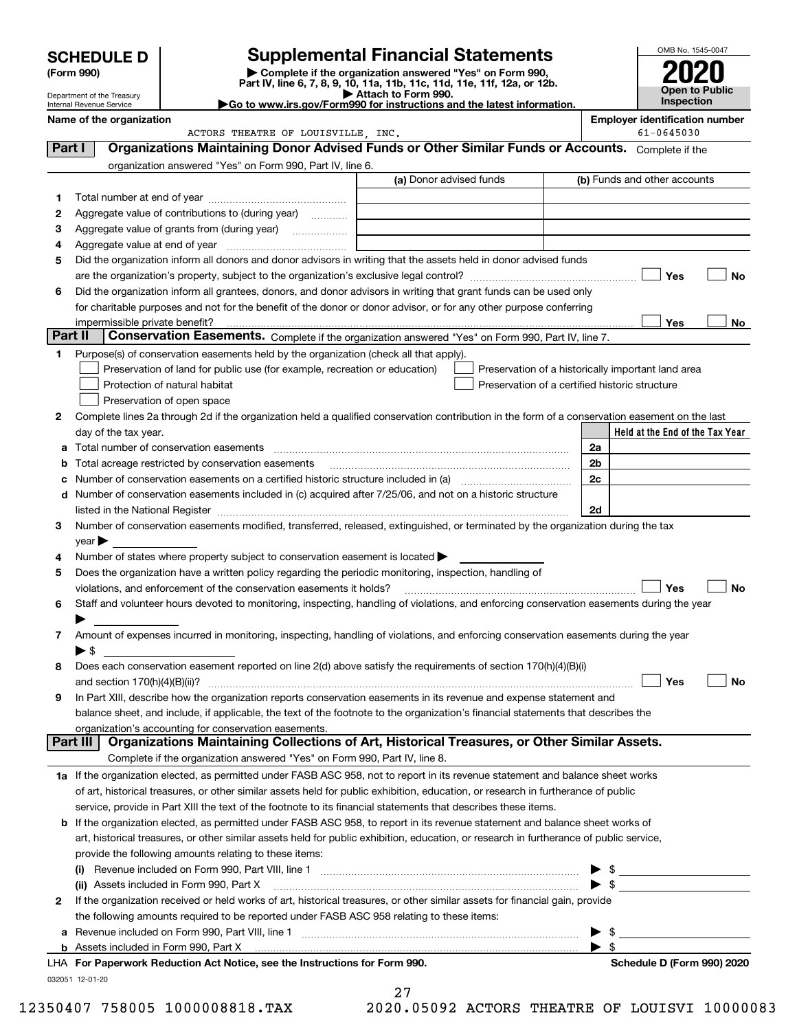# SCHEDULE D (Form 990)

Department of the Treasury
Internal Revenue Service

# Supplemental Financial Statements

▶ Complete if the organization answered "Yes" on Form 990, Part IV, line 6, 7, 8, 9, 10, 11a, 11b, 11c, 11d, 11e, 11f, 12a, or 12b.
▶ Attach to Form 990.
▶Go to www.irs.gov/Form990 for instructions and the latest information.

OMB No. 1545-0047

**2020**

**Open to Public Inspection**

**Name of the organization**
ACTORS THEATRE OF LOUISVILLE, INC.

**Employer identification number**
61-0645030

## Part I — Organizations Maintaining Donor Advised Funds or Other Similar Funds or Accounts.
Complete if the organization answered "Yes" on Form 990, Part IV, line 6.

| | | (a) Donor advised funds | (b) Funds and other accounts |
|---|---|---|---|
| 1 | Total number at end of year | | |
| 2 | Aggregate value of contributions to (during year) | | |
| 3 | Aggregate value of grants from (during year) | | |
| 4 | Aggregate value at end of year | | |

5 Did the organization inform all donors and donor advisors in writing that the assets held in donor advised funds are the organization's property, subject to the organization's exclusive legal control? ☐ Yes ☐ No

6 Did the organization inform all grantees, donors, and donor advisors in writing that grant funds can be used only for charitable purposes and not for the benefit of the donor or donor advisor, or for any other purpose conferring impermissible private benefit? ☐ Yes ☐ No

## Part II — Conservation Easements.
Complete if the organization answered "Yes" on Form 990, Part IV, line 7.

1 Purpose(s) of conservation easements held by the organization (check all that apply).

- ☐ Preservation of land for public use (for example, recreation or education)
- ☐ Protection of natural habitat
- ☐ Preservation of open space
- ☐ Preservation of a historically important land area
- ☐ Preservation of a certified historic structure

2 Complete lines 2a through 2d if the organization held a qualified conservation contribution in the form of a conservation easement on the last day of the tax year.

| | | | Held at the End of the Tax Year |
|---|---|---|---|
| a | Total number of conservation easements | 2a | |
| b | Total acreage restricted by conservation easements | 2b | |
| c | Number of conservation easements on a certified historic structure included in (a) | 2c | |
| d | Number of conservation easements included in (c) acquired after 7/25/06, and not on a historic structure listed in the National Register | 2d | |

3 Number of conservation easements modified, transferred, released, extinguished, or terminated by the organization during the tax year ▶

4 Number of states where property subject to conservation easement is located ▶

5 Does the organization have a written policy regarding the periodic monitoring, inspection, handling of violations, and enforcement of the conservation easements it holds? ☐ Yes ☐ No

6 Staff and volunteer hours devoted to monitoring, inspecting, handling of violations, and enforcing conservation easements during the year ▶

7 Amount of expenses incurred in monitoring, inspecting, handling of violations, and enforcing conservation easements during the year ▶ $

8 Does each conservation easement reported on line 2(d) above satisfy the requirements of section 170(h)(4)(B)(i) and section 170(h)(4)(B)(ii)? ☐ Yes ☐ No

9 In Part XIII, describe how the organization reports conservation easements in its revenue and expense statement and balance sheet, and include, if applicable, the text of the footnote to the organization's financial statements that describes the organization's accounting for conservation easements.

## Part III — Organizations Maintaining Collections of Art, Historical Treasures, or Other Similar Assets.
Complete if the organization answered "Yes" on Form 990, Part IV, line 8.

1a If the organization elected, as permitted under FASB ASC 958, not to report in its revenue statement and balance sheet works of art, historical treasures, or other similar assets held for public exhibition, education, or research in furtherance of public service, provide in Part XIII the text of the footnote to its financial statements that describes these items.

b If the organization elected, as permitted under FASB ASC 958, to report in its revenue statement and balance sheet works of art, historical treasures, or other similar assets held for public exhibition, education, or research in furtherance of public service, provide the following amounts relating to these items:

(i) Revenue included on Form 990, Part VIII, line 1 ▶ $

(ii) Assets included in Form 990, Part X ▶ $

2 If the organization received or held works of art, historical treasures, or other similar assets for financial gain, provide the following amounts required to be reported under FASB ASC 958 relating to these items:

a Revenue included on Form 990, Part VIII, line 1 ▶ $

b Assets included in Form 990, Part X ▶ $

LHA For Paperwork Reduction Act Notice, see the Instructions for Form 990. **Schedule D (Form 990) 2020**

032051 12-01-20

12350407 758005 1000008818.TAX 2020.05092 ACTORS THEATRE OF LOUISVI 10000083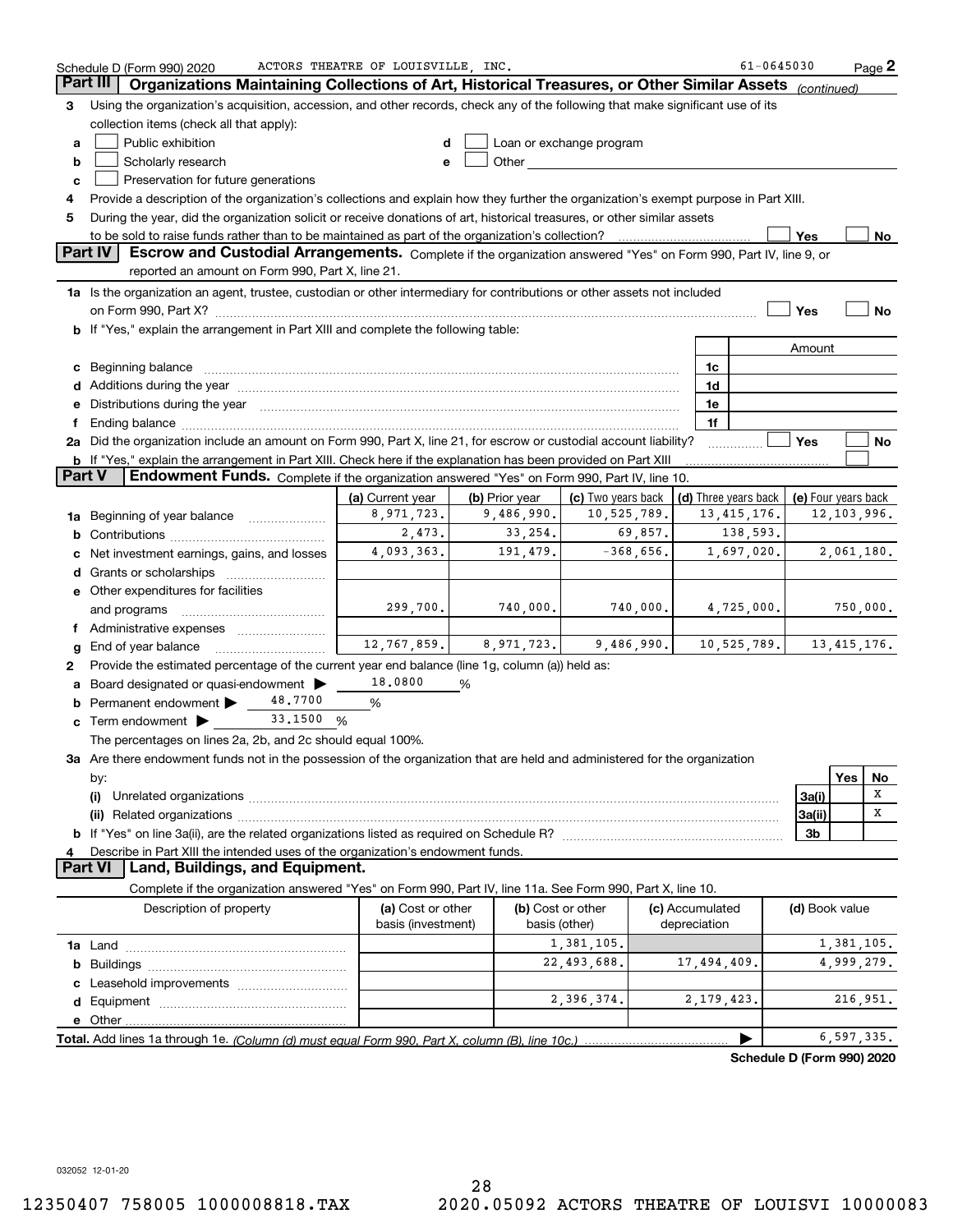Schedule D (Form 990) 2020 ACTORS THEATRE OF LOUISVILLE, INC. 61-0645030 Page 2

## Part III Organizations Maintaining Collections of Art, Historical Treasures, or Other Similar Assets *(continued)*

3 Using the organization's acquisition, accession, and other records, check any of the following that make significant use of its collection items (check all that apply):

- a ☐ Public exhibition
- b ☐ Scholarly research
- c ☐ Preservation for future generations
- d ☐ Loan or exchange program
- e ☐ Other

4 Provide a description of the organization's collections and explain how they further the organization's exempt purpose in Part XIII.

5 During the year, did the organization solicit or receive donations of art, historical treasures, or other similar assets to be sold to raise funds rather than to be maintained as part of the organization's collection? ☐ Yes ☐ No

## Part IV Escrow and Custodial Arrangements.

Complete if the organization answered "Yes" on Form 990, Part IV, line 9, or reported an amount on Form 990, Part X, line 21.

1a Is the organization an agent, trustee, custodian or other intermediary for contributions or other assets not included on Form 990, Part X? ☐ Yes ☐ No

b If "Yes," explain the arrangement in Part XIII and complete the following table:

| | | Amount |
|---|---|---|
| c Beginning balance | 1c | |
| d Additions during the year | 1d | |
| e Distributions during the year | 1e | |
| f Ending balance | 1f | |

2a Did the organization include an amount on Form 990, Part X, line 21, for escrow or custodial account liability? ☐ Yes ☐ No

b If "Yes," explain the arrangement in Part XIII. Check here if the explanation has been provided on Part XIII ☐

## Part V Endowment Funds.

Complete if the organization answered "Yes" on Form 990, Part IV, line 10.

| | (a) Current year | (b) Prior year | (c) Two years back | (d) Three years back | (e) Four years back |
|---|---|---|---|---|---|
| 1a Beginning of year balance | 8,971,723. | 9,486,990. | 10,525,789. | 13,415,176. | 12,103,996. |
| b Contributions | 2,473. | 33,254. | 69,857. | 138,593. | |
| c Net investment earnings, gains, and losses | 4,093,363. | 191,479. | -368,656. | 1,697,020. | 2,061,180. |
| d Grants or scholarships | | | | | |
| e Other expenditures for facilities and programs | 299,700. | 740,000. | 740,000. | 4,725,000. | 750,000. |
| f Administrative expenses | | | | | |
| g End of year balance | 12,767,859. | 8,971,723. | 9,486,990. | 10,525,789. | 13,415,176. |

2 Provide the estimated percentage of the current year end balance (line 1g, column (a)) held as:

- a Board designated or quasi-endowment ▶ 18.0800 %
- b Permanent endowment ▶ 48.7700 %
- c Term endowment ▶ 33.1500 %

The percentages on lines 2a, 2b, and 2c should equal 100%.

3a Are there endowment funds not in the possession of the organization that are held and administered for the organization by:

| | | Yes | No |
|---|---|---|---|
| (i) Unrelated organizations | 3a(i) | | X |
| (ii) Related organizations | 3a(ii) | | X |
| b If "Yes" on line 3a(ii), are the related organizations listed as required on Schedule R? | 3b | | |

4 Describe in Part XIII the intended uses of the organization's endowment funds.

## Part VI Land, Buildings, and Equipment.

Complete if the organization answered "Yes" on Form 990, Part IV, line 11a. See Form 990, Part X, line 10.

| Description of property | (a) Cost or other basis (investment) | (b) Cost or other basis (other) | (c) Accumulated depreciation | (d) Book value |
|---|---|---|---|---|
| 1a Land | | 1,381,105. | | 1,381,105. |
| b Buildings | | 22,493,688. | 17,494,409. | 4,999,279. |
| c Leasehold improvements | | | | |
| d Equipment | | 2,396,374. | 2,179,423. | 216,951. |
| e Other | | | | |
| **Total.** Add lines 1a through 1e. *(Column (d) must equal Form 990, Part X, column (B), line 10c.)* | | | ▶ | 6,597,335. |

**Schedule D (Form 990) 2020**

032052 12-01-20

12350407 758005 1000008818.TAX 2020.05092 ACTORS THEATRE OF LOUISVI 10000083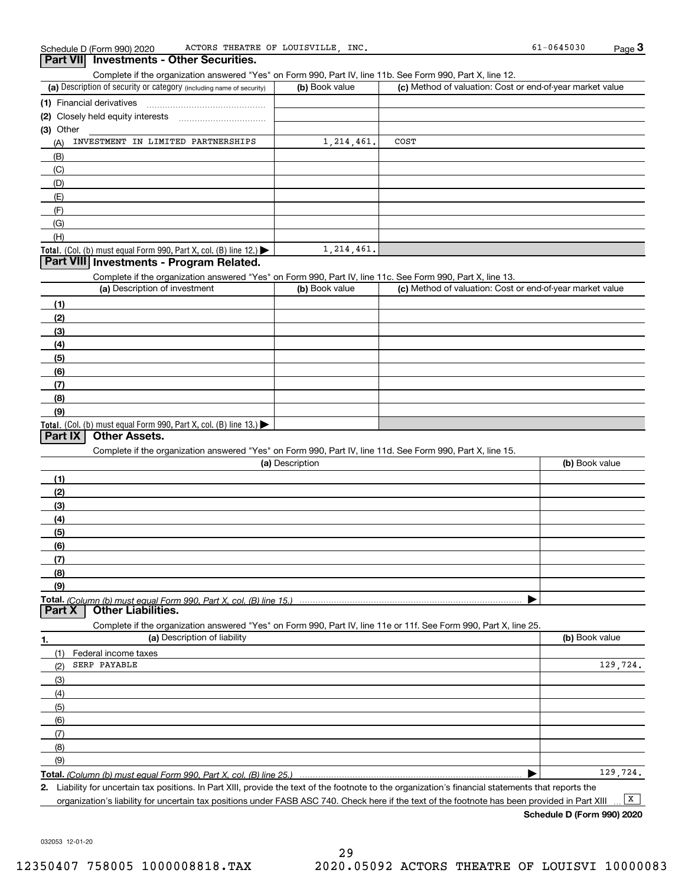Schedule D (Form 990) 2020 ACTORS THEATRE OF LOUISVILLE, INC. 61-0645030 Page 3

## Part VII Investments - Other Securities.

Complete if the organization answered "Yes" on Form 990, Part IV, line 11b. See Form 990, Part X, line 12.

| (a) Description of security or category (including name of security) | (b) Book value | (c) Method of valuation: Cost or end-of-year market value |
|---|---|---|
| (1) Financial derivatives | | |
| (2) Closely held equity interests | | |
| (3) Other | | |
| (A) INVESTMENT IN LIMITED PARTNERSHIPS | 1,214,461. | COST |
| (B) | | |
| (C) | | |
| (D) | | |
| (E) | | |
| (F) | | |
| (G) | | |
| (H) | | |
| **Total.** (Col. (b) must equal Form 990, Part X, col. (B) line 12.) ▶ | 1,214,461. | |

## Part VIII Investments - Program Related.

Complete if the organization answered "Yes" on Form 990, Part IV, line 11c. See Form 990, Part X, line 13.

| (a) Description of investment | (b) Book value | (c) Method of valuation: Cost or end-of-year market value |
|---|---|---|
| (1) | | |
| (2) | | |
| (3) | | |
| (4) | | |
| (5) | | |
| (6) | | |
| (7) | | |
| (8) | | |
| (9) | | |
| **Total.** (Col. (b) must equal Form 990, Part X, col. (B) line 13.) ▶ | | |

## Part IX Other Assets.

Complete if the organization answered "Yes" on Form 990, Part IV, line 11d. See Form 990, Part X, line 15.

| (a) Description | (b) Book value |
|---|---|
| (1) | |
| (2) | |
| (3) | |
| (4) | |
| (5) | |
| (6) | |
| (7) | |
| (8) | |
| (9) | |
| **Total.** *(Column (b) must equal Form 990, Part X, col. (B) line 15.)* ▶ | |

## Part X Other Liabilities.

Complete if the organization answered "Yes" on Form 990, Part IV, line 11e or 11f. See Form 990, Part X, line 25.

| 1. (a) Description of liability | (b) Book value |
|---|---|
| (1) Federal income taxes | |
| (2) SERP PAYABLE | 129,724. |
| (3) | |
| (4) | |
| (5) | |
| (6) | |
| (7) | |
| (8) | |
| (9) | |
| **Total.** *(Column (b) must equal Form 990, Part X, col. (B) line 25.)* ▶ | 129,724. |

2. Liability for uncertain tax positions. In Part XIII, provide the text of the footnote to the organization's financial statements that reports the organization's liability for uncertain tax positions under FASB ASC 740. Check here if the text of the footnote has been provided in Part XIII ... [X]

**Schedule D (Form 990) 2020**

032053 12-01-20

12350407 758005 1000008818.TAX 2020.05092 ACTORS THEATRE OF LOUISVI 10000083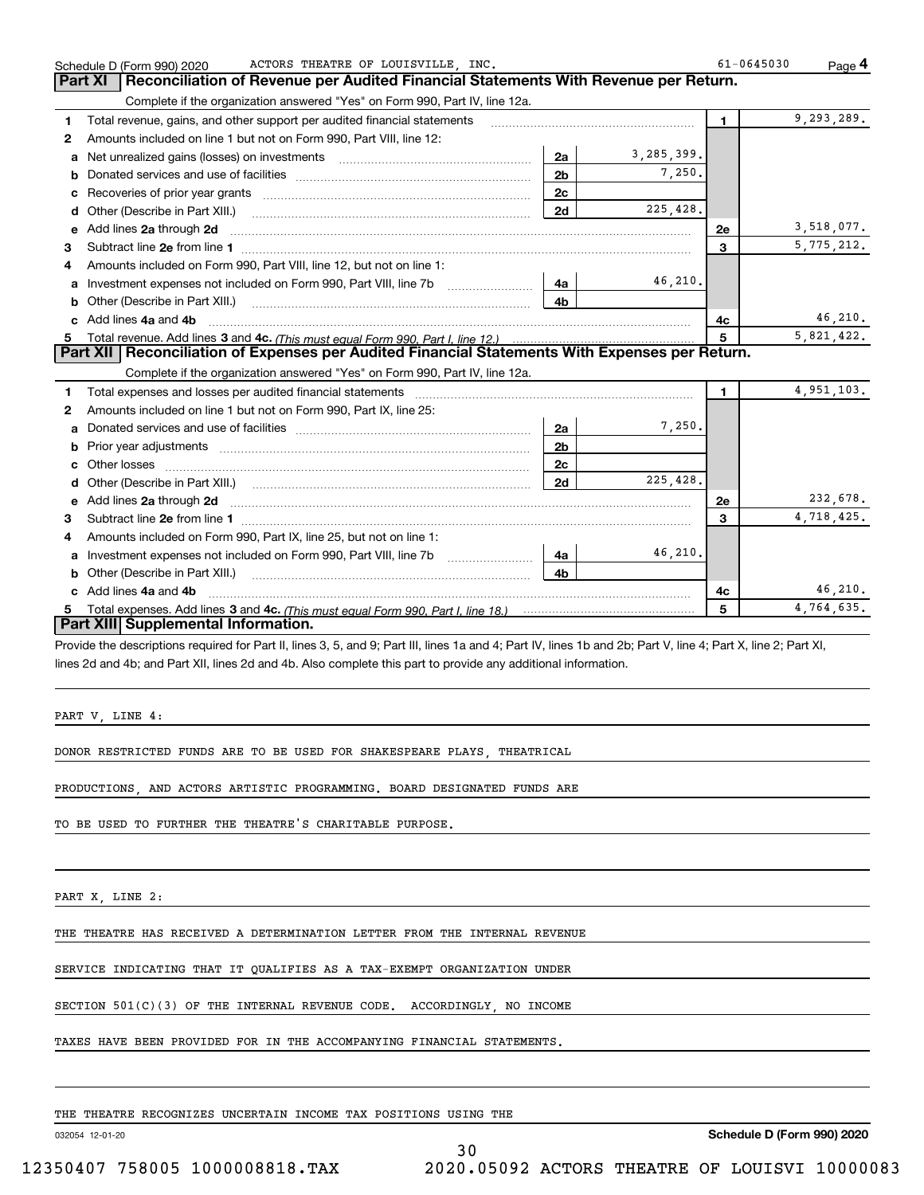Schedule D (Form 990) 2020 ACTORS THEATRE OF LOUISVILLE, INC. 61-0645030 Page 4

## Part XI Reconciliation of Revenue per Audited Financial Statements With Revenue per Return.

Complete if the organization answered "Yes" on Form 990, Part IV, line 12a.

| | | | | | |
|---|---|---|---|---|---|
| 1 | Total revenue, gains, and other support per audited financial statements | | | 1 | 9,293,289. |
| 2 | Amounts included on line 1 but not on Form 990, Part VIII, line 12: | | | | |
| a | Net unrealized gains (losses) on investments | 2a | 3,285,399. | | |
| b | Donated services and use of facilities | 2b | 7,250. | | |
| c | Recoveries of prior year grants | 2c | | | |
| d | Other (Describe in Part XIII.) | 2d | 225,428. | | |
| e | Add lines 2a through 2d | | | 2e | 3,518,077. |
| 3 | Subtract line 2e from line 1 | | | 3 | 5,775,212. |
| 4 | Amounts included on Form 990, Part VIII, line 12, but not on line 1: | | | | |
| a | Investment expenses not included on Form 990, Part VIII, line 7b | 4a | 46,210. | | |
| b | Other (Describe in Part XIII.) | 4b | | | |
| c | Add lines 4a and 4b | | | 4c | 46,210. |
| 5 | Total revenue. Add lines 3 and 4c. *(This must equal Form 990, Part I, line 12.)* | | | 5 | 5,821,422. |

## Part XII Reconciliation of Expenses per Audited Financial Statements With Expenses per Return.

Complete if the organization answered "Yes" on Form 990, Part IV, line 12a.

| | | | | | |
|---|---|---|---|---|---|
| 1 | Total expenses and losses per audited financial statements | | | 1 | 4,951,103. |
| 2 | Amounts included on line 1 but not on Form 990, Part IX, line 25: | | | | |
| a | Donated services and use of facilities | 2a | 7,250. | | |
| b | Prior year adjustments | 2b | | | |
| c | Other losses | 2c | | | |
| d | Other (Describe in Part XIII.) | 2d | 225,428. | | |
| e | Add lines 2a through 2d | | | 2e | 232,678. |
| 3 | Subtract line 2e from line 1 | | | 3 | 4,718,425. |
| 4 | Amounts included on Form 990, Part IX, line 25, but not on line 1: | | | | |
| a | Investment expenses not included on Form 990, Part VIII, line 7b | 4a | 46,210. | | |
| b | Other (Describe in Part XIII.) | 4b | | | |
| c | Add lines 4a and 4b | | | 4c | 46,210. |
| 5 | Total expenses. Add lines 3 and 4c. *(This must equal Form 990, Part I, line 18.)* | | | 5 | 4,764,635. |

## Part XIII Supplemental Information.

Provide the descriptions required for Part II, lines 3, 5, and 9; Part III, lines 1a and 4; Part IV, lines 1b and 2b; Part V, line 4; Part X, line 2; Part XI, lines 2d and 4b; and Part XII, lines 2d and 4b. Also complete this part to provide any additional information.

PART V, LINE 4:

DONOR RESTRICTED FUNDS ARE TO BE USED FOR SHAKESPEARE PLAYS, THEATRICAL PRODUCTIONS, AND ACTORS ARTISTIC PROGRAMMING. BOARD DESIGNATED FUNDS ARE TO BE USED TO FURTHER THE THEATRE'S CHARITABLE PURPOSE.

PART X, LINE 2:

THE THEATRE HAS RECEIVED A DETERMINATION LETTER FROM THE INTERNAL REVENUE SERVICE INDICATING THAT IT QUALIFIES AS A TAX-EXEMPT ORGANIZATION UNDER SECTION 501(C)(3) OF THE INTERNAL REVENUE CODE. ACCORDINGLY, NO INCOME TAXES HAVE BEEN PROVIDED FOR IN THE ACCOMPANYING FINANCIAL STATEMENTS.

THE THEATRE RECOGNIZES UNCERTAIN INCOME TAX POSITIONS USING THE

032054 12-01-20 Schedule D (Form 990) 2020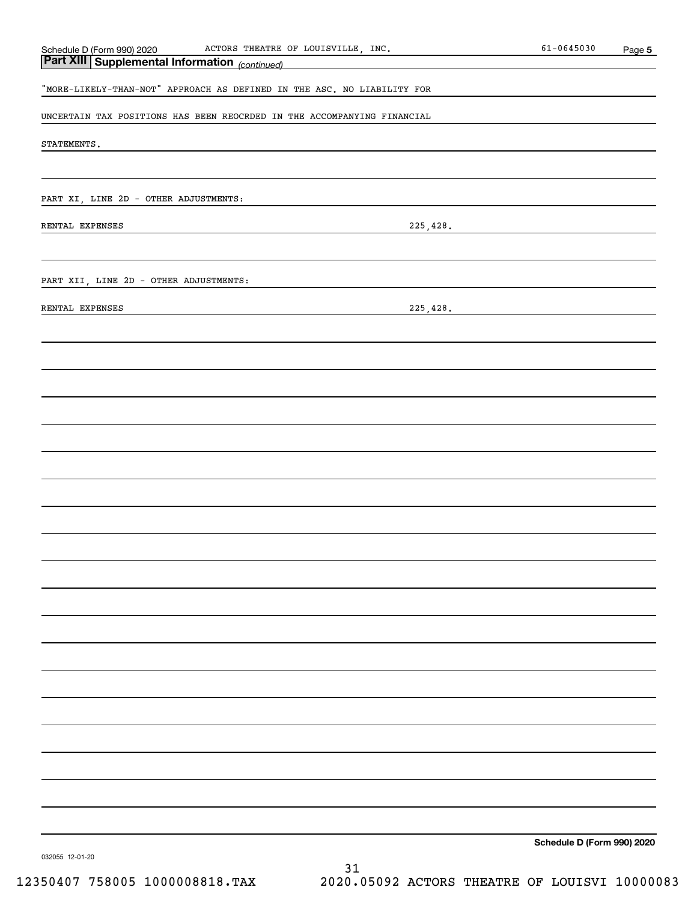## Part XIII Supplemental Information *(continued)*

"MORE-LIKELY-THAN-NOT" APPROACH AS DEFINED IN THE ASC. NO LIABILITY FOR UNCERTAIN TAX POSITIONS HAS BEEN REOCRDED IN THE ACCOMPANYING FINANCIAL STATEMENTS.

PART XI, LINE 2D - OTHER ADJUSTMENTS:

| | |
|---|---|
| RENTAL EXPENSES | 225,428. |

PART XII, LINE 2D - OTHER ADJUSTMENTS:

| | |
|---|---|
| RENTAL EXPENSES | 225,428. |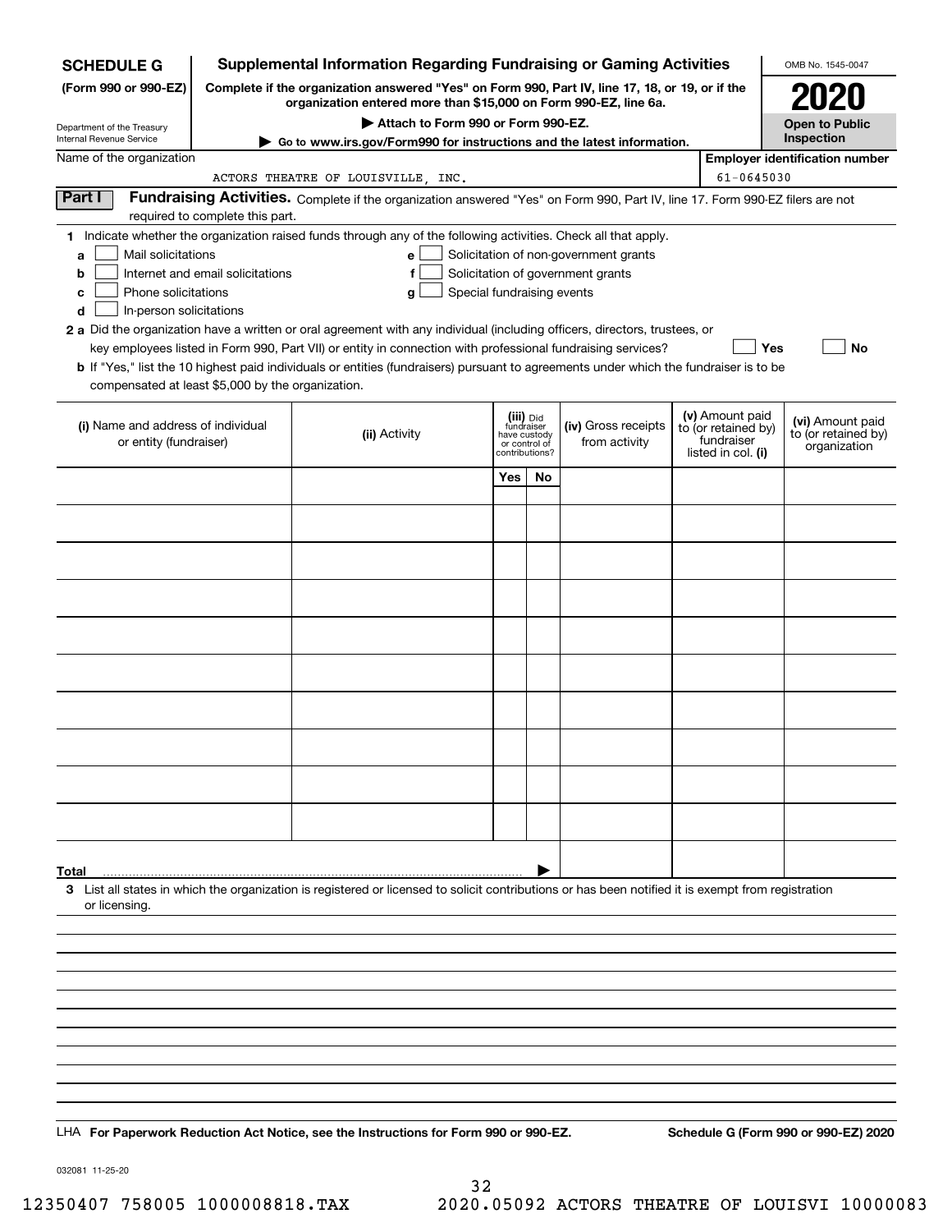**SCHEDULE G (Form 990 or 990-EZ)**

Department of the Treasury
Internal Revenue Service

# Supplemental Information Regarding Fundraising or Gaming Activities

**Complete if the organization answered "Yes" on Form 990, Part IV, line 17, 18, or 19, or if the organization entered more than $15,000 on Form 990-EZ, line 6a.**

**▶ Attach to Form 990 or Form 990-EZ.**

**▶ Go to www.irs.gov/Form990 for instructions and the latest information.**

OMB No. 1545-0047

**2020**

**Open to Public Inspection**

Name of the organization: ACTORS THEATRE OF LOUISVILLE, INC.

**Employer identification number:** 61-0645030

## Part I Fundraising Activities.

Complete if the organization answered "Yes" on Form 990, Part IV, line 17. Form 990-EZ filers are not required to complete this part.

**1** Indicate whether the organization raised funds through any of the following activities. Check all that apply.

- **a** ☐ Mail solicitations
- **b** ☐ Internet and email solicitations
- **c** ☐ Phone solicitations
- **d** ☐ In-person solicitations
- **e** ☐ Solicitation of non-government grants
- **f** ☐ Solicitation of government grants
- **g** ☐ Special fundraising events

**2 a** Did the organization have a written or oral agreement with any individual (including officers, directors, trustees, or key employees listed in Form 990, Part VII) or entity in connection with professional fundraising services? ☐ **Yes** ☐ **No**

**b** If "Yes," list the 10 highest paid individuals or entities (fundraisers) pursuant to agreements under which the fundraiser is to be compensated at least $5,000 by the organization.

| (i) Name and address of individual or entity (fundraiser) | (ii) Activity | (iii) Did fundraiser have custody or control of contributions? Yes | No | (iv) Gross receipts from activity | (v) Amount paid to (or retained by) fundraiser listed in col. (i) | (vi) Amount paid to (or retained by) organization |
|---|---|---|---|---|---|---|
| | | | | | | |
| | | | | | | |
| | | | | | | |
| | | | | | | |
| | | | | | | |
| | | | | | | |
| | | | | | | |
| | | | | | | |
| | | | | | | |
| | | | | | | |
| **Total** ▶ | | | | | | |

**3** List all states in which the organization is registered or licensed to solicit contributions or has been notified it is exempt from registration or licensing.

LHA **For Paperwork Reduction Act Notice, see the Instructions for Form 990 or 990-EZ.** **Schedule G (Form 990 or 990-EZ) 2020**

032081 11-25-20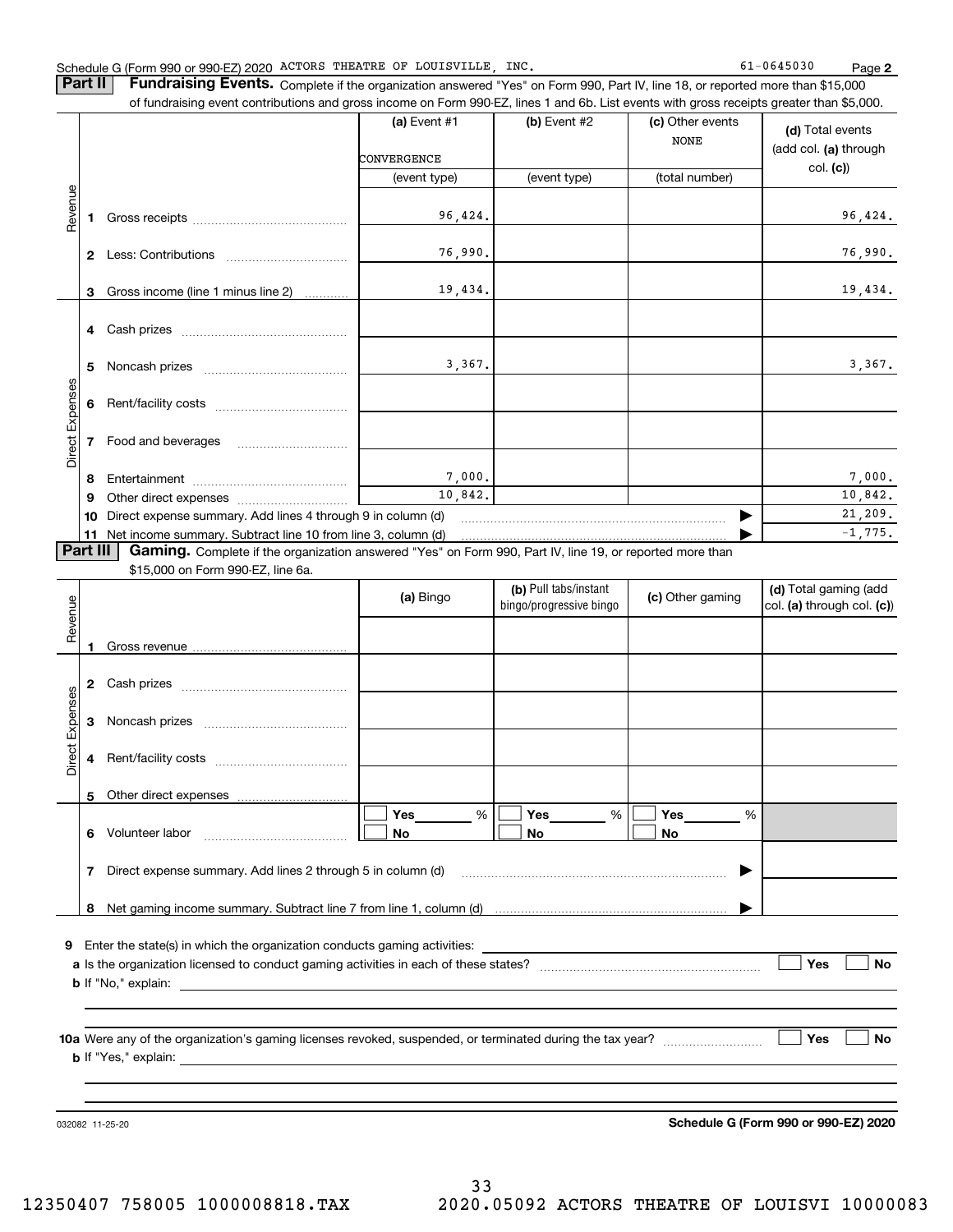Schedule G (Form 990 or 990-EZ) 2020 ACTORS THEATRE OF LOUISVILLE, INC. 61-0645030 Page **2**

**Part II** **Fundraising Events.** Complete if the organization answered "Yes" on Form 990, Part IV, line 18, or reported more than $15,000 of fundraising event contributions and gross income on Form 990-EZ, lines 1 and 6b. List events with gross receipts greater than $5,000.

| | | (a) Event #1 | (b) Event #2 | (c) Other events | (d) Total events (add col. (a) through col. (c)) |
|---|---|---|---|---|---|
| | | CONVERGENCE | | NONE | |
| | | (event type) | (event type) | (total number) | |
| Revenue | 1 Gross receipts | 96,424. | | | 96,424. |
| | 2 Less: Contributions | 76,990. | | | 76,990. |
| | 3 Gross income (line 1 minus line 2) | 19,434. | | | 19,434. |
| Direct Expenses | 4 Cash prizes | | | | |
| | 5 Noncash prizes | 3,367. | | | 3,367. |
| | 6 Rent/facility costs | | | | |
| | 7 Food and beverages | | | | |
| | 8 Entertainment | 7,000. | | | 7,000. |
| | 9 Other direct expenses | 10,842. | | | 10,842. |
| | 10 Direct expense summary. Add lines 4 through 9 in column (d) | | | | 21,209. |
| | 11 Net income summary. Subtract line 10 from line 3, column (d) | | | | -1,775. |

**Part III** **Gaming.** Complete if the organization answered "Yes" on Form 990, Part IV, line 19, or reported more than $15,000 on Form 990-EZ, line 6a.

| | | (a) Bingo | (b) Pull tabs/instant bingo/progressive bingo | (c) Other gaming | (d) Total gaming (add col. (a) through col. (c)) |
|---|---|---|---|---|---|
| Revenue | 1 Gross revenue | | | | |
| Direct Expenses | 2 Cash prizes | | | | |
| | 3 Noncash prizes | | | | |
| | 4 Rent/facility costs | | | | |
| | 5 Other direct expenses | | | | |
| | 6 Volunteer labor | ☐ Yes ____ % ☐ No | ☐ Yes ____ % ☐ No | ☐ Yes ____ % ☐ No | |
| | 7 Direct expense summary. Add lines 2 through 5 in column (d) | | | | |
| | 8 Net gaming income summary. Subtract line 7 from line 1, column (d) | | | | |

**9** Enter the state(s) in which the organization conducts gaming activities: ____________

**a** Is the organization licensed to conduct gaming activities in each of these states? ☐ Yes ☐ No

**b** If "No," explain: ____________

**10a** Were any of the organization's gaming licenses revoked, suspended, or terminated during the tax year? ☐ Yes ☐ No

**b** If "Yes," explain: ____________

032082 11-25-20 **Schedule G (Form 990 or 990-EZ) 2020**

12350407 758005 1000008818.TAX 2020.05092 ACTORS THEATRE OF LOUISVI 10000083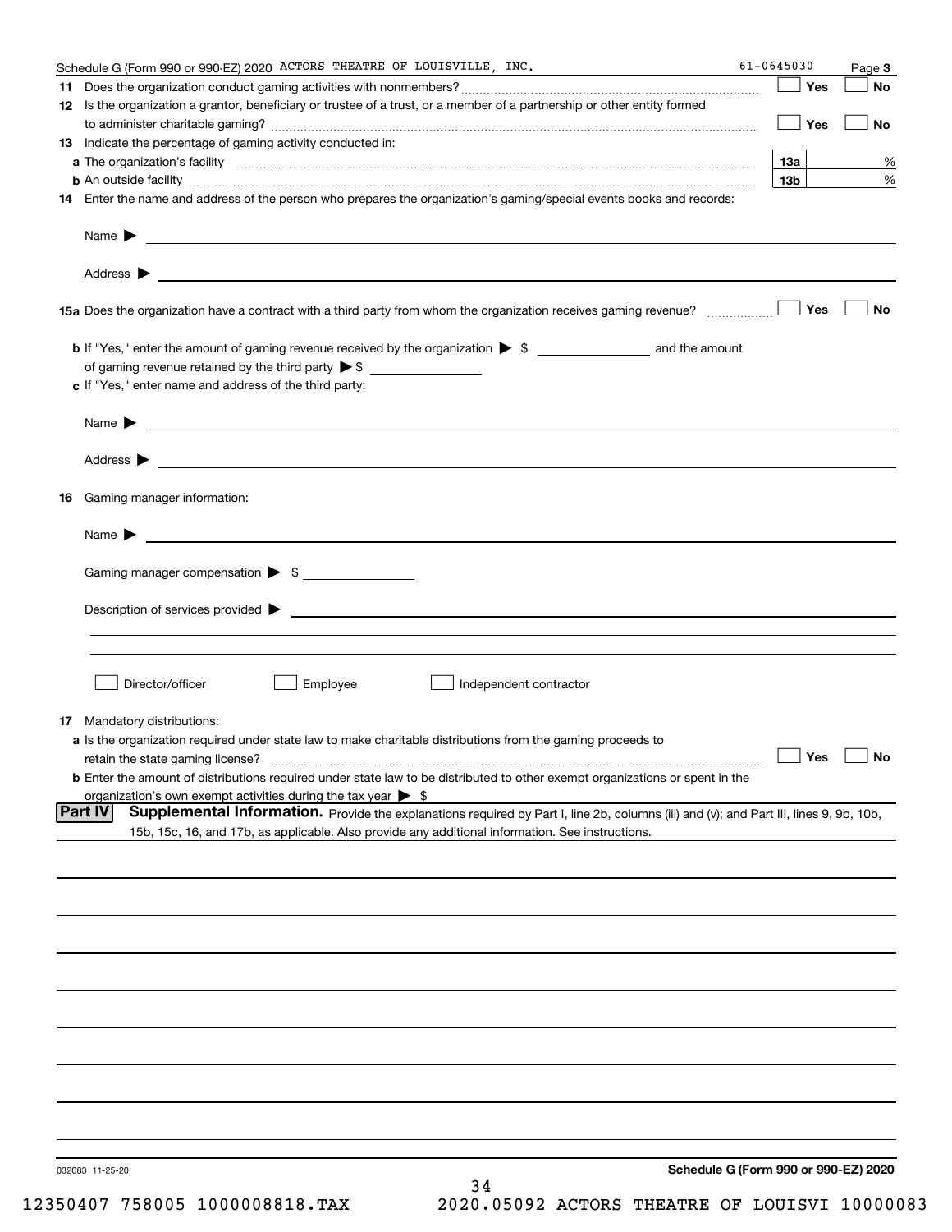Schedule G (Form 990 or 990-EZ) 2020 ACTORS THEATRE OF LOUISVILLE, INC. 61-0645030 Page **3**

**11** Does the organization conduct gaming activities with nonmembers? ☐ Yes ☐ No

**12** Is the organization a grantor, beneficiary or trustee of a trust, or a member of a partnership or other entity formed to administer charitable gaming? ☐ Yes ☐ No

**13** Indicate the percentage of gaming activity conducted in:

**a** The organization's facility **13a** %

**b** An outside facility **13b** %

**14** Enter the name and address of the person who prepares the organization's gaming/special events books and records:

Name ▶

Address ▶

**15a** Does the organization have a contract with a third party from whom the organization receives gaming revenue? ☐ Yes ☐ No

**b** If "Yes," enter the amount of gaming revenue received by the organization ▶ $ ______ and the amount of gaming revenue retained by the third party ▶ $ ______

**c** If "Yes," enter name and address of the third party:

Name ▶

Address ▶

**16** Gaming manager information:

Name ▶

Gaming manager compensation ▶ $ ______

Description of services provided ▶

☐ Director/officer ☐ Employee ☐ Independent contractor

**17** Mandatory distributions:

**a** Is the organization required under state law to make charitable distributions from the gaming proceeds to retain the state gaming license? ☐ Yes ☐ No

**b** Enter the amount of distributions required under state law to be distributed to other exempt organizations or spent in the organization's own exempt activities during the tax year ▶ $

**Part IV** **Supplemental Information.** Provide the explanations required by Part I, line 2b, columns (iii) and (v); and Part III, lines 9, 9b, 10b, 15b, 15c, 16, and 17b, as applicable. Also provide any additional information. See instructions.

032083 11-25-20

**Schedule G (Form 990 or 990-EZ) 2020**

12350407 758005 1000008818.TAX 2020.05092 ACTORS THEATRE OF LOUISVI 10000083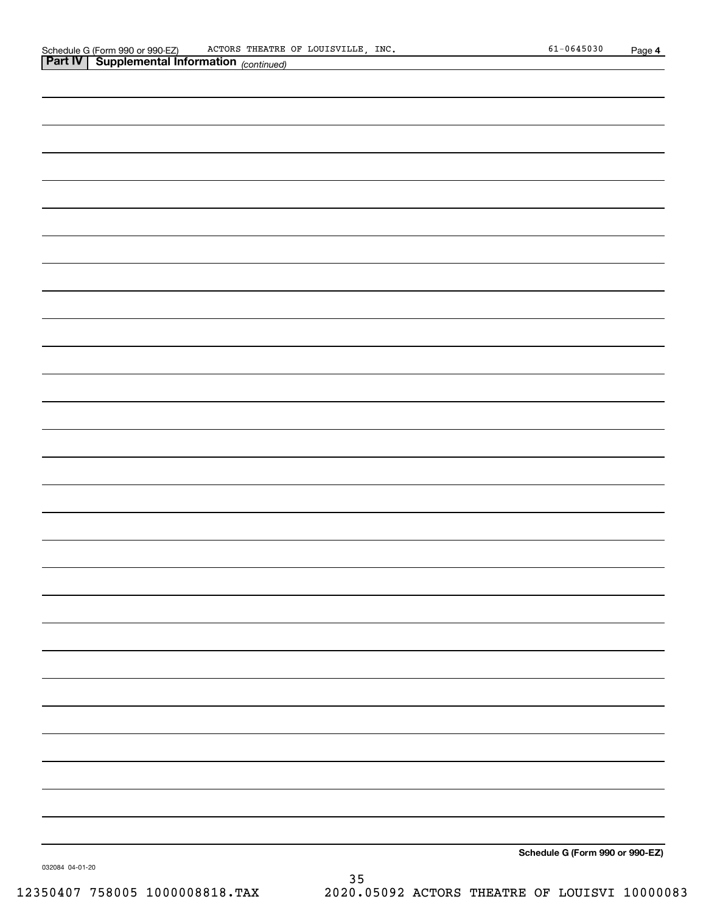Schedule G (Form 990 or 990-EZ) ACTORS THEATRE OF LOUISVILLE, INC. 61-0645030 Page 4

**Part IV | Supplemental Information** *(continued)*

**Schedule G (Form 990 or 990-EZ)**

032084 04-01-20

12350407 758005 1000008818.TAX 2020.05092 ACTORS THEATRE OF LOUISVI 10000083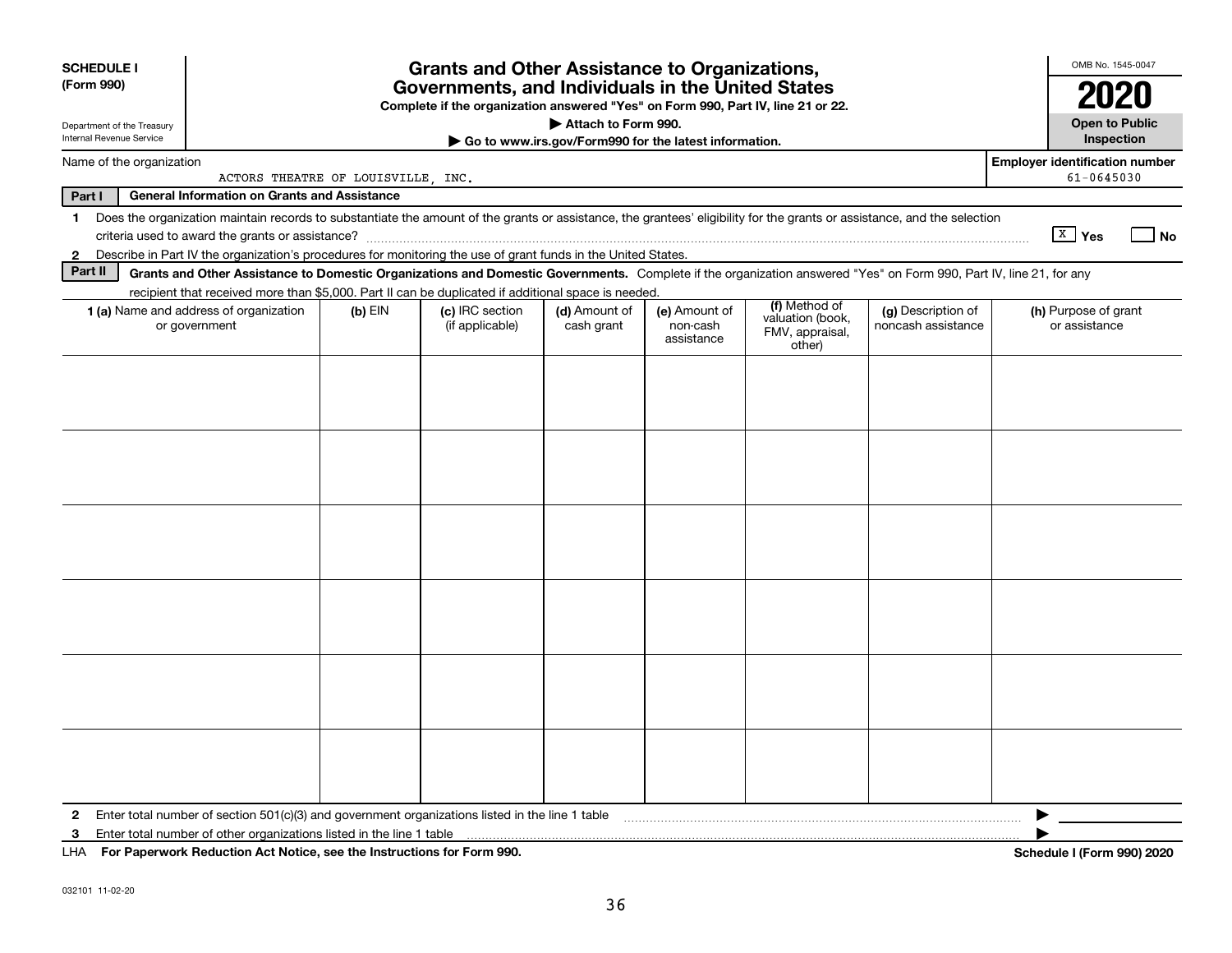**SCHEDULE I**
**(Form 990)**

Department of the Treasury
Internal Revenue Service

# Grants and Other Assistance to Organizations, Governments, and Individuals in the United States

**Complete if the organization answered "Yes" on Form 990, Part IV, line 21 or 22.**
**▶ Attach to Form 990.**
**▶ Go to www.irs.gov/Form990 for the latest information.**

OMB No. 1545-0047
**2020**
**Open to Public Inspection**

Name of the organization: ACTORS THEATRE OF LOUISVILLE, INC.

**Employer identification number:** 61-0645030

**Part I — General Information on Grants and Assistance**

1 Does the organization maintain records to substantiate the amount of the grants or assistance, the grantees' eligibility for the grants or assistance, and the selection criteria used to award the grants or assistance? [X] Yes [ ] No

2 Describe in Part IV the organization's procedures for monitoring the use of grant funds in the United States.

**Part II — Grants and Other Assistance to Domestic Organizations and Domestic Governments.** Complete if the organization answered "Yes" on Form 990, Part IV, line 21, for any recipient that received more than $5,000. Part II can be duplicated if additional space is needed.

| 1 (a) Name and address of organization or government | (b) EIN | (c) IRC section (if applicable) | (d) Amount of cash grant | (e) Amount of non-cash assistance | (f) Method of valuation (book, FMV, appraisal, other) | (g) Description of noncash assistance | (h) Purpose of grant or assistance |
|---|---|---|---|---|---|---|---|
| | | | | | | | |
| | | | | | | | |
| | | | | | | | |
| | | | | | | | |
| | | | | | | | |
| | | | | | | | |

2 Enter total number of section 501(c)(3) and government organizations listed in the line 1 table ▶

3 Enter total number of other organizations listed in the line 1 table ▶

LHA **For Paperwork Reduction Act Notice, see the Instructions for Form 990.** **Schedule I (Form 990) 2020**

032101 11-02-20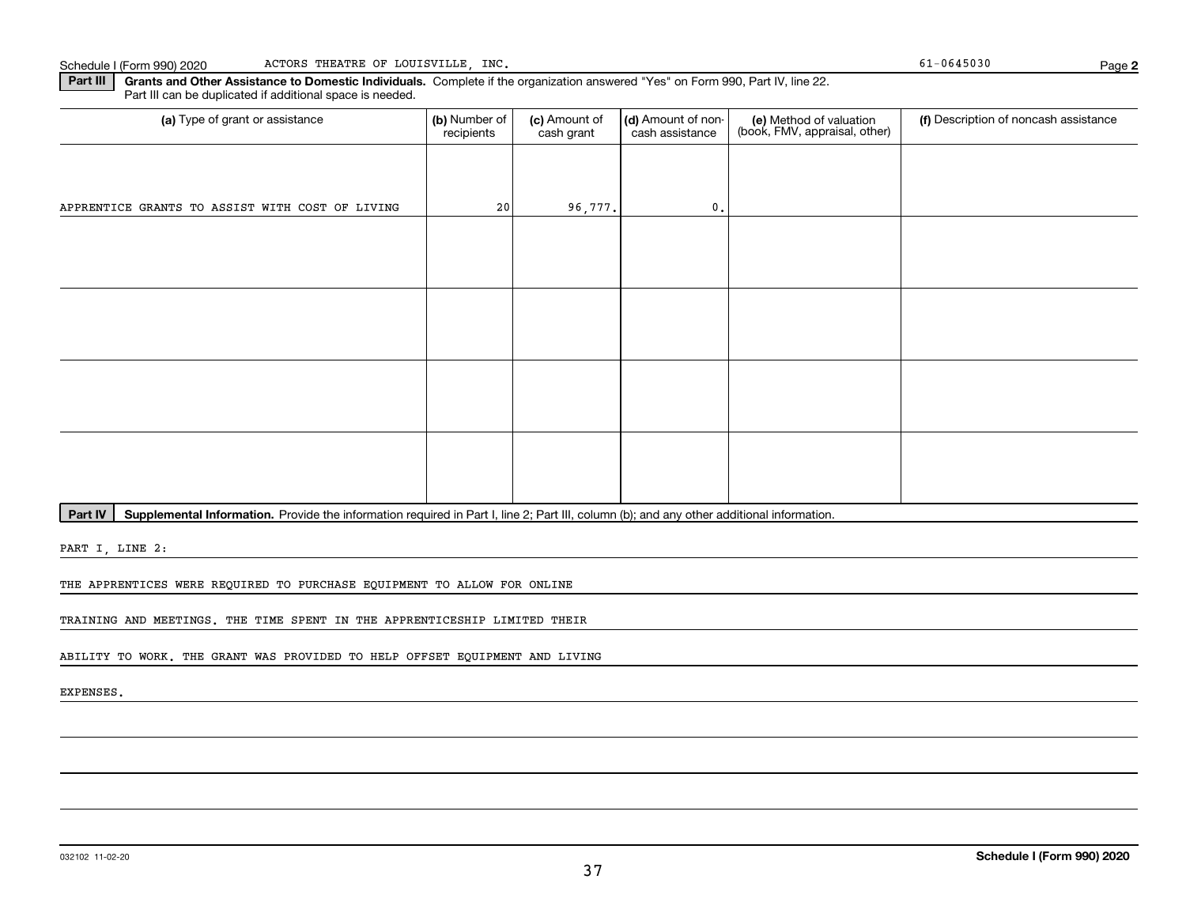Schedule I (Form 990) 2020 ACTORS THEATRE OF LOUISVILLE, INC. 61-0645030 Page **2**

**Part III** **Grants and Other Assistance to Domestic Individuals.** Complete if the organization answered "Yes" on Form 990, Part IV, line 22. Part III can be duplicated if additional space is needed.

| (a) Type of grant or assistance | (b) Number of recipients | (c) Amount of cash grant | (d) Amount of non-cash assistance | (e) Method of valuation (book, FMV, appraisal, other) | (f) Description of noncash assistance |
|---|---|---|---|---|---|
| APPRENTICE GRANTS TO ASSIST WITH COST OF LIVING | 20 | 96,777. | 0. | | |
| | | | | | |
| | | | | | |
| | | | | | |
| | | | | | |

**Part IV** **Supplemental Information.** Provide the information required in Part I, line 2; Part III, column (b); and any other additional information.

PART I, LINE 2:

THE APPRENTICES WERE REQUIRED TO PURCHASE EQUIPMENT TO ALLOW FOR ONLINE TRAINING AND MEETINGS. THE TIME SPENT IN THE APPRENTICESHIP LIMITED THEIR ABILITY TO WORK. THE GRANT WAS PROVIDED TO HELP OFFSET EQUIPMENT AND LIVING EXPENSES.

032102 11-02-20 **Schedule I (Form 990) 2020**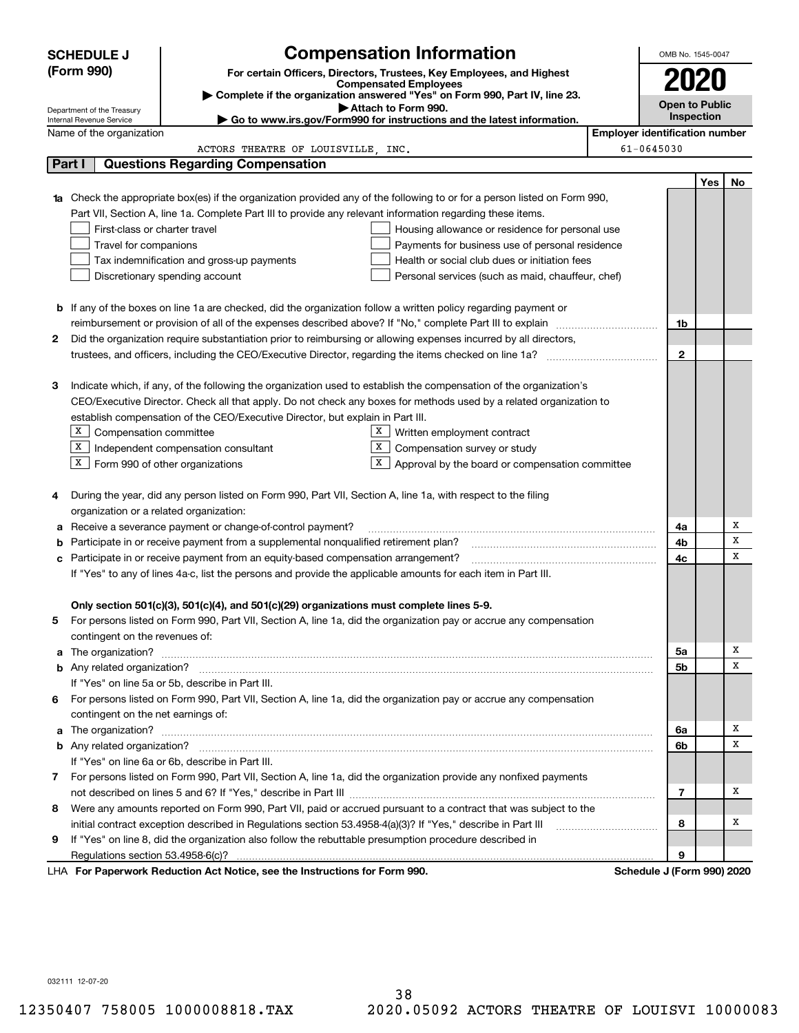**SCHEDULE J (Form 990)**

Department of the Treasury
Internal Revenue Service

# Compensation Information

**For certain Officers, Directors, Trustees, Key Employees, and Highest Compensated Employees**

▶ **Complete if the organization answered "Yes" on Form 990, Part IV, line 23.**
▶ **Attach to Form 990.**
▶ **Go to www.irs.gov/Form990 for instructions and the latest information.**

OMB No. 1545-0047

**2020**

**Open to Public Inspection**

Name of the organization: ACTORS THEATRE OF LOUISVILLE, INC.

Employer identification number: 61-0645030

## Part I — Questions Regarding Compensation

| | | | Yes | No |
|---|---|---|---|---|
| **1a** | Check the appropriate box(es) if the organization provided any of the following to or for a person listed on Form 990, Part VII, Section A, line 1a. Complete Part III to provide any relevant information regarding these items.<br>☐ First-class or charter travel ☐ Housing allowance or residence for personal use<br>☐ Travel for companions ☐ Payments for business use of personal residence<br>☐ Tax indemnification and gross-up payments ☐ Health or social club dues or initiation fees<br>☐ Discretionary spending account ☐ Personal services (such as maid, chauffeur, chef) | | | |
| **b** | If any of the boxes on line 1a are checked, did the organization follow a written policy regarding payment or reimbursement or provision of all of the expenses described above? If "No," complete Part III to explain | 1b | | |
| **2** | Did the organization require substantiation prior to reimbursing or allowing expenses incurred by all directors, trustees, and officers, including the CEO/Executive Director, regarding the items checked on line 1a? | 2 | | |
| **3** | Indicate which, if any, of the following the organization used to establish the compensation of the organization's CEO/Executive Director. Check all that apply. Do not check any boxes for methods used by a related organization to establish compensation of the CEO/Executive Director, but explain in Part III.<br>☒ Compensation committee ☒ Written employment contract<br>☒ Independent compensation consultant ☒ Compensation survey or study<br>☒ Form 990 of other organizations ☒ Approval by the board or compensation committee | | | |
| **4** | During the year, did any person listed on Form 990, Part VII, Section A, line 1a, with respect to the filing organization or a related organization: | | | |
| **a** | Receive a severance payment or change-of-control payment? | 4a | | X |
| **b** | Participate in or receive payment from a supplemental nonqualified retirement plan? | 4b | | X |
| **c** | Participate in or receive payment from an equity-based compensation arrangement? | 4c | | X |
| | If "Yes" to any of lines 4a-c, list the persons and provide the applicable amounts for each item in Part III. | | | |
| | **Only section 501(c)(3), 501(c)(4), and 501(c)(29) organizations must complete lines 5-9.** | | | |
| **5** | For persons listed on Form 990, Part VII, Section A, line 1a, did the organization pay or accrue any compensation contingent on the revenues of: | | | |
| **a** | The organization? | 5a | | X |
| **b** | Any related organization? | 5b | | X |
| | If "Yes" on line 5a or 5b, describe in Part III. | | | |
| **6** | For persons listed on Form 990, Part VII, Section A, line 1a, did the organization pay or accrue any compensation contingent on the net earnings of: | | | |
| **a** | The organization? | 6a | | X |
| **b** | Any related organization? | 6b | | X |
| | If "Yes" on line 6a or 6b, describe in Part III. | | | |
| **7** | For persons listed on Form 990, Part VII, Section A, line 1a, did the organization provide any nonfixed payments not described on lines 5 and 6? If "Yes," describe in Part III | 7 | | X |
| **8** | Were any amounts reported on Form 990, Part VII, paid or accrued pursuant to a contract that was subject to the initial contract exception described in Regulations section 53.4958-4(a)(3)? If "Yes," describe in Part III | 8 | | X |
| **9** | If "Yes" on line 8, did the organization also follow the rebuttable presumption procedure described in Regulations section 53.4958-6(c)? | 9 | | |

LHA **For Paperwork Reduction Act Notice, see the Instructions for Form 990.** **Schedule J (Form 990) 2020**

032111 12-07-20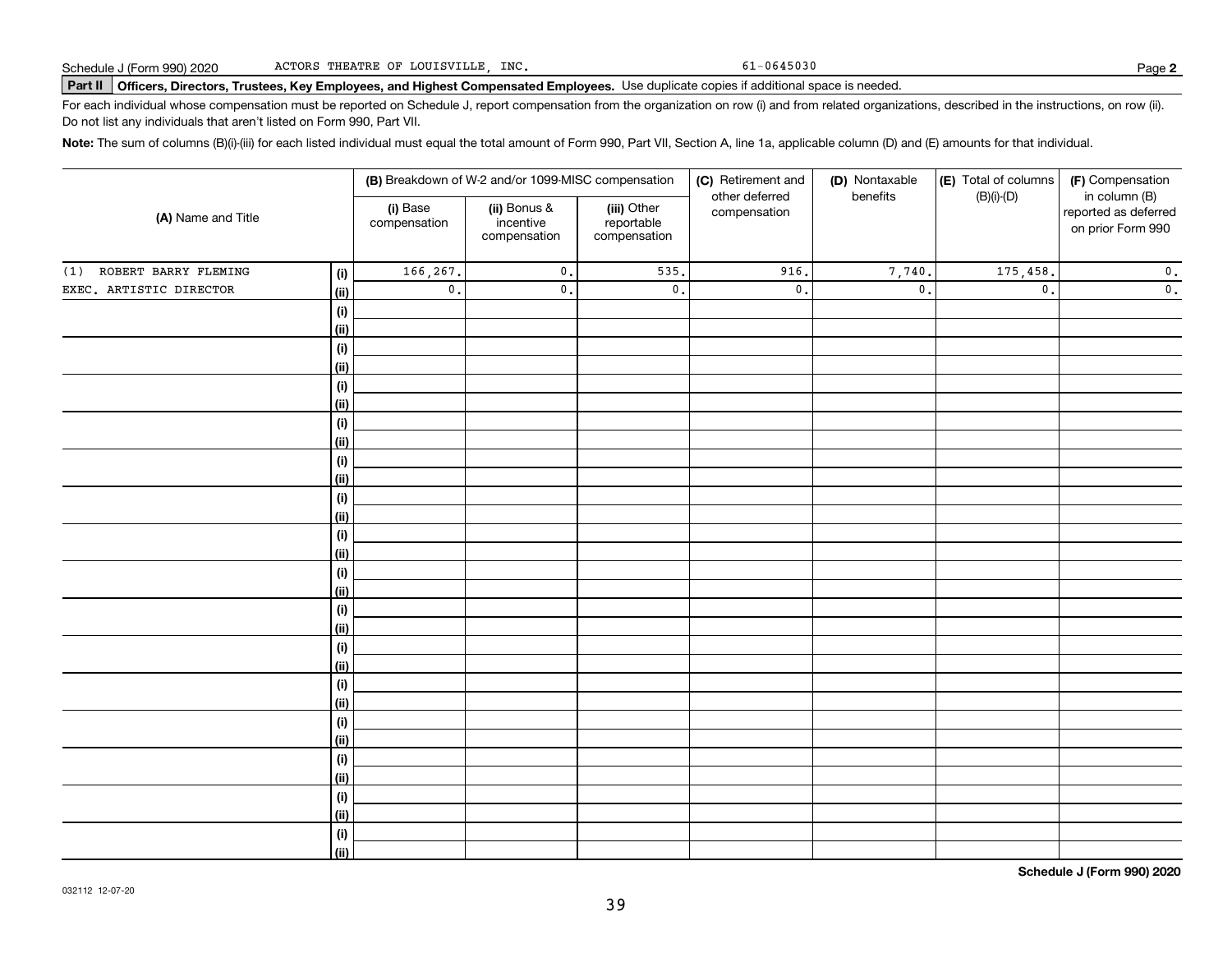Schedule J (Form 990) 2020 ACTORS THEATRE OF LOUISVILLE, INC. 61-0645030 Page **2**

**Part II Officers, Directors, Trustees, Key Employees, and Highest Compensated Employees.** Use duplicate copies if additional space is needed.

For each individual whose compensation must be reported on Schedule J, report compensation from the organization on row (i) and from related organizations, described in the instructions, on row (ii). Do not list any individuals that aren't listed on Form 990, Part VII.

**Note:** The sum of columns (B)(i)-(iii) for each listed individual must equal the total amount of Form 990, Part VII, Section A, line 1a, applicable column (D) and (E) amounts for that individual.

| (A) Name and Title | | (B) Breakdown of W-2 and/or 1099-MISC compensation | | | (C) Retirement and other deferred compensation | (D) Nontaxable benefits | (E) Total of columns (B)(i)-(D) | (F) Compensation in column (B) reported as deferred on prior Form 990 |
|---|---|---|---|---|---|---|---|---|
| | | (i) Base compensation | (ii) Bonus & incentive compensation | (iii) Other reportable compensation | | | | |
| (1) ROBERT BARRY FLEMING | (i) | 166,267. | 0. | 535. | 916. | 7,740. | 175,458. | 0. |
| EXEC. ARTISTIC DIRECTOR | (ii) | 0. | 0. | 0. | 0. | 0. | 0. | 0. |
| | (i) | | | | | | | |
| | (ii) | | | | | | | |
| | (i) | | | | | | | |
| | (ii) | | | | | | | |
| | (i) | | | | | | | |
| | (ii) | | | | | | | |
| | (i) | | | | | | | |
| | (ii) | | | | | | | |
| | (i) | | | | | | | |
| | (ii) | | | | | | | |
| | (i) | | | | | | | |
| | (ii) | | | | | | | |
| | (i) | | | | | | | |
| | (ii) | | | | | | | |
| | (i) | | | | | | | |
| | (ii) | | | | | | | |
| | (i) | | | | | | | |
| | (ii) | | | | | | | |
| | (i) | | | | | | | |
| | (ii) | | | | | | | |
| | (i) | | | | | | | |
| | (ii) | | | | | | | |
| | (i) | | | | | | | |
| | (ii) | | | | | | | |
| | (i) | | | | | | | |
| | (ii) | | | | | | | |
| | (i) | | | | | | | |
| | (ii) | | | | | | | |
| | (i) | | | | | | | |
| | (ii) | | | | | | | |

**Schedule J (Form 990) 2020**

032112 12-07-20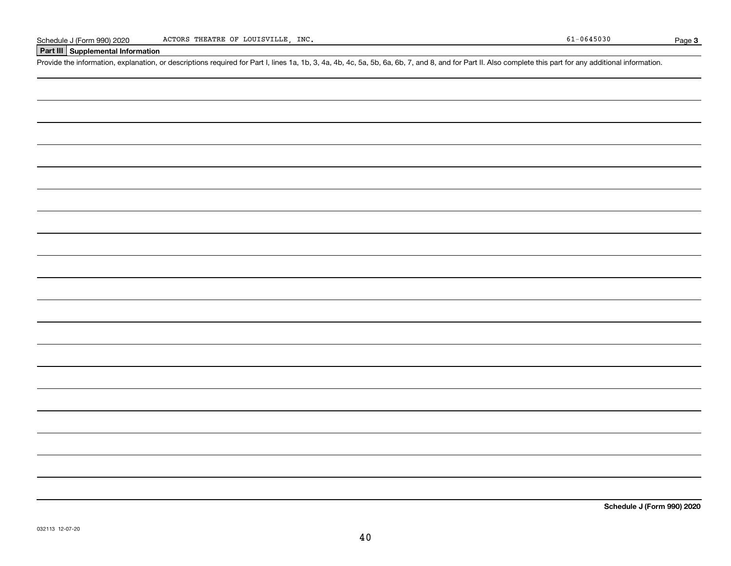## Part III Supplemental Information

Provide the information, explanation, or descriptions required for Part I, lines 1a, 1b, 3, 4a, 4b, 4c, 5a, 5b, 6a, 6b, 7, and 8, and for Part II. Also complete this part for any additional information.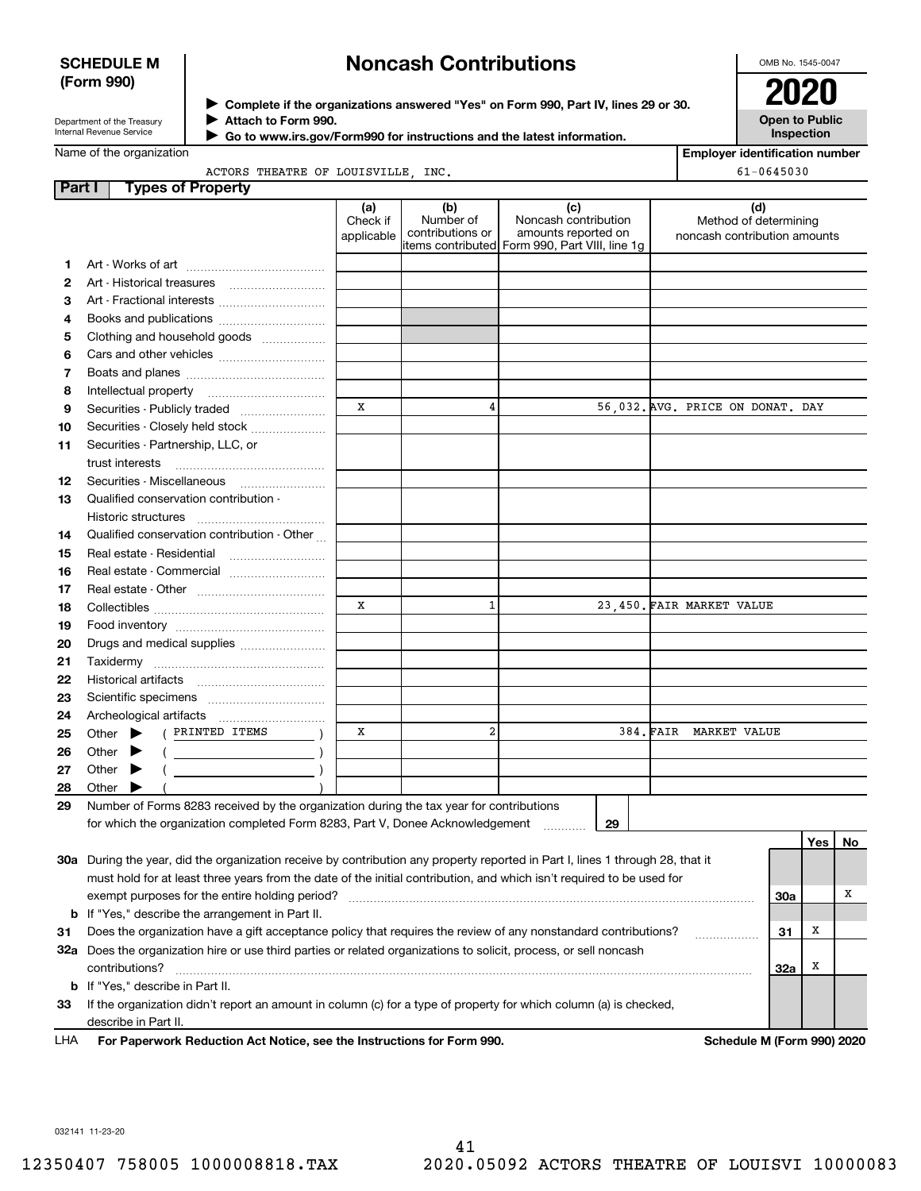**SCHEDULE M (Form 990)**

Department of the Treasury
Internal Revenue Service

# Noncash Contributions

▶ Complete if the organizations answered "Yes" on Form 990, Part IV, lines 29 or 30.
▶ Attach to Form 990.
▶ Go to www.irs.gov/Form990 for instructions and the latest information.

OMB No. 1545-0047

**2020**

**Open to Public Inspection**

Name of the organization: ACTORS THEATRE OF LOUISVILLE, INC.

Employer identification number: 61-0645030

## Part I Types of Property

| | | (a) Check if applicable | (b) Number of contributions or items contributed | (c) Noncash contribution amounts reported on Form 990, Part VIII, line 1g | (d) Method of determining noncash contribution amounts |
|---|---|---|---|---|---|
| 1 | Art - Works of art | | | | |
| 2 | Art - Historical treasures | | | | |
| 3 | Art - Fractional interests | | | | |
| 4 | Books and publications | | | | |
| 5 | Clothing and household goods | | | | |
| 6 | Cars and other vehicles | | | | |
| 7 | Boats and planes | | | | |
| 8 | Intellectual property | | | | |
| 9 | Securities - Publicly traded | X | 4 | 56,032. | AVG. PRICE ON DONAT. DAY |
| 10 | Securities - Closely held stock | | | | |
| 11 | Securities - Partnership, LLC, or trust interests | | | | |
| 12 | Securities - Miscellaneous | | | | |
| 13 | Qualified conservation contribution - Historic structures | | | | |
| 14 | Qualified conservation contribution - Other | | | | |
| 15 | Real estate - Residential | | | | |
| 16 | Real estate - Commercial | | | | |
| 17 | Real estate - Other | | | | |
| 18 | Collectibles | X | 1 | 23,450. | FAIR MARKET VALUE |
| 19 | Food inventory | | | | |
| 20 | Drugs and medical supplies | | | | |
| 21 | Taxidermy | | | | |
| 22 | Historical artifacts | | | | |
| 23 | Scientific specimens | | | | |
| 24 | Archeological artifacts | | | | |
| 25 | Other ▶ ( PRINTED ITEMS ) | X | 2 | 384. | FAIR MARKET VALUE |
| 26 | Other ▶ ( ) | | | | |
| 27 | Other ▶ ( ) | | | | |
| 28 | Other ▶ ( ) | | | | |

**29** Number of Forms 8283 received by the organization during the tax year for contributions for which the organization completed Form 8283, Part V, Donee Acknowledgement ..... **29** 

| | | | Yes | No |
|---|---|---|---|---|
| **30a** | During the year, did the organization receive by contribution any property reported in Part I, lines 1 through 28, that it must hold for at least three years from the date of the initial contribution, and which isn't required to be used for exempt purposes for the entire holding period? | 30a | | X |
| **b** | If "Yes," describe the arrangement in Part II. | | | |
| **31** | Does the organization have a gift acceptance policy that requires the review of any nonstandard contributions? | 31 | X | |
| **32a** | Does the organization hire or use third parties or related organizations to solicit, process, or sell noncash contributions? | 32a | X | |
| **b** | If "Yes," describe in Part II. | | | |
| **33** | If the organization didn't report an amount in column (c) for a type of property for which column (a) is checked, describe in Part II. | | | |

LHA **For Paperwork Reduction Act Notice, see the Instructions for Form 990.** **Schedule M (Form 990) 2020**

032141 11-23-20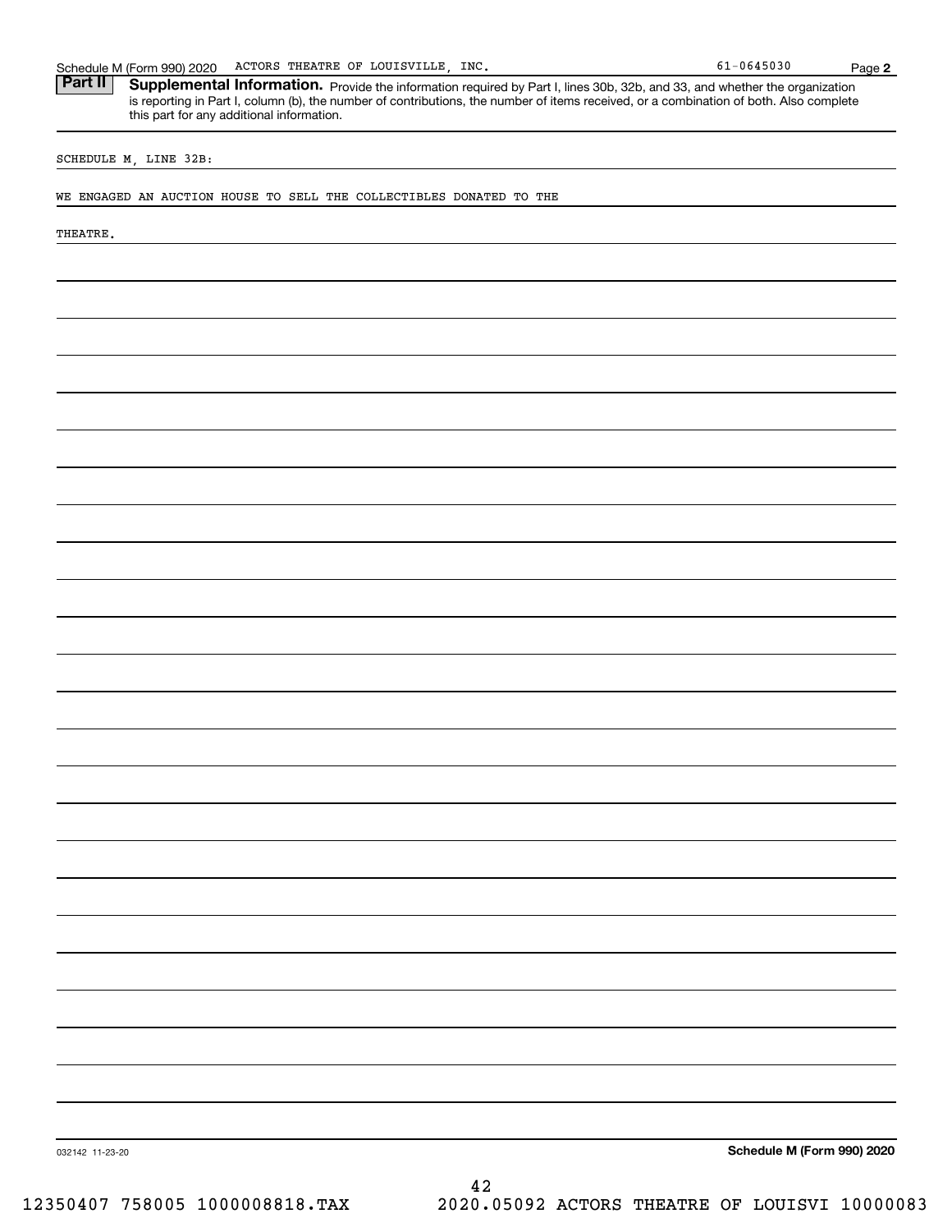Schedule M (Form 990) 2020 ACTORS THEATRE OF LOUISVILLE, INC. 61-0645030 Page 2

**Part II** **Supplemental Information.** Provide the information required by Part I, lines 30b, 32b, and 33, and whether the organization is reporting in Part I, column (b), the number of contributions, the number of items received, or a combination of both. Also complete this part for any additional information.

SCHEDULE M, LINE 32B:

WE ENGAGED AN AUCTION HOUSE TO SELL THE COLLECTIBLES DONATED TO THE THEATRE.

032142 11-23-20

**Schedule M (Form 990) 2020**

12350407 758005 1000008818.TAX 2020.05092 ACTORS THEATRE OF LOUISVI 10000083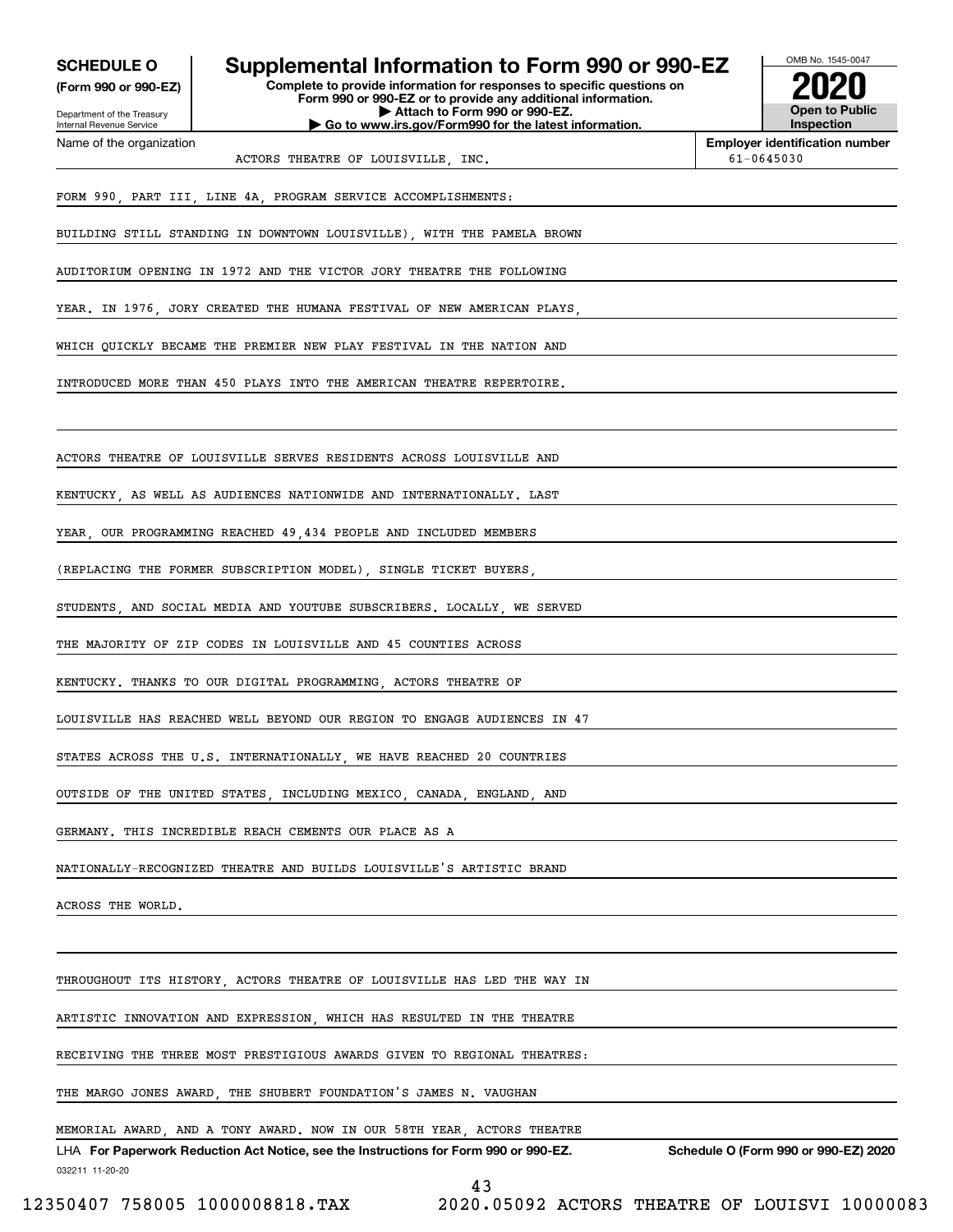# SCHEDULE O (Form 990 or 990-EZ)

Department of the Treasury
Internal Revenue Service

## Supplemental Information to Form 990 or 990-EZ

**Complete to provide information for responses to specific questions on Form 990 or 990-EZ or to provide any additional information.**
**▶ Attach to Form 990 or 990-EZ.**
**▶ Go to www.irs.gov/Form990 for the latest information.**

OMB No. 1545-0047

**2020**

**Open to Public Inspection**

Name of the organization: ACTORS THEATRE OF LOUISVILLE, INC.

**Employer identification number:** 61-0645030

FORM 990, PART III, LINE 4A, PROGRAM SERVICE ACCOMPLISHMENTS:

BUILDING STILL STANDING IN DOWNTOWN LOUISVILLE), WITH THE PAMELA BROWN AUDITORIUM OPENING IN 1972 AND THE VICTOR JORY THEATRE THE FOLLOWING YEAR. IN 1976, JORY CREATED THE HUMANA FESTIVAL OF NEW AMERICAN PLAYS, WHICH QUICKLY BECAME THE PREMIER NEW PLAY FESTIVAL IN THE NATION AND INTRODUCED MORE THAN 450 PLAYS INTO THE AMERICAN THEATRE REPERTOIRE.

ACTORS THEATRE OF LOUISVILLE SERVES RESIDENTS ACROSS LOUISVILLE AND KENTUCKY, AS WELL AS AUDIENCES NATIONWIDE AND INTERNATIONALLY. LAST YEAR, OUR PROGRAMMING REACHED 49,434 PEOPLE AND INCLUDED MEMBERS (REPLACING THE FORMER SUBSCRIPTION MODEL), SINGLE TICKET BUYERS, STUDENTS, AND SOCIAL MEDIA AND YOUTUBE SUBSCRIBERS. LOCALLY, WE SERVED THE MAJORITY OF ZIP CODES IN LOUISVILLE AND 45 COUNTIES ACROSS KENTUCKY. THANKS TO OUR DIGITAL PROGRAMMING, ACTORS THEATRE OF LOUISVILLE HAS REACHED WELL BEYOND OUR REGION TO ENGAGE AUDIENCES IN 47 STATES ACROSS THE U.S. INTERNATIONALLY, WE HAVE REACHED 20 COUNTRIES OUTSIDE OF THE UNITED STATES, INCLUDING MEXICO, CANADA, ENGLAND, AND GERMANY. THIS INCREDIBLE REACH CEMENTS OUR PLACE AS A NATIONALLY-RECOGNIZED THEATRE AND BUILDS LOUISVILLE'S ARTISTIC BRAND ACROSS THE WORLD.

THROUGHOUT ITS HISTORY, ACTORS THEATRE OF LOUISVILLE HAS LED THE WAY IN ARTISTIC INNOVATION AND EXPRESSION, WHICH HAS RESULTED IN THE THEATRE RECEIVING THE THREE MOST PRESTIGIOUS AWARDS GIVEN TO REGIONAL THEATRES: THE MARGO JONES AWARD, THE SHUBERT FOUNDATION'S JAMES N. VAUGHAN MEMORIAL AWARD, AND A TONY AWARD. NOW IN OUR 58TH YEAR, ACTORS THEATRE

LHA **For Paperwork Reduction Act Notice, see the Instructions for Form 990 or 990-EZ.** **Schedule O (Form 990 or 990-EZ) 2020**

032211 11-20-20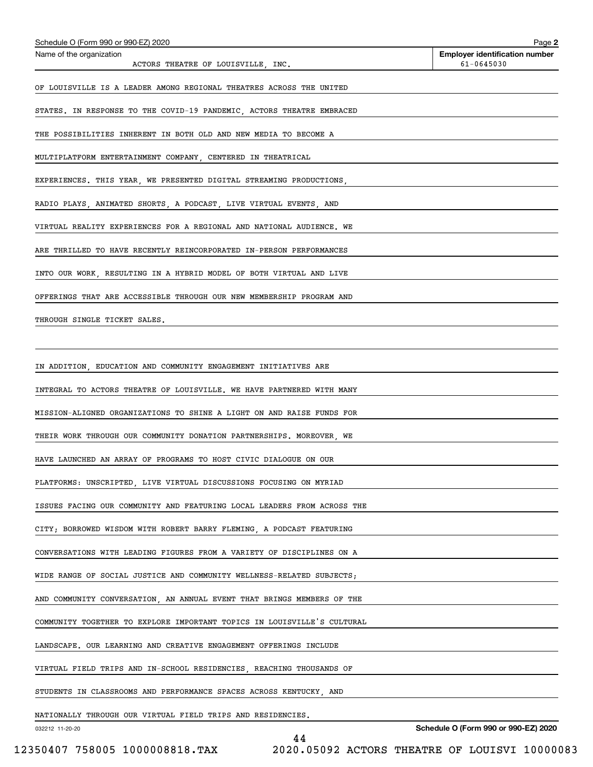Schedule O (Form 990 or 990-EZ) 2020

Name of the organization: ACTORS THEATRE OF LOUISVILLE, INC.

**Employer identification number:** 61-0645030

OF LOUISVILLE IS A LEADER AMONG REGIONAL THEATRES ACROSS THE UNITED STATES. IN RESPONSE TO THE COVID-19 PANDEMIC, ACTORS THEATRE EMBRACED THE POSSIBILITIES INHERENT IN BOTH OLD AND NEW MEDIA TO BECOME A MULTIPLATFORM ENTERTAINMENT COMPANY, CENTERED IN THEATRICAL EXPERIENCES. THIS YEAR, WE PRESENTED DIGITAL STREAMING PRODUCTIONS, RADIO PLAYS, ANIMATED SHORTS, A PODCAST, LIVE VIRTUAL EVENTS, AND VIRTUAL REALITY EXPERIENCES FOR A REGIONAL AND NATIONAL AUDIENCE. WE ARE THRILLED TO HAVE RECENTLY REINCORPORATED IN-PERSON PERFORMANCES INTO OUR WORK, RESULTING IN A HYBRID MODEL OF BOTH VIRTUAL AND LIVE OFFERINGS THAT ARE ACCESSIBLE THROUGH OUR NEW MEMBERSHIP PROGRAM AND THROUGH SINGLE TICKET SALES.

IN ADDITION, EDUCATION AND COMMUNITY ENGAGEMENT INITIATIVES ARE INTEGRAL TO ACTORS THEATRE OF LOUISVILLE. WE HAVE PARTNERED WITH MANY MISSION-ALIGNED ORGANIZATIONS TO SHINE A LIGHT ON AND RAISE FUNDS FOR THEIR WORK THROUGH OUR COMMUNITY DONATION PARTNERSHIPS. MOREOVER, WE HAVE LAUNCHED AN ARRAY OF PROGRAMS TO HOST CIVIC DIALOGUE ON OUR PLATFORMS: UNSCRIPTED, LIVE VIRTUAL DISCUSSIONS FOCUSING ON MYRIAD ISSUES FACING OUR COMMUNITY AND FEATURING LOCAL LEADERS FROM ACROSS THE CITY; BORROWED WISDOM WITH ROBERT BARRY FLEMING, A PODCAST FEATURING CONVERSATIONS WITH LEADING FIGURES FROM A VARIETY OF DISCIPLINES ON A WIDE RANGE OF SOCIAL JUSTICE AND COMMUNITY WELLNESS-RELATED SUBJECTS; AND COMMUNITY CONVERSATION, AN ANNUAL EVENT THAT BRINGS MEMBERS OF THE COMMUNITY TOGETHER TO EXPLORE IMPORTANT TOPICS IN LOUISVILLE'S CULTURAL LANDSCAPE. OUR LEARNING AND CREATIVE ENGAGEMENT OFFERINGS INCLUDE VIRTUAL FIELD TRIPS AND IN-SCHOOL RESIDENCIES, REACHING THOUSANDS OF STUDENTS IN CLASSROOMS AND PERFORMANCE SPACES ACROSS KENTUCKY, AND NATIONALLY THROUGH OUR VIRTUAL FIELD TRIPS AND RESIDENCIES.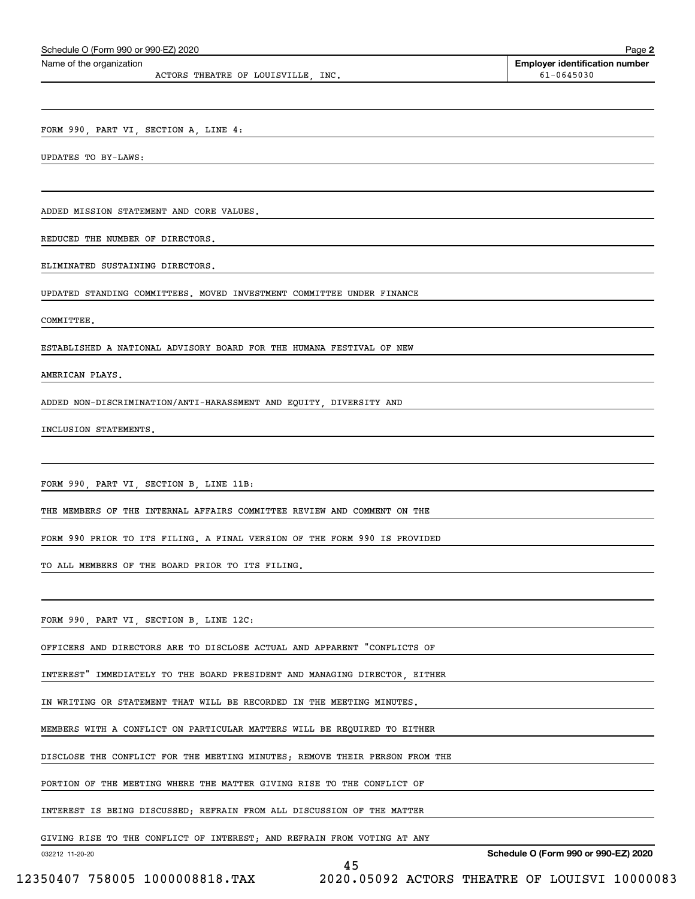Schedule O (Form 990 or 990-EZ) 2020

Name of the organization: ACTORS THEATRE OF LOUISVILLE, INC.

Employer identification number: 61-0645030

FORM 990, PART VI, SECTION A, LINE 4:

UPDATES TO BY-LAWS:

ADDED MISSION STATEMENT AND CORE VALUES.

REDUCED THE NUMBER OF DIRECTORS.

ELIMINATED SUSTAINING DIRECTORS.

UPDATED STANDING COMMITTEES. MOVED INVESTMENT COMMITTEE UNDER FINANCE COMMITTEE.

ESTABLISHED A NATIONAL ADVISORY BOARD FOR THE HUMANA FESTIVAL OF NEW AMERICAN PLAYS.

ADDED NON-DISCRIMINATION/ANTI-HARASSMENT AND EQUITY, DIVERSITY AND INCLUSION STATEMENTS.

FORM 990, PART VI, SECTION B, LINE 11B:

THE MEMBERS OF THE INTERNAL AFFAIRS COMMITTEE REVIEW AND COMMENT ON THE FORM 990 PRIOR TO ITS FILING. A FINAL VERSION OF THE FORM 990 IS PROVIDED TO ALL MEMBERS OF THE BOARD PRIOR TO ITS FILING.

FORM 990, PART VI, SECTION B, LINE 12C:

OFFICERS AND DIRECTORS ARE TO DISCLOSE ACTUAL AND APPARENT "CONFLICTS OF INTEREST" IMMEDIATELY TO THE BOARD PRESIDENT AND MANAGING DIRECTOR, EITHER IN WRITING OR STATEMENT THAT WILL BE RECORDED IN THE MEETING MINUTES. MEMBERS WITH A CONFLICT ON PARTICULAR MATTERS WILL BE REQUIRED TO EITHER DISCLOSE THE CONFLICT FOR THE MEETING MINUTES; REMOVE THEIR PERSON FROM THE PORTION OF THE MEETING WHERE THE MATTER GIVING RISE TO THE CONFLICT OF INTEREST IS BEING DISCUSSED; REFRAIN FROM ALL DISCUSSION OF THE MATTER GIVING RISE TO THE CONFLICT OF INTEREST; AND REFRAIN FROM VOTING AT ANY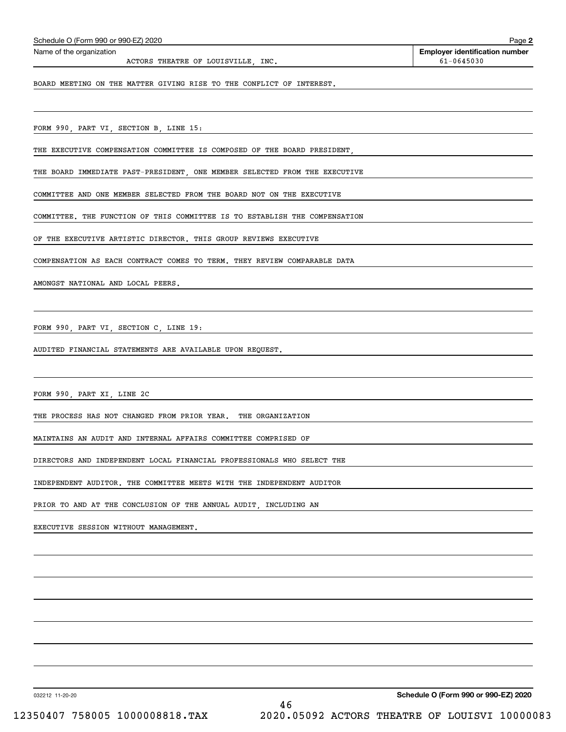Schedule O (Form 990 or 990-EZ) 2020

Name of the organization: ACTORS THEATRE OF LOUISVILLE, INC.

Employer identification number: 61-0645030

BOARD MEETING ON THE MATTER GIVING RISE TO THE CONFLICT OF INTEREST.

FORM 990, PART VI, SECTION B, LINE 15:

THE EXECUTIVE COMPENSATION COMMITTEE IS COMPOSED OF THE BOARD PRESIDENT, THE BOARD IMMEDIATE PAST-PRESIDENT, ONE MEMBER SELECTED FROM THE EXECUTIVE COMMITTEE AND ONE MEMBER SELECTED FROM THE BOARD NOT ON THE EXECUTIVE COMMITTEE. THE FUNCTION OF THIS COMMITTEE IS TO ESTABLISH THE COMPENSATION OF THE EXECUTIVE ARTISTIC DIRECTOR. THIS GROUP REVIEWS EXECUTIVE COMPENSATION AS EACH CONTRACT COMES TO TERM. THEY REVIEW COMPARABLE DATA AMONGST NATIONAL AND LOCAL PEERS.

FORM 990, PART VI, SECTION C, LINE 19:

AUDITED FINANCIAL STATEMENTS ARE AVAILABLE UPON REQUEST.

FORM 990, PART XI, LINE 2C

THE PROCESS HAS NOT CHANGED FROM PRIOR YEAR. THE ORGANIZATION MAINTAINS AN AUDIT AND INTERNAL AFFAIRS COMMITTEE COMPRISED OF DIRECTORS AND INDEPENDENT LOCAL FINANCIAL PROFESSIONALS WHO SELECT THE INDEPENDENT AUDITOR. THE COMMITTEE MEETS WITH THE INDEPENDENT AUDITOR PRIOR TO AND AT THE CONCLUSION OF THE ANNUAL AUDIT, INCLUDING AN EXECUTIVE SESSION WITHOUT MANAGEMENT.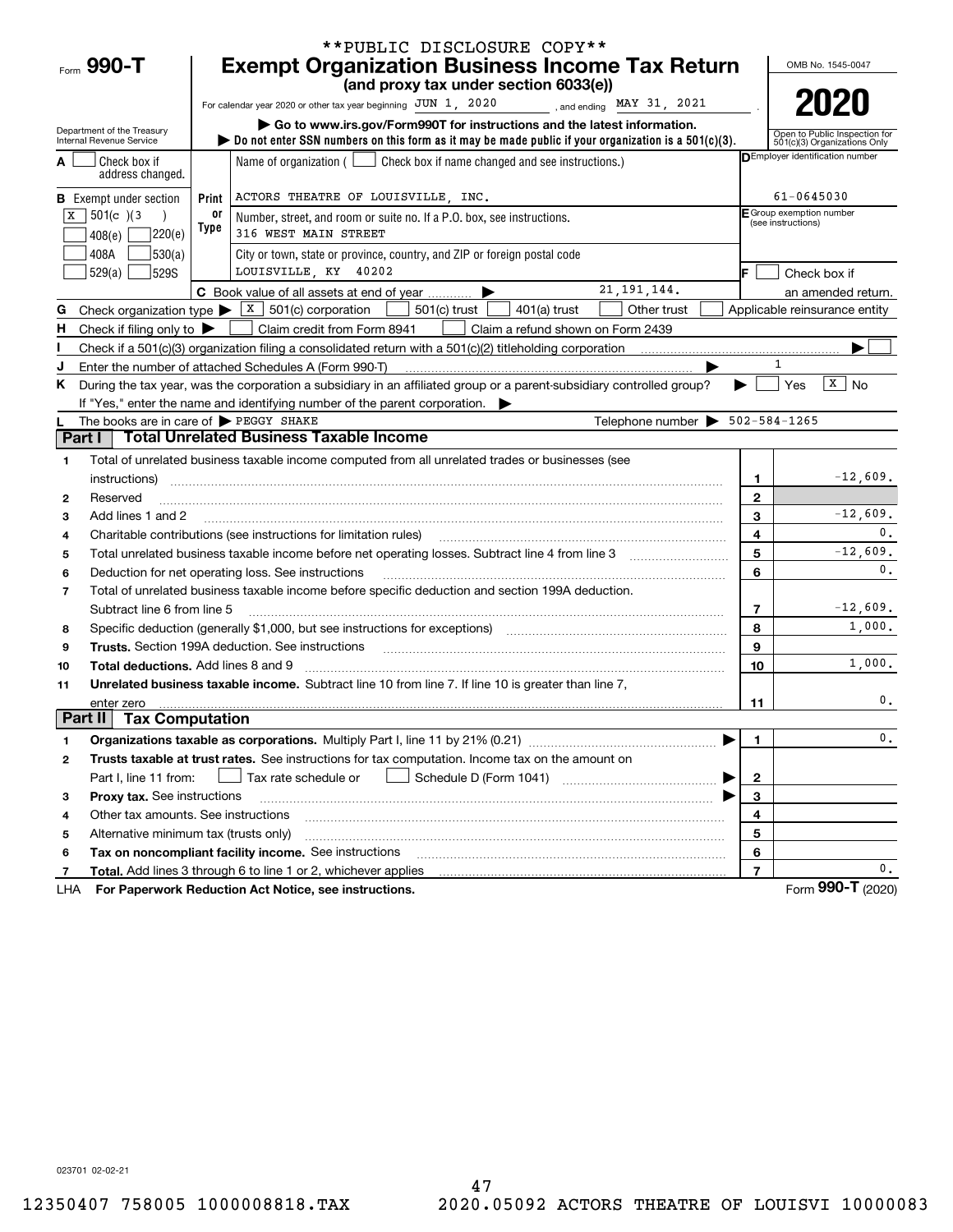**PUBLIC DISCLOSURE COPY**

Form **990-T**

# Exempt Organization Business Income Tax Return

**(and proxy tax under section 6033(e))**

For calendar year 2020 or other tax year beginning JUN 1, 2020 , and ending MAY 31, 2021 .

▶ Go to www.irs.gov/Form990T for instructions and the latest information.

▶ Do not enter SSN numbers on this form as it may be made public if your organization is a 501(c)(3).

Department of the Treasury
Internal Revenue Service

OMB No. 1545-0047

**2020**

Open to Public Inspection for 501(c)(3) Organizations Only

**A** ☐ Check box if address changed.

**B** Exempt under section
☒ 501(c)(3)
☐ 408(e) ☐ 220(e)
☐ 408A ☐ 530(a)
☐ 529(a) ☐ 529S

Print or Type

Name of organization ( ☐ Check box if name changed and see instructions.)
ACTORS THEATRE OF LOUISVILLE, INC.

Number, street, and room or suite no. If a P.O. box, see instructions.
316 WEST MAIN STREET

City or town, state or province, country, and ZIP or foreign postal code
LOUISVILLE, KY 40202

**D** Employer identification number
61-0645030

**E** Group exemption number (see instructions)

**F** ☐ Check box if an amended return.

**C** Book value of all assets at end of year ▶ 21,191,144.

**G** Check organization type ▶ ☒ 501(c) corporation ☐ 501(c) trust ☐ 401(a) trust ☐ Other trust ☐ Applicable reinsurance entity

**H** Check if filing only to ▶ ☐ Claim credit from Form 8941 ☐ Claim a refund shown on Form 2439

**I** Check if a 501(c)(3) organization filing a consolidated return with a 501(c)(2) titleholding corporation ▶ ☐

**J** Enter the number of attached Schedules A (Form 990-T) ▶ 1

**K** During the tax year, was the corporation a subsidiary in an affiliated group or a parent-subsidiary controlled group? ▶ ☐ Yes ☒ No

If "Yes," enter the name and identifying number of the parent corporation. ▶

**L** The books are in care of ▶ PEGGY SHAKE Telephone number ▶ 502-584-1265

## Part I Total Unrelated Business Taxable Income

| | | Line | Amount |
|---|---|---|---|
| 1 | Total of unrelated business taxable income computed from all unrelated trades or businesses (see instructions) | 1 | -12,609. |
| 2 | Reserved | 2 | |
| 3 | Add lines 1 and 2 | 3 | -12,609. |
| 4 | Charitable contributions (see instructions for limitation rules) | 4 | 0. |
| 5 | Total unrelated business taxable income before net operating losses. Subtract line 4 from line 3 | 5 | -12,609. |
| 6 | Deduction for net operating loss. See instructions | 6 | 0. |
| 7 | Total of unrelated business taxable income before specific deduction and section 199A deduction. Subtract line 6 from line 5 | 7 | -12,609. |
| 8 | Specific deduction (generally $1,000, but see instructions for exceptions) | 8 | 1,000. |
| 9 | **Trusts.** Section 199A deduction. See instructions | 9 | |
| 10 | **Total deductions.** Add lines 8 and 9 | 10 | 1,000. |
| 11 | **Unrelated business taxable income.** Subtract line 10 from line 7. If line 10 is greater than line 7, enter zero | 11 | 0. |

## Part II Tax Computation

| | | Line | Amount |
|---|---|---|---|
| 1 | **Organizations taxable as corporations.** Multiply Part I, line 11 by 21% (0.21) ▶ | 1 | 0. |
| 2 | **Trusts taxable at trust rates.** See instructions for tax computation. Income tax on the amount on Part I, line 11 from: ☐ Tax rate schedule or ☐ Schedule D (Form 1041) ▶ | 2 | |
| 3 | **Proxy tax.** See instructions ▶ | 3 | |
| 4 | Other tax amounts. See instructions | 4 | |
| 5 | Alternative minimum tax (trusts only) | 5 | |
| 6 | **Tax on noncompliant facility income.** See instructions | 6 | |
| 7 | **Total.** Add lines 3 through 6 to line 1 or 2, whichever applies | 7 | 0. |

LHA **For Paperwork Reduction Act Notice, see instructions.** Form **990-T** (2020)

023701 02-02-21

12350407 758005 1000008818.TAX 2020.05092 ACTORS THEATRE OF LOUISVI 10000083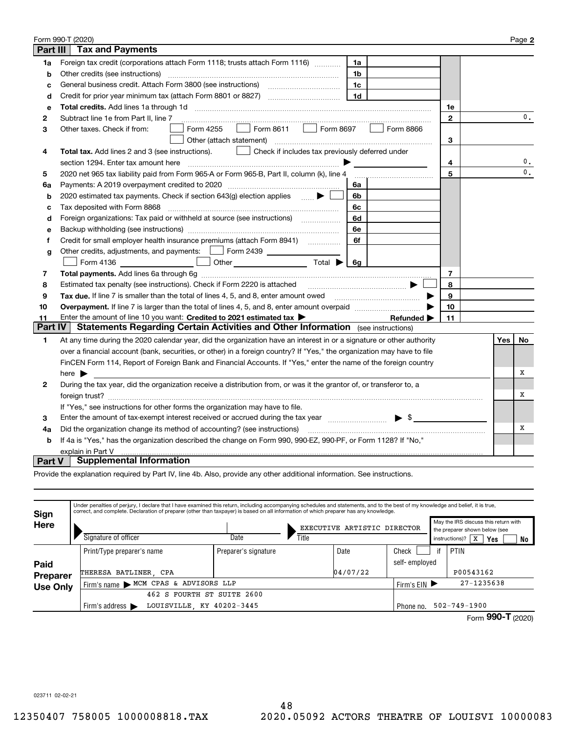Form 990-T (2020) Page **2**

## Part III Tax and Payments

| Line | Description | | | | |
|---|---|---|---|---|---|
| 1a | Foreign tax credit (corporations attach Form 1118; trusts attach Form 1116) | 1a | | | |
| b | Other credits (see instructions) | 1b | | | |
| c | General business credit. Attach Form 3800 (see instructions) | 1c | | | |
| d | Credit for prior year minimum tax (attach Form 8801 or 8827) | 1d | | | |
| e | **Total credits.** Add lines 1a through 1d | | | 1e | |
| 2 | Subtract line 1e from Part II, line 7 | | | 2 | 0. |
| 3 | Other taxes. Check if from: ☐ Form 4255 ☐ Form 8611 ☐ Form 8697 ☐ Form 8866 ☐ Other (attach statement) | | | 3 | |
| 4 | **Total tax.** Add lines 2 and 3 (see instructions). ☐ Check if includes tax previously deferred under section 1294. Enter tax amount here ▶ | | | 4 | 0. |
| 5 | 2020 net 965 tax liability paid from Form 965-A or Form 965-B, Part II, column (k), line 4 | | | 5 | 0. |
| 6a | Payments: A 2019 overpayment credited to 2020 | 6a | | | |
| b | 2020 estimated tax payments. Check if section 643(g) election applies ▶ ☐ | 6b | | | |
| c | Tax deposited with Form 8868 | 6c | | | |
| d | Foreign organizations: Tax paid or withheld at source (see instructions) | 6d | | | |
| e | Backup withholding (see instructions) | 6e | | | |
| f | Credit for small employer health insurance premiums (attach Form 8941) | 6f | | | |
| g | Other credits, adjustments, and payments: ☐ Form 2439 ☐ Form 4136 ☐ Other Total ▶ | 6g | | | |
| 7 | **Total payments.** Add lines 6a through 6g | | | 7 | |
| 8 | Estimated tax penalty (see instructions). Check if Form 2220 is attached ▶ ☐ | | | 8 | |
| 9 | **Tax due.** If line 7 is smaller than the total of lines 4, 5, and 8, enter amount owed ▶ | | | 9 | |
| 10 | **Overpayment.** If line 7 is larger than the total of lines 4, 5, and 8, enter amount overpaid ▶ | | | 10 | |
| 11 | Enter the amount of line 10 you want: **Credited to 2021 estimated tax** ▶ **Refunded** ▶ | | | 11 | |

## Part IV Statements Regarding Certain Activities and Other Information (see instructions)

| Line | Description | Yes | No |
|---|---|---|---|
| 1 | At any time during the 2020 calendar year, did the organization have an interest in or a signature or other authority over a financial account (bank, securities, or other) in a foreign country? If "Yes," the organization may have to file FinCEN Form 114, Report of Foreign Bank and Financial Accounts. If "Yes," enter the name of the foreign country here ▶ | | X |
| 2 | During the tax year, did the organization receive a distribution from, or was it the grantor of, or transferor to, a foreign trust? If "Yes," see instructions for other forms the organization may have to file. | | X |
| 3 | Enter the amount of tax-exempt interest received or accrued during the tax year ▶ $ | | |
| 4a | Did the organization change its method of accounting? (see instructions) | | X |
| b | If 4a is "Yes," has the organization described the change on Form 990, 990-EZ, 990-PF, or Form 1128? If "No," explain in Part V | | |

## Part V Supplemental Information

Provide the explanation required by Part IV, line 4b. Also, provide any other additional information. See instructions.

**Sign Here**

Under penalties of perjury, I declare that I have examined this return, including accompanying schedules and statements, and to the best of my knowledge and belief, it is true, correct, and complete. Declaration of preparer (other than taxpayer) is based on all information of which preparer has any knowledge.

| Signature of officer | Date | Title | May the IRS discuss this return with the preparer shown below (see instructions)? |
|---|---|---|---|
| | | EXECUTIVE ARTISTIC DIRECTOR | X Yes ☐ No |

**Paid Preparer Use Only**

| Print/Type preparer's name | Preparer's signature | Date | Check ☐ if self-employed | PTIN |
|---|---|---|---|---|
| THERESA BATLINER, CPA | | 04/07/22 | | P00543162 |
| Firm's name ▶ MCM CPAS & ADVISORS LLP | | | Firm's EIN ▶ | 27-1235638 |
| Firm's address ▶ 462 S FOURTH ST SUITE 2600 LOUISVILLE, KY 40202-3445 | | | Phone no. | 502-749-1900 |

Form **990-T** (2020)

023711 02-02-21

12350407 758005 1000008818.TAX 2020.05092 ACTORS THEATRE OF LOUISVI 10000083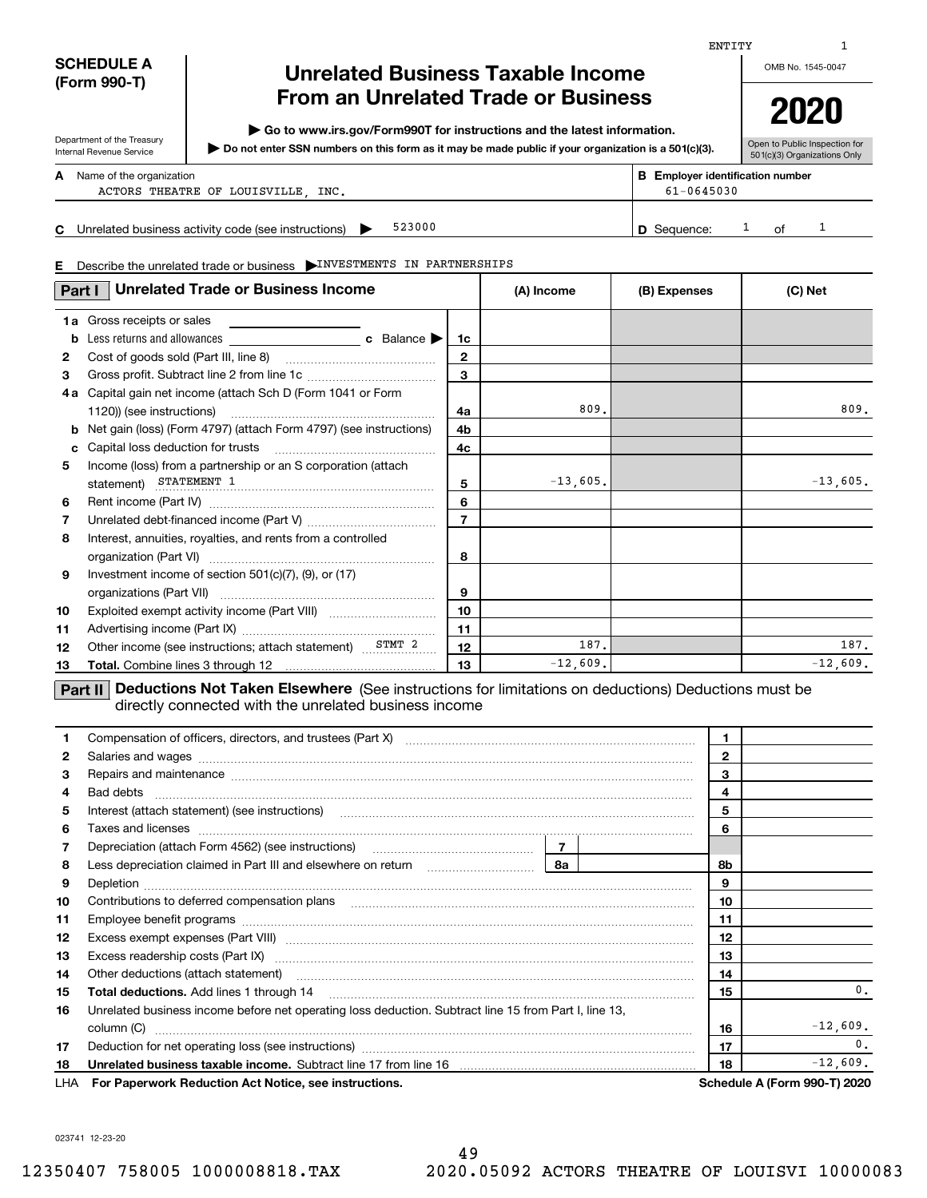ENTITY 1

**SCHEDULE A (Form 990-T)**

Department of the Treasury
Internal Revenue Service

# Unrelated Business Taxable Income From an Unrelated Trade or Business

▶ Go to www.irs.gov/Form990T for instructions and the latest information.

▶ Do not enter SSN numbers on this form as it may be made public if your organization is a 501(c)(3).

OMB No. 1545-0047

**2020**

Open to Public Inspection for 501(c)(3) Organizations Only

**A** Name of the organization: ACTORS THEATRE OF LOUISVILLE, INC.

**B** Employer identification number: 61-0645030

**C** Unrelated business activity code (see instructions) ▶ 523000

**D** Sequence: 1 of 1

**E** Describe the unrelated trade or business ▶ INVESTMENTS IN PARTNERSHIPS

| **Part I** Unrelated Trade or Business Income | | (A) Income | (B) Expenses | (C) Net |
|---|---|---|---|---|
| **1a** Gross receipts or sales | | | | |
| **b** Less returns and allowances ... **c** Balance ▶ | 1c | | | |
| **2** Cost of goods sold (Part III, line 8) | 2 | | | |
| **3** Gross profit. Subtract line 2 from line 1c | 3 | | | |
| **4a** Capital gain net income (attach Sch D (Form 1041 or Form 1120)) (see instructions) | 4a | 809. | | 809. |
| **b** Net gain (loss) (Form 4797) (attach Form 4797) (see instructions) | 4b | | | |
| **c** Capital loss deduction for trusts | 4c | | | |
| **5** Income (loss) from a partnership or an S corporation (attach statement) STATEMENT 1 | 5 | -13,605. | | -13,605. |
| **6** Rent income (Part IV) | 6 | | | |
| **7** Unrelated debt-financed income (Part V) | 7 | | | |
| **8** Interest, annuities, royalties, and rents from a controlled organization (Part VI) | 8 | | | |
| **9** Investment income of section 501(c)(7), (9), or (17) organizations (Part VII) | 9 | | | |
| **10** Exploited exempt activity income (Part VIII) | 10 | | | |
| **11** Advertising income (Part IX) | 11 | | | |
| **12** Other income (see instructions; attach statement) STMT 2 | 12 | 187. | | 187. |
| **13** **Total.** Combine lines 3 through 12 | 13 | -12,609. | | -12,609. |

**Part II** **Deductions Not Taken Elsewhere** (See instructions for limitations on deductions) Deductions must be directly connected with the unrelated business income

| Line | Description | | Amount |
|---|---|---|---|
| 1 | Compensation of officers, directors, and trustees (Part X) | 1 | |
| 2 | Salaries and wages | 2 | |
| 3 | Repairs and maintenance | 3 | |
| 4 | Bad debts | 4 | |
| 5 | Interest (attach statement) (see instructions) | 5 | |
| 6 | Taxes and licenses | 6 | |
| 7 | Depreciation (attach Form 4562) (see instructions) — 7 | | |
| 8 | Less depreciation claimed in Part III and elsewhere on return — 8a | 8b | |
| 9 | Depletion | 9 | |
| 10 | Contributions to deferred compensation plans | 10 | |
| 11 | Employee benefit programs | 11 | |
| 12 | Excess exempt expenses (Part VIII) | 12 | |
| 13 | Excess readership costs (Part IX) | 13 | |
| 14 | Other deductions (attach statement) | 14 | |
| 15 | **Total deductions.** Add lines 1 through 14 | 15 | 0. |
| 16 | Unrelated business income before net operating loss deduction. Subtract line 15 from Part I, line 13, column (C) | 16 | -12,609. |
| 17 | Deduction for net operating loss (see instructions) | 17 | 0. |
| 18 | **Unrelated business taxable income.** Subtract line 17 from line 16 | 18 | -12,609. |

LHA **For Paperwork Reduction Act Notice, see instructions.** **Schedule A (Form 990-T) 2020**

023741 12-23-20

12350407 758005 1000008818.TAX 2020.05092 ACTORS THEATRE OF LOUISVI 10000083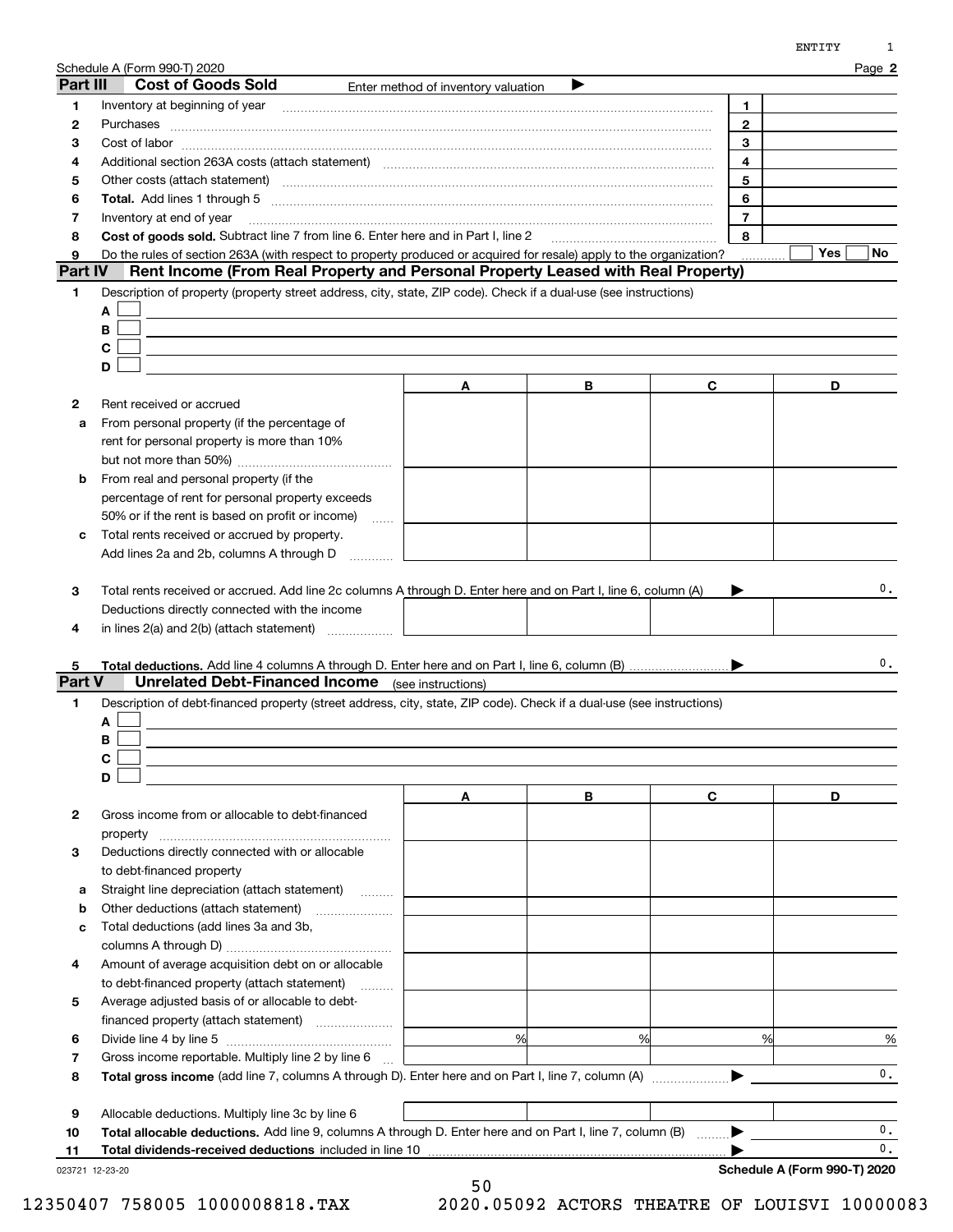Schedule A (Form 990-T) 2020 Page **2**

## Part III Cost of Goods Sold

Enter method of inventory valuation ▶

| | | | |
|---|---|---|---|
| 1 | Inventory at beginning of year | 1 | |
| 2 | Purchases | 2 | |
| 3 | Cost of labor | 3 | |
| 4 | Additional section 263A costs (attach statement) | 4 | |
| 5 | Other costs (attach statement) | 5 | |
| 6 | **Total.** Add lines 1 through 5 | 6 | |
| 7 | Inventory at end of year | 7 | |
| 8 | **Cost of goods sold.** Subtract line 7 from line 6. Enter here and in Part I, line 2 | 8 | |
| 9 | Do the rules of section 263A (with respect to property produced or acquired for resale) apply to the organization? | | ☐ Yes ☐ No |

## Part IV Rent Income (From Real Property and Personal Property Leased with Real Property)

1 Description of property (property street address, city, state, ZIP code). Check if a dual-use (see instructions)

A ☐
B ☐
C ☐
D ☐

| | | A | B | C | D |
|---|---|---|---|---|---|
| 2 | Rent received or accrued | | | | |
| a | From personal property (if the percentage of rent for personal property is more than 10% but not more than 50%) | | | | |
| b | From real and personal property (if the percentage of rent for personal property exceeds 50% or if the rent is based on profit or income) | | | | |
| c | Total rents received or accrued by property. Add lines 2a and 2b, columns A through D | | | | |

3 Total rents received or accrued. Add line 2c columns A through D. Enter here and on Part I, line 6, column (A) ▶ 0.

| | | A | B | C | D |
|---|---|---|---|---|---|
| 4 | Deductions directly connected with the income in lines 2(a) and 2(b) (attach statement) | | | | |

5 **Total deductions.** Add line 4 columns A through D. Enter here and on Part I, line 6, column (B) ▶ 0.

## Part V Unrelated Debt-Financed Income (see instructions)

1 Description of debt-financed property (street address, city, state, ZIP code). Check if a dual-use (see instructions)

A ☐
B ☐
C ☐
D ☐

| | | A | B | C | D |
|---|---|---|---|---|---|
| 2 | Gross income from or allocable to debt-financed property | | | | |
| 3 | Deductions directly connected with or allocable to debt-financed property | | | | |
| a | Straight line depreciation (attach statement) | | | | |
| b | Other deductions (attach statement) | | | | |
| c | Total deductions (add lines 3a and 3b, columns A through D) | | | | |
| 4 | Amount of average acquisition debt on or allocable to debt-financed property (attach statement) | | | | |
| 5 | Average adjusted basis of or allocable to debt-financed property (attach statement) | | | | |
| 6 | Divide line 4 by line 5 | % | % | % | % |
| 7 | Gross income reportable. Multiply line 2 by line 6 | | | | |

8 **Total gross income** (add line 7, columns A through D). Enter here and on Part I, line 7, column (A) ▶ 0.

| | | A | B | C | D |
|---|---|---|---|---|---|
| 9 | Allocable deductions. Multiply line 3c by line 6 | | | | |

10 **Total allocable deductions.** Add line 9, columns A through D. Enter here and on Part I, line 7, column (B) ▶ 0.

11 **Total dividends-received deductions** included in line 10 ▶ 0.

023721 12-23-20 **Schedule A (Form 990-T) 2020**

12350407 758005 1000008818.TAX 2020.05092 ACTORS THEATRE OF LOUISVI 10000083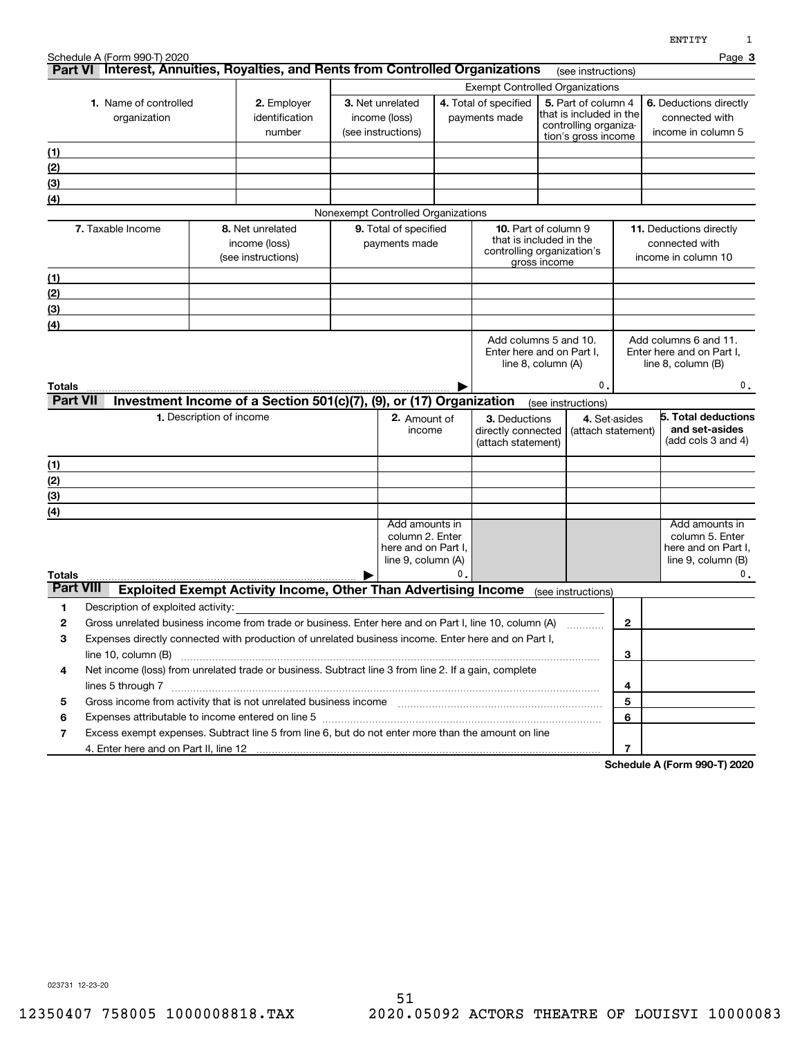Schedule A (Form 990-T) 2020

## Part VI Interest, Annuities, Royalties, and Rents from Controlled Organizations (see instructions)

| | | Exempt Controlled Organizations | | | |
|---|---|---|---|---|---|
| **1.** Name of controlled organization | **2.** Employer identification number | **3.** Net unrelated income (loss) (see instructions) | **4.** Total of specified payments made | **5.** Part of column 4 that is included in the controlling organization's gross income | **6.** Deductions directly connected with income in column 5 |
| (1) | | | | | |
| (2) | | | | | |
| (3) | | | | | |
| (4) | | | | | |

Nonexempt Controlled Organizations

| **7.** Taxable Income | **8.** Net unrelated income (loss) (see instructions) | **9.** Total of specified payments made | **10.** Part of column 9 that is included in the controlling organization's gross income | **11.** Deductions directly connected with income in column 10 |
|---|---|---|---|---|
| (1) | | | | |
| (2) | | | | |
| (3) | | | | |
| (4) | | | | |
| **Totals** | | | Add columns 5 and 10. Enter here and on Part I, line 8, column (A) 0. | Add columns 6 and 11. Enter here and on Part I, line 8, column (B) 0. |

## Part VII Investment Income of a Section 501(c)(7), (9), or (17) Organization (see instructions)

| **1.** Description of income | **2.** Amount of income | **3.** Deductions directly connected (attach statement) | **4.** Set-asides (attach statement) | **5. Total deductions and set-asides** (add cols 3 and 4) |
|---|---|---|---|---|
| (1) | | | | |
| (2) | | | | |
| (3) | | | | |
| (4) | | | | |
| **Totals** | Add amounts in column 2. Enter here and on Part I, line 9, column (A) 0. | | | Add amounts in column 5. Enter here and on Part I, line 9, column (B) 0. |

## Part VIII Exploited Exempt Activity Income, Other Than Advertising Income (see instructions)

| | | | |
|---|---|---|---|
| 1 | Description of exploited activity: | | |
| 2 | Gross unrelated business income from trade or business. Enter here and on Part I, line 10, column (A) | 2 | |
| 3 | Expenses directly connected with production of unrelated business income. Enter here and on Part I, line 10, column (B) | 3 | |
| 4 | Net income (loss) from unrelated trade or business. Subtract line 3 from line 2. If a gain, complete lines 5 through 7 | 4 | |
| 5 | Gross income from activity that is not unrelated business income | 5 | |
| 6 | Expenses attributable to income entered on line 5 | 6 | |
| 7 | Excess exempt expenses. Subtract line 5 from line 6, but do not enter more than the amount on line 4. Enter here and on Part II, line 12 | 7 | |

Schedule A (Form 990-T) 2020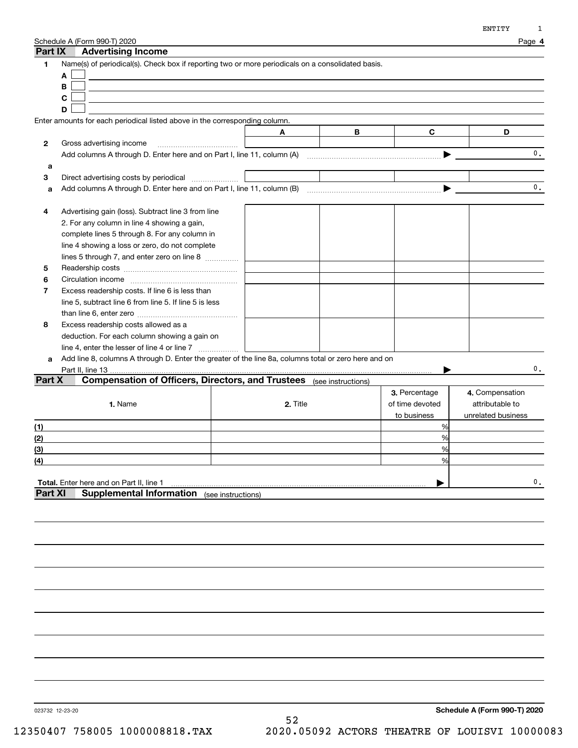Schedule A (Form 990-T) 2020

## Part IX Advertising Income

1 Name(s) of periodical(s). Check box if reporting two or more periodicals on a consolidated basis.

A ☐

B ☐

C ☐

D ☐

Enter amounts for each periodical listed above in the corresponding column.

| | | A | B | C | D |
|---|---|---|---|---|---|
| 2 | Gross advertising income | | | | |
| | Add columns A through D. Enter here and on Part I, line 11, column (A) | | | | 0. |
| a | | | | | |
| 3 | Direct advertising costs by periodical | | | | |
| a | Add columns A through D. Enter here and on Part I, line 11, column (B) | | | | 0. |
| 4 | Advertising gain (loss). Subtract line 3 from line 2. For any column in line 4 showing a gain, complete lines 5 through 8. For any column in line 4 showing a loss or zero, do not complete lines 5 through 7, and enter zero on line 8 | | | | |
| 5 | Readership costs | | | | |
| 6 | Circulation income | | | | |
| 7 | Excess readership costs. If line 6 is less than line 5, subtract line 6 from line 5. If line 5 is less than line 6, enter zero | | | | |
| 8 | Excess readership costs allowed as a deduction. For each column showing a gain on line 4, enter the lesser of line 4 or line 7 | | | | |
| a | Add line 8, columns A through D. Enter the greater of the line 8a, columns total or zero here and on Part II, line 13 | | | | 0. |

## Part X Compensation of Officers, Directors, and Trustees (see instructions)

| | 1. Name | 2. Title | 3. Percentage of time devoted to business | 4. Compensation attributable to unrelated business |
|---|---|---|---|---|
| (1) | | | % | |
| (2) | | | % | |
| (3) | | | % | |
| (4) | | | % | |
| **Total.** Enter here and on Part II, line 1 | | | | 0. |

## Part XI Supplemental Information (see instructions)

Schedule A (Form 990-T) 2020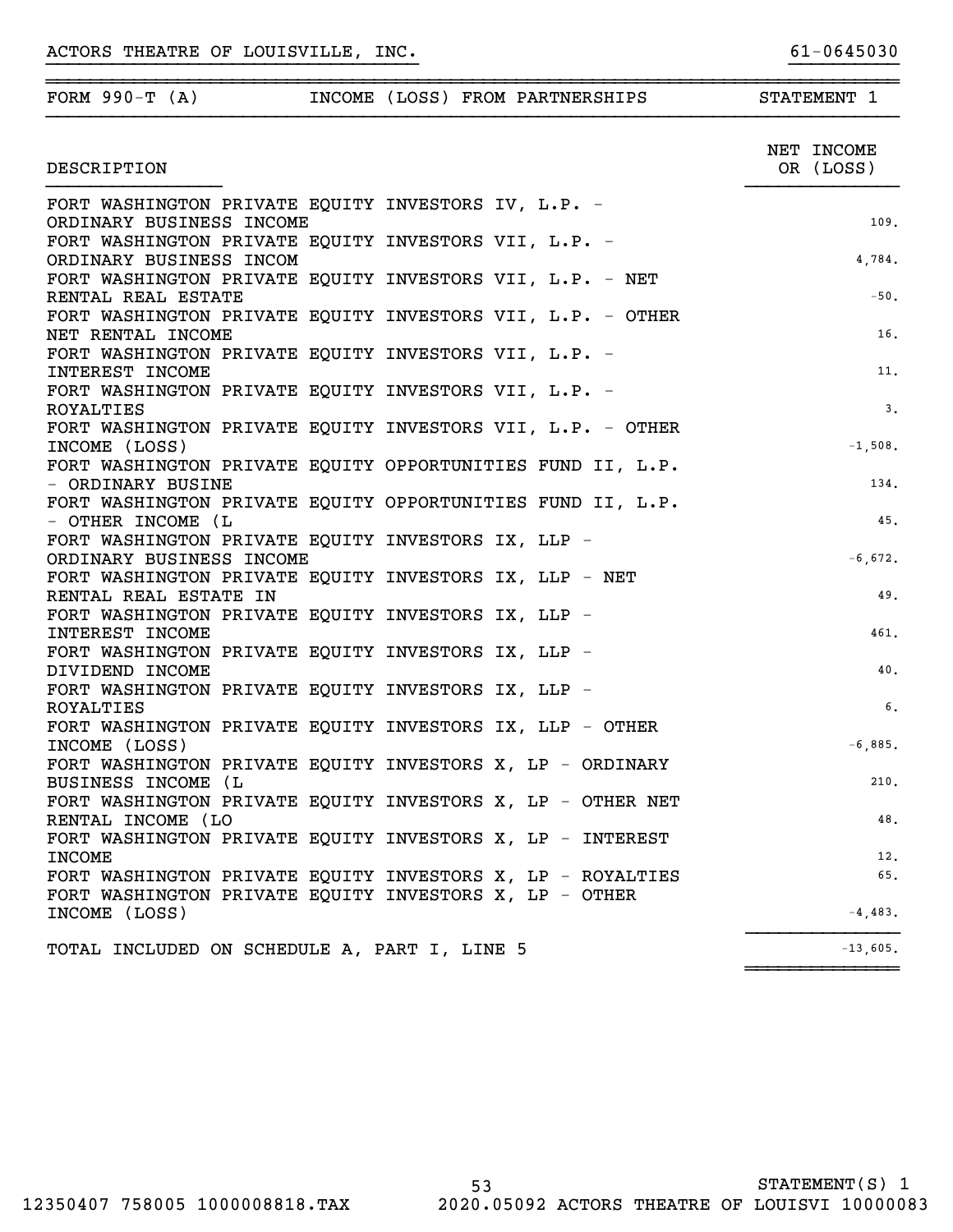ACTORS THEATRE OF LOUISVILLE, INC. 61-0645030

| FORM 990-T (A) | INCOME (LOSS) FROM PARTNERSHIPS | STATEMENT 1 |
|---|---|---|

| DESCRIPTION | NET INCOME OR (LOSS) |
|---|---|
| FORT WASHINGTON PRIVATE EQUITY INVESTORS IV, L.P. - ORDINARY BUSINESS INCOME | 109. |
| FORT WASHINGTON PRIVATE EQUITY INVESTORS VII, L.P. - ORDINARY BUSINESS INCOM | 4,784. |
| FORT WASHINGTON PRIVATE EQUITY INVESTORS VII, L.P. - NET RENTAL REAL ESTATE | -50. |
| FORT WASHINGTON PRIVATE EQUITY INVESTORS VII, L.P. - OTHER NET RENTAL INCOME | 16. |
| FORT WASHINGTON PRIVATE EQUITY INVESTORS VII, L.P. - INTEREST INCOME | 11. |
| FORT WASHINGTON PRIVATE EQUITY INVESTORS VII, L.P. - ROYALTIES | 3. |
| FORT WASHINGTON PRIVATE EQUITY INVESTORS VII, L.P. - OTHER INCOME (LOSS) | -1,508. |
| FORT WASHINGTON PRIVATE EQUITY OPPORTUNITIES FUND II, L.P. - ORDINARY BUSINE | 134. |
| FORT WASHINGTON PRIVATE EQUITY OPPORTUNITIES FUND II, L.P. - OTHER INCOME (L | 45. |
| FORT WASHINGTON PRIVATE EQUITY INVESTORS IX, LLP - ORDINARY BUSINESS INCOME | -6,672. |
| FORT WASHINGTON PRIVATE EQUITY INVESTORS IX, LLP - NET RENTAL REAL ESTATE IN | 49. |
| FORT WASHINGTON PRIVATE EQUITY INVESTORS IX, LLP - INTEREST INCOME | 461. |
| FORT WASHINGTON PRIVATE EQUITY INVESTORS IX, LLP - DIVIDEND INCOME | 40. |
| FORT WASHINGTON PRIVATE EQUITY INVESTORS IX, LLP - ROYALTIES | 6. |
| FORT WASHINGTON PRIVATE EQUITY INVESTORS IX, LLP - OTHER INCOME (LOSS) | -6,885. |
| FORT WASHINGTON PRIVATE EQUITY INVESTORS X, LP - ORDINARY BUSINESS INCOME (L | 210. |
| FORT WASHINGTON PRIVATE EQUITY INVESTORS X, LP - OTHER NET RENTAL INCOME (LO | 48. |
| FORT WASHINGTON PRIVATE EQUITY INVESTORS X, LP - INTEREST INCOME | 12. |
| FORT WASHINGTON PRIVATE EQUITY INVESTORS X, LP - ROYALTIES | 65. |
| FORT WASHINGTON PRIVATE EQUITY INVESTORS X, LP - OTHER INCOME (LOSS) | -4,483. |
| TOTAL INCLUDED ON SCHEDULE A, PART I, LINE 5 | -13,605. |

STATEMENT(S) 1

12350407 758005 1000008818.TAX 2020.05092 ACTORS THEATRE OF LOUISVI 10000083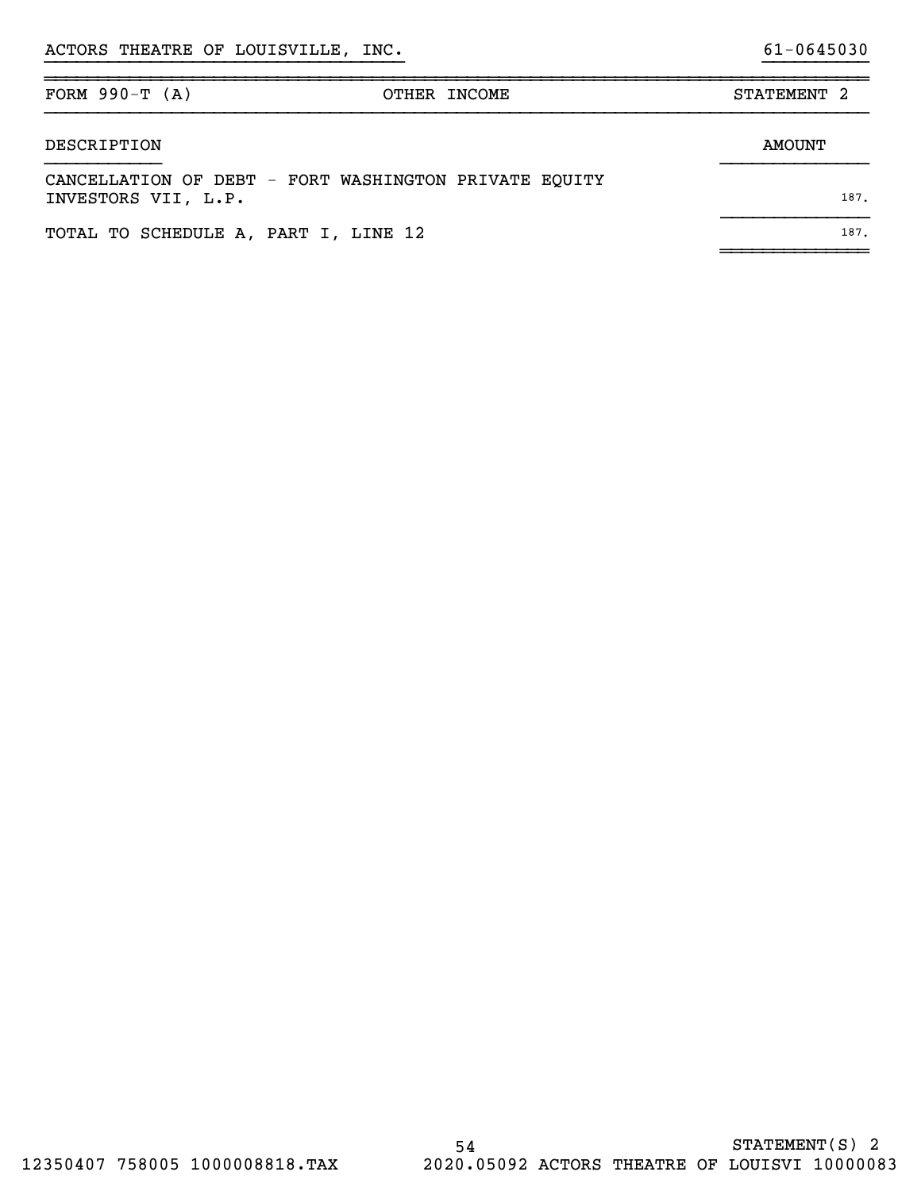ACTORS THEATRE OF LOUISVILLE, INC. 61-0645030

| FORM 990-T (A) | OTHER INCOME | STATEMENT 2 |
|---|---|---|

| DESCRIPTION | AMOUNT |
|---|---|
| CANCELLATION OF DEBT - FORT WASHINGTON PRIVATE EQUITY INVESTORS VII, L.P. | 187. |
| TOTAL TO SCHEDULE A, PART I, LINE 12 | 187. |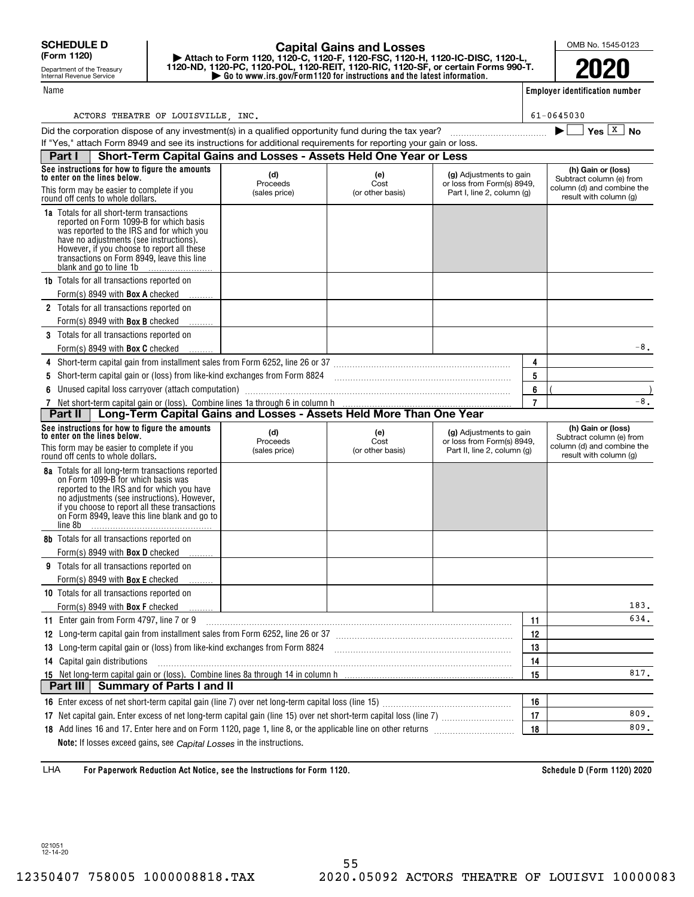**SCHEDULE D (Form 120)**

Department of the Treasury
Internal Revenue Service

# Capital Gains and Losses

▶ Attach to Form 1120, 1120-C, 1120-F, 1120-FSC, 1120-H, 1120-IC-DISC, 1120-L, 1120-ND, 1120-PC, 1120-POL, 1120-REIT, 1120-RIC, 1120-SF, or certain Forms 990-T.
▶ Go to www.irs.gov/Form1120 for instructions and the latest information.

OMB No. 1545-0123

**2020**

| Name | Employer identification number |
|---|---|
| ACTORS THEATRE OF LOUISVILLE, INC. | 61-0645030 |

Did the corporation dispose of any investment(s) in a qualified opportunity fund during the tax year? ▶ ☐ Yes ☒ No

If "Yes," attach Form 8949 and see its instructions for additional requirements for reporting your gain or loss.

## Part I Short-Term Capital Gains and Losses - Assets Held One Year or Less

| See instructions for how to figure the amounts to enter on the lines below. This form may be easier to complete if you round off cents to whole dollars. | (d) Proceeds (sales price) | (e) Cost (or other basis) | (g) Adjustments to gain or loss from Form(s) 8949, Part I, line 2, column (g) | | (h) Gain or (loss) Subtract column (e) from column (d) and combine the result with column (g) |
|---|---|---|---|---|---|
| **1a** Totals for all short-term transactions reported on Form 1099-B for which basis was reported to the IRS and for which you have no adjustments (see instructions). However, if you choose to report all these transactions on Form 8949, leave this line blank and go to line 1b | | | | | |
| **1b** Totals for all transactions reported on Form(s) 8949 with **Box A** checked | | | | | |
| **2** Totals for all transactions reported on Form(s) 8949 with **Box B** checked | | | | | |
| **3** Totals for all transactions reported on Form(s) 8949 with **Box C** checked | | | | | -8. |
| **4** Short-term capital gain from installment sales from Form 6252, line 26 or 37 | | | | 4 | |
| **5** Short-term capital gain or (loss) from like-kind exchanges from Form 8824 | | | | 5 | |
| **6** Unused capital loss carryover (attach computation) | | | | 6 | ( ) |
| **7** Net short-term capital gain or (loss). Combine lines 1a through 6 in column h | | | | 7 | -8. |

## Part II Long-Term Capital Gains and Losses - Assets Held More Than One Year

| See instructions for how to figure the amounts to enter on the lines below. This form may be easier to complete if you round off cents to whole dollars. | (d) Proceeds (sales price) | (e) Cost (or other basis) | (g) Adjustments to gain or loss from Form(s) 8949, Part II, line 2, column (g) | | (h) Gain or (loss) Subtract column (e) from column (d) and combine the result with column (g) |
|---|---|---|---|---|---|
| **8a** Totals for all long-term transactions reported on Form 1099-B for which basis was reported to the IRS and for which you have no adjustments (see instructions). However, if you choose to report all these transactions on Form 8949, leave this line blank and go to line 8b | | | | | |
| **8b** Totals for all transactions reported on Form(s) 8949 with **Box D** checked | | | | | |
| **9** Totals for all transactions reported on Form(s) 8949 with **Box E** checked | | | | | |
| **10** Totals for all transactions reported on Form(s) 8949 with **Box F** checked | | | | | 183. |
| **11** Enter gain from Form 4797, line 7 or 9 | | | | 11 | 634. |
| **12** Long-term capital gain from installment sales from Form 6252, line 26 or 37 | | | | 12 | |
| **13** Long-term capital gain or (loss) from like-kind exchanges from Form 8824 | | | | 13 | |
| **14** Capital gain distributions | | | | 14 | |
| **15** Net long-term capital gain or (loss). Combine lines 8a through 14 in column h | | | | 15 | 817. |

## Part III Summary of Parts I and II

| | | |
|---|---|---|
| **16** Enter excess of net short-term capital gain (line 7) over net long-term capital loss (line 15) | 16 | |
| **17** Net capital gain. Enter excess of net long-term capital gain (line 15) over net short-term capital loss (line 7) | 17 | 809. |
| **18** Add lines 16 and 17. Enter here and on Form 1120, page 1, line 8, or the applicable line on other returns | 18 | 809. |

**Note:** If losses exceed gains, see *Capital Losses* in the instructions.

LHA **For Paperwork Reduction Act Notice, see the Instructions for Form 1120.** **Schedule D (Form 1120) 2020**

021051
12-14-20

12350407 758005 1000008818.TAX 2020.05092 ACTORS THEATRE OF LOUISVI 10000083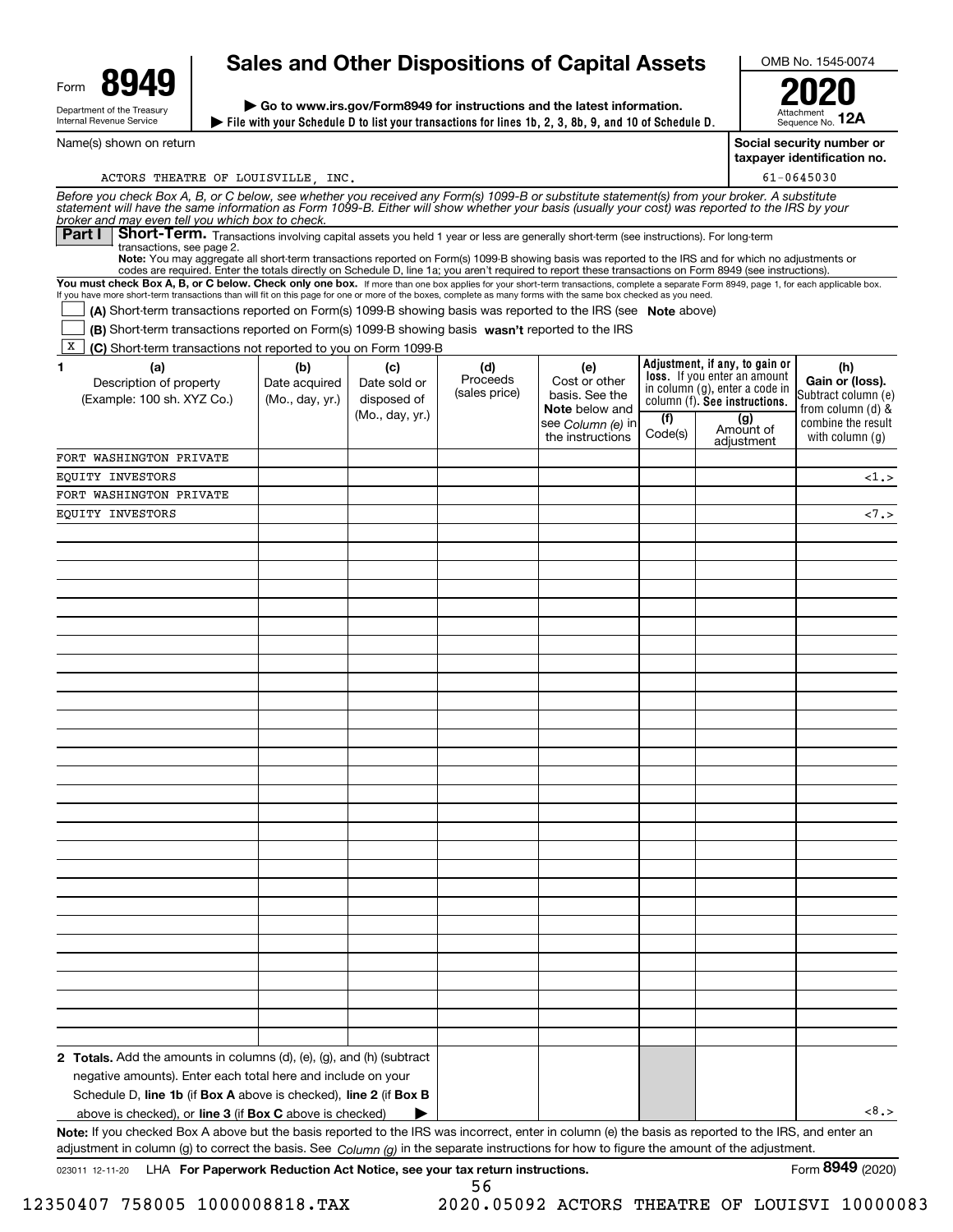Form **8949**

Department of the Treasury
Internal Revenue Service

# Sales and Other Dispositions of Capital Assets

▶ Go to www.irs.gov/Form8949 for instructions and the latest information.

▶ File with your Schedule D to list your transactions for lines 1b, 2, 3, 8b, 9, and 10 of Schedule D.

OMB No. 1545-0074

**2020**

Attachment Sequence No. **12A**

Name(s) shown on return: ACTORS THEATRE OF LOUISVILLE, INC.

Social security number or taxpayer identification no.: 61-0645030

Before you check Box A, B, or C below, see whether you received any Form(s) 1099-B or substitute statement(s) from your broker. A substitute statement will have the same information as Form 1099-B. Either will show whether your basis (usually your cost) was reported to the IRS by your broker and may even tell you which box to check.

**Part I** **Short-Term.** Transactions involving capital assets you held 1 year or less are generally short-term (see instructions). For long-term transactions, see page 2.

**Note:** You may aggregate all short-term transactions reported on Form(s) 1099-B showing basis was reported to the IRS and for which no adjustments or codes are required. Enter the totals directly on Schedule D, line 1a; you aren't required to report these transactions on Form 8949 (see instructions).

**You must check Box A, B, or C below. Check only one box.** If more than one box applies for your short-term transactions, complete a separate Form 8949, page 1, for each applicable box. If you have more short-term transactions than will fit on this page for one or more of the boxes, complete as many forms with the same box checked as you need.

☐ **(A)** Short-term transactions reported on Form(s) 1099-B showing basis was reported to the IRS (see **Note** above)

☐ **(B)** Short-term transactions reported on Form(s) 1099-B showing basis **wasn't** reported to the IRS

☒ **(C)** Short-term transactions not reported to you on Form 1099-B

| 1 (a) Description of property (Example: 100 sh. XYZ Co.) | (b) Date acquired (Mo., day, yr.) | (c) Date sold or disposed of (Mo., day, yr.) | (d) Proceeds (sales price) | (e) Cost or other basis. See the **Note** below and see *Column (e)* in the instructions | Adjustment, if any, to gain or loss. If you enter an amount in column (g), enter a code in column (f). See instructions. (f) Code(s) | (g) Amount of adjustment | (h) Gain or (loss). Subtract column (e) from column (d) & combine the result with column (g) |
|---|---|---|---|---|---|---|---|
| FORT WASHINGTON PRIVATE EQUITY INVESTORS | | | | | | | <1.> |
| FORT WASHINGTON PRIVATE EQUITY INVESTORS | | | | | | | <7.> |
| **2 Totals.** Add the amounts in columns (d), (e), (g), and (h) (subtract negative amounts). Enter each total here and include on your Schedule D, **line 1b** (if **Box A** above is checked), **line 2** (if **Box B** above is checked), or **line 3** (if **Box C** above is checked) ▶ | | | | | | | <8.> |

**Note:** If you checked Box A above but the basis reported to the IRS was incorrect, enter in column (e) the basis as reported to the IRS, and enter an adjustment in column (g) to correct the basis. See *Column (g)* in the separate instructions for how to figure the amount of the adjustment.

023011 12-11-20 LHA **For Paperwork Reduction Act Notice, see your tax return instructions.** Form **8949** (2020)

12350407 758005 1000008818.TAX 2020.05092 ACTORS THEATRE OF LOUISVI 10000083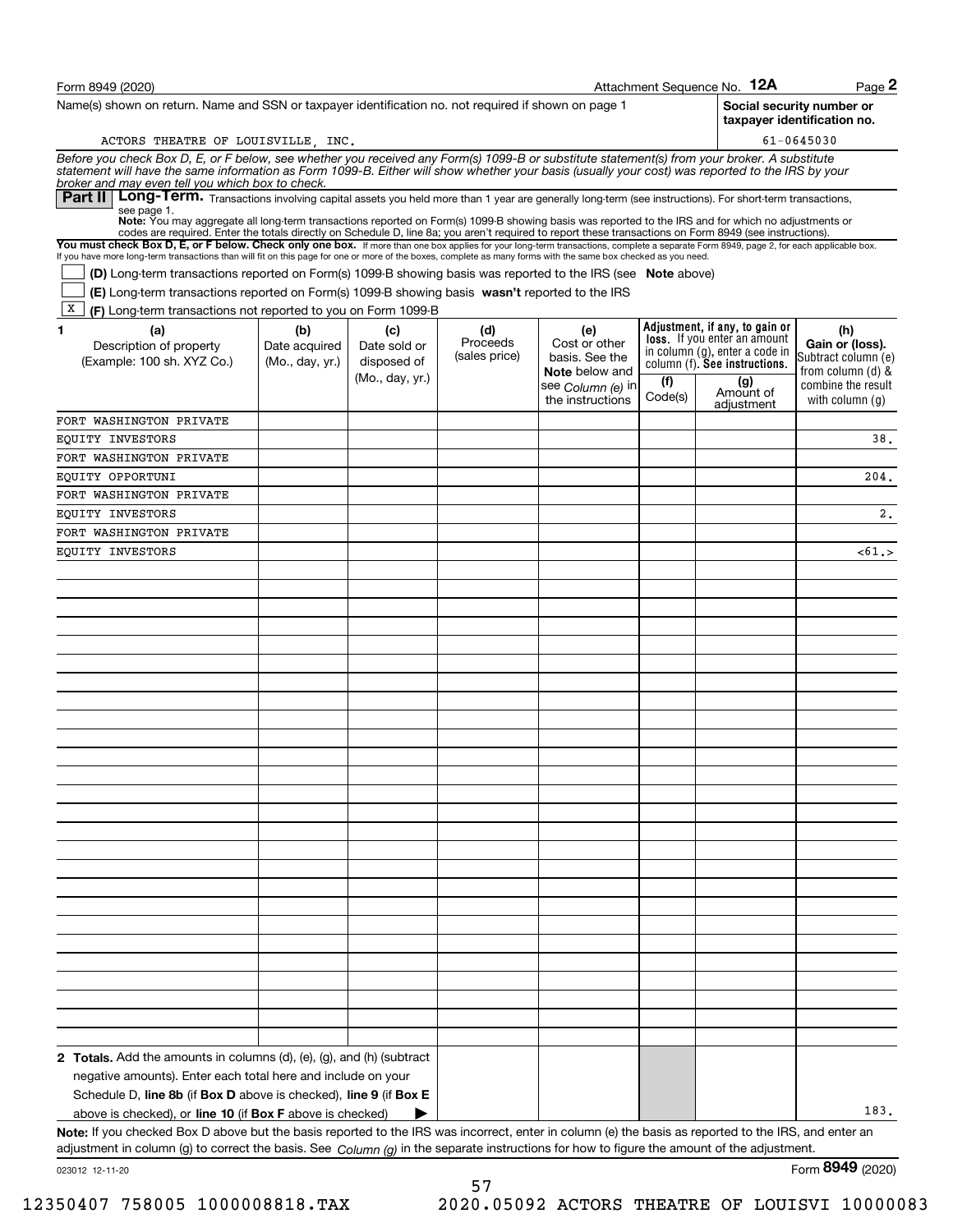Form 8949 (2020) Attachment Sequence No. **12A** Page **2**

Name(s) shown on return. Name and SSN or taxpayer identification no. not required if shown on page 1

ACTORS THEATRE OF LOUISVILLE, INC.

**Social security number or taxpayer identification no.** 61-0645030

*Before you check Box D, E, or F below, see whether you received any Form(s) 1099-B or substitute statement(s) from your broker. A substitute statement will have the same information as Form 1099-B. Either will show whether your basis (usually your cost) was reported to the IRS by your broker and may even tell you which box to check.*

**Part II** **Long-Term.** Transactions involving capital assets you held more than 1 year are generally long-term (see instructions). For short-term transactions, see page 1.

**Note:** You may aggregate all long-term transactions reported on Form(s) 1099-B showing basis was reported to the IRS and for which no adjustments or codes are required. Enter the totals directly on Schedule D, line 8a; you aren't required to report these transactions on Form 8949 (see instructions).

**You must check Box D, E, or F below. Check only one box.** If more than one box applies for your long-term transactions, complete a separate Form 8949, page 2, for each applicable box. If you have more long-term transactions than will fit on this page for one or more of the boxes, complete as many forms with the same box checked as you need.

- [ ] **(D)** Long-term transactions reported on Form(s) 1099-B showing basis was reported to the IRS (see **Note** above)
- [ ] **(E)** Long-term transactions reported on Form(s) 1099-B showing basis **wasn't** reported to the IRS
- [X] **(F)** Long-term transactions not reported to you on Form 1099-B

| 1 (a) Description of property (Example: 100 sh. XYZ Co.) | (b) Date acquired (Mo., day, yr.) | (c) Date sold or disposed of (Mo., day, yr.) | (d) Proceeds (sales price) | (e) Cost or other basis. See the **Note** below and see *Column (e)* in the instructions | Adjustment, if any, to gain or loss. If you enter an amount in column (g), enter a code in column (f). See instructions. (f) Code(s) | (g) Amount of adjustment | (h) Gain or (loss). Subtract column (e) from column (d) & combine the result with column (g) |
|---|---|---|---|---|---|---|---|
| FORT WASHINGTON PRIVATE EQUITY INVESTORS | | | | | | | 38. |
| FORT WASHINGTON PRIVATE EQUITY OPPORTUNI | | | | | | | 204. |
| FORT WASHINGTON PRIVATE EQUITY INVESTORS | | | | | | | 2. |
| FORT WASHINGTON PRIVATE EQUITY INVESTORS | | | | | | | <61.> |
| **2 Totals.** Add the amounts in columns (d), (e), (g), and (h) (subtract negative amounts). Enter each total here and include on your Schedule D, **line 8b** (if **Box D** above is checked), **line 9** (if **Box E** above is checked), or **line 10** (if **Box F** above is checked) ▶ | | | | | | | 183. |

**Note:** If you checked Box D above but the basis reported to the IRS was incorrect, enter in column (e) the basis as reported to the IRS, and enter an adjustment in column (g) to correct the basis. See *Column (g)* in the separate instructions for how to figure the amount of the adjustment.

023012 12-11-20 Form **8949** (2020)

12350407 758005 1000008818.TAX 2020.05092 ACTORS THEATRE OF LOUISVI 10000083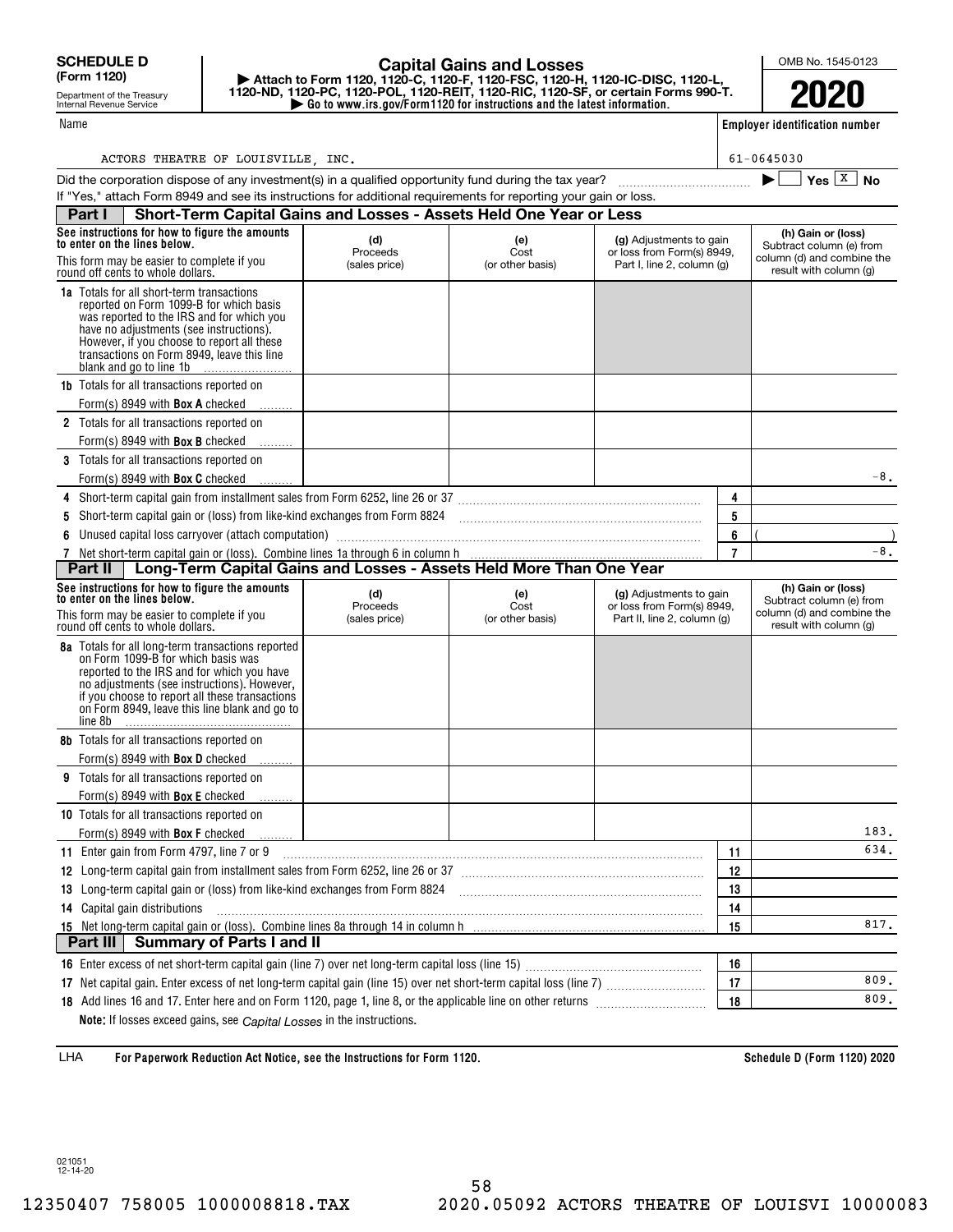**SCHEDULE D (Form 1120)**

Department of the Treasury
Internal Revenue Service

# Capital Gains and Losses

▶ Attach to Form 1120, 1120-C, 1120-F, 1120-FSC, 1120-H, 1120-IC-DISC, 1120-L, 1120-ND, 1120-PC, 1120-POL, 1120-REIT, 1120-RIC, 1120-SF, or certain Forms 990-T.
▶ Go to www.irs.gov/Form1120 for instructions and the latest information.

OMB No. 1545-0123

**2020**

| Name | Employer identification number |
|---|---|
| ACTORS THEATRE OF LOUISVILLE, INC. | 61-0645030 |

Did the corporation dispose of any investment(s) in a qualified opportunity fund during the tax year? ▶ ☐ Yes ☒ No

If "Yes," attach Form 8949 and see its instructions for additional requirements for reporting your gain or loss.

## Part I Short-Term Capital Gains and Losses - Assets Held One Year or Less

| See instructions for how to figure the amounts to enter on the lines below. This form may be easier to complete if you round off cents to whole dollars. | (d) Proceeds (sales price) | (e) Cost (or other basis) | (g) Adjustments to gain or loss from Form(s) 8949, Part I, line 2, column (g) | | (h) Gain or (loss) Subtract column (e) from column (d) and combine the result with column (g) |
|---|---|---|---|---|---|
| **1a** Totals for all short-term transactions reported on Form 1099-B for which basis was reported to the IRS and for which you have no adjustments (see instructions). However, if you choose to report all these transactions on Form 8949, leave this line blank and go to line 1b | | | | | |
| **1b** Totals for all transactions reported on Form(s) 8949 with **Box A** checked | | | | | |
| **2** Totals for all transactions reported on Form(s) 8949 with **Box B** checked | | | | | |
| **3** Totals for all transactions reported on Form(s) 8949 with **Box C** checked | | | | | -8. |
| **4** Short-term capital gain from installment sales from Form 6252, line 26 or 37 | | | | 4 | |
| **5** Short-term capital gain or (loss) from like-kind exchanges from Form 8824 | | | | 5 | |
| **6** Unused capital loss carryover (attach computation) | | | | 6 | ( ) |
| **7** Net short-term capital gain or (loss). Combine lines 1a through 6 in column h | | | | 7 | -8. |

## Part II Long-Term Capital Gains and Losses - Assets Held More Than One Year

| See instructions for how to figure the amounts to enter on the lines below. This form may be easier to complete if you round off cents to whole dollars. | (d) Proceeds (sales price) | (e) Cost (or other basis) | (g) Adjustments to gain or loss from Form(s) 8949, Part II, line 2, column (g) | | (h) Gain or (loss) Subtract column (e) from column (d) and combine the result with column (g) |
|---|---|---|---|---|---|
| **8a** Totals for all long-term transactions reported on Form 1099-B for which basis was reported to the IRS and for which you have no adjustments (see instructions). However, if you choose to report all these transactions on Form 8949, leave this line blank and go to line 8b | | | | | |
| **8b** Totals for all transactions reported on Form(s) 8949 with **Box D** checked | | | | | |
| **9** Totals for all transactions reported on Form(s) 8949 with **Box E** checked | | | | | |
| **10** Totals for all transactions reported on Form(s) 8949 with **Box F** checked | | | | | 183. |
| **11** Enter gain from Form 4797, line 7 or 9 | | | | 11 | 634. |
| **12** Long-term capital gain from installment sales from Form 6252, line 26 or 37 | | | | 12 | |
| **13** Long-term capital gain or (loss) from like-kind exchanges from Form 8824 | | | | 13 | |
| **14** Capital gain distributions | | | | 14 | |
| **15** Net long-term capital gain or (loss). Combine lines 8a through 14 in column h | | | | 15 | 817. |

## Part III Summary of Parts I and II

| | | |
|---|---|---|
| **16** Enter excess of net short-term capital gain (line 7) over net long-term capital loss (line 15) | 16 | |
| **17** Net capital gain. Enter excess of net long-term capital gain (line 15) over net short-term capital loss (line 7) | 17 | 809. |
| **18** Add lines 16 and 17. Enter here and on Form 1120, page 1, line 8, or the applicable line on other returns | 18 | 809. |

**Note:** If losses exceed gains, see *Capital Losses* in the instructions.

LHA **For Paperwork Reduction Act Notice, see the Instructions for Form 1120.** **Schedule D (Form 1120) 2020**

021051 12-14-20

12350407 758005 1000008818.TAX 2020.05092 ACTORS THEATRE OF LOUISVI 10000083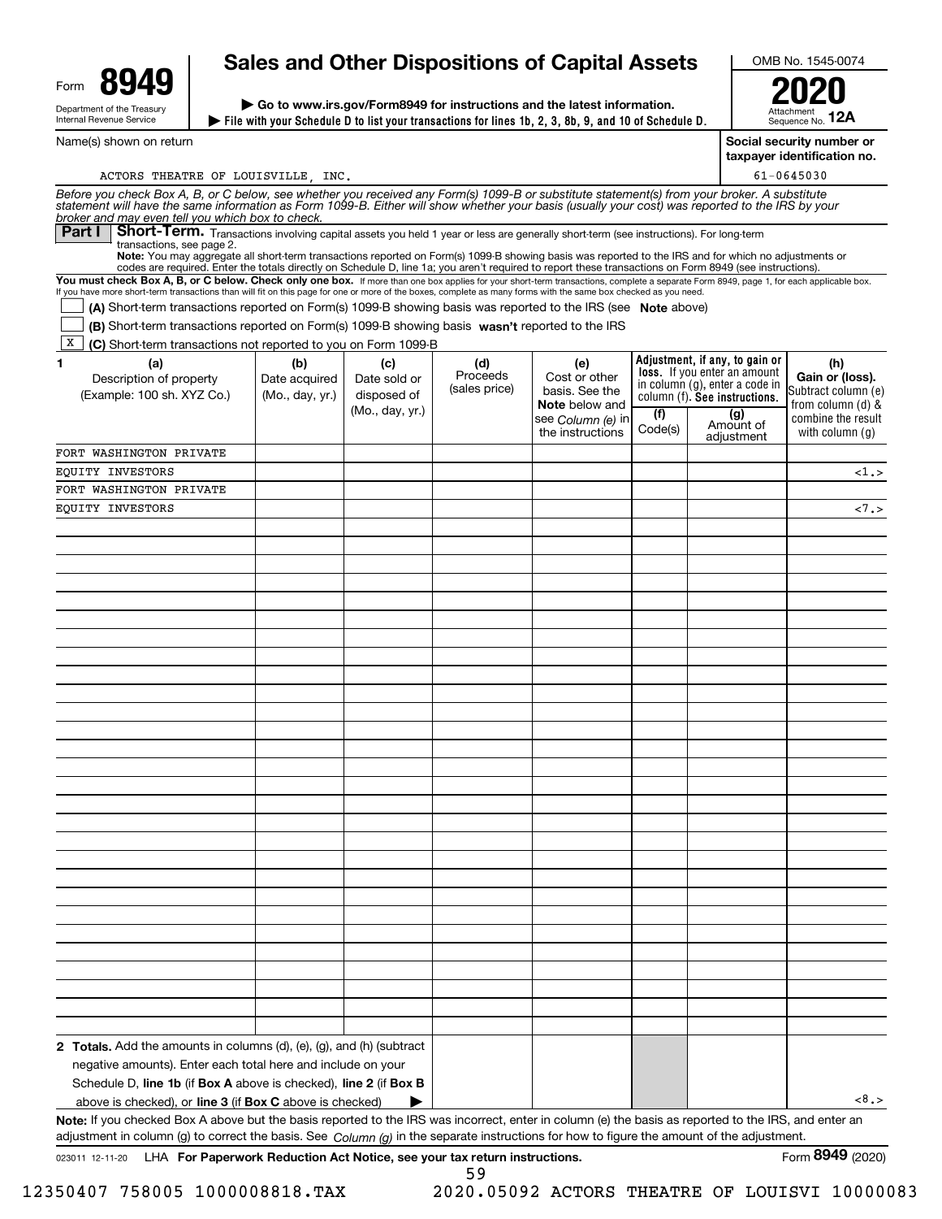Form **8949**

Department of the Treasury
Internal Revenue Service

# Sales and Other Dispositions of Capital Assets

▶ Go to www.irs.gov/Form8949 for instructions and the latest information.

▶ File with your Schedule D to list your transactions for lines 1b, 2, 3, 8b, 9, and 10 of Schedule D.

OMB No. 1545-0074

**2020**

Attachment Sequence No. **12A**

Name(s) shown on return: ACTORS THEATRE OF LOUISVILLE, INC.

Social security number or taxpayer identification no.: 61-0645030

*Before you check Box A, B, or C below, see whether you received any Form(s) 1099-B or substitute statement(s) from your broker. A substitute statement will have the same information as Form 1099-B. Either will show whether your basis (usually your cost) was reported to the IRS by your broker and may even tell you which box to check.*

**Part I** **Short-Term.** Transactions involving capital assets you held 1 year or less are generally short-term (see instructions). For long-term transactions, see page 2.

**Note:** You may aggregate all short-term transactions reported on Form(s) 1099-B showing basis was reported to the IRS and for which no adjustments or codes are required. Enter the totals directly on Schedule D, line 1a; you aren't required to report these transactions on Form 8949 (see instructions).

**You must check Box A, B, or C below. Check only one box.** If more than one box applies for your short-term transactions, complete a separate Form 8949, page 1, for each applicable box. If you have more short-term transactions than will fit on this page for one or more of the boxes, complete as many forms with the same box checked as you need.

☐ **(A)** Short-term transactions reported on Form(s) 1099-B showing basis was reported to the IRS (see **Note** above)

☐ **(B)** Short-term transactions reported on Form(s) 1099-B showing basis **wasn't** reported to the IRS

☒ **(C)** Short-term transactions not reported to you on Form 1099-B

| 1 (a) Description of property (Example: 100 sh. XYZ Co.) | (b) Date acquired (Mo., day, yr.) | (c) Date sold or disposed of (Mo., day, yr.) | (d) Proceeds (sales price) | (e) Cost or other basis. See the **Note** below and see *Column (e)* in the instructions | Adjustment, if any, to gain or loss. If you enter an amount in column (g), enter a code in column (f). See instructions. (f) Code(s) | (g) Amount of adjustment | (h) Gain or (loss). Subtract column (e) from column (d) & combine the result with column (g) |
|---|---|---|---|---|---|---|---|
| FORT WASHINGTON PRIVATE EQUITY INVESTORS | | | | | | | <1.> |
| FORT WASHINGTON PRIVATE EQUITY INVESTORS | | | | | | | <7.> |
| **2 Totals.** Add the amounts in columns (d), (e), (g), and (h) (subtract negative amounts). Enter each total here and include on your Schedule D, **line 1b** (if **Box A** above is checked), **line 2** (if **Box B** above is checked), or **line 3** (if **Box C** above is checked) ▶ | | | | | | | <8.> |

**Note:** If you checked Box A above but the basis reported to the IRS was incorrect, enter in column (e) the basis as reported to the IRS, and enter an adjustment in column (g) to correct the basis. See *Column (g)* in the separate instructions for how to figure the amount of the adjustment.

023011 12-11-20 LHA **For Paperwork Reduction Act Notice, see your tax return instructions.** Form **8949** (2020)

12350407 758005 1000008818.TAX 2020.05092 ACTORS THEATRE OF LOUISVI 10000083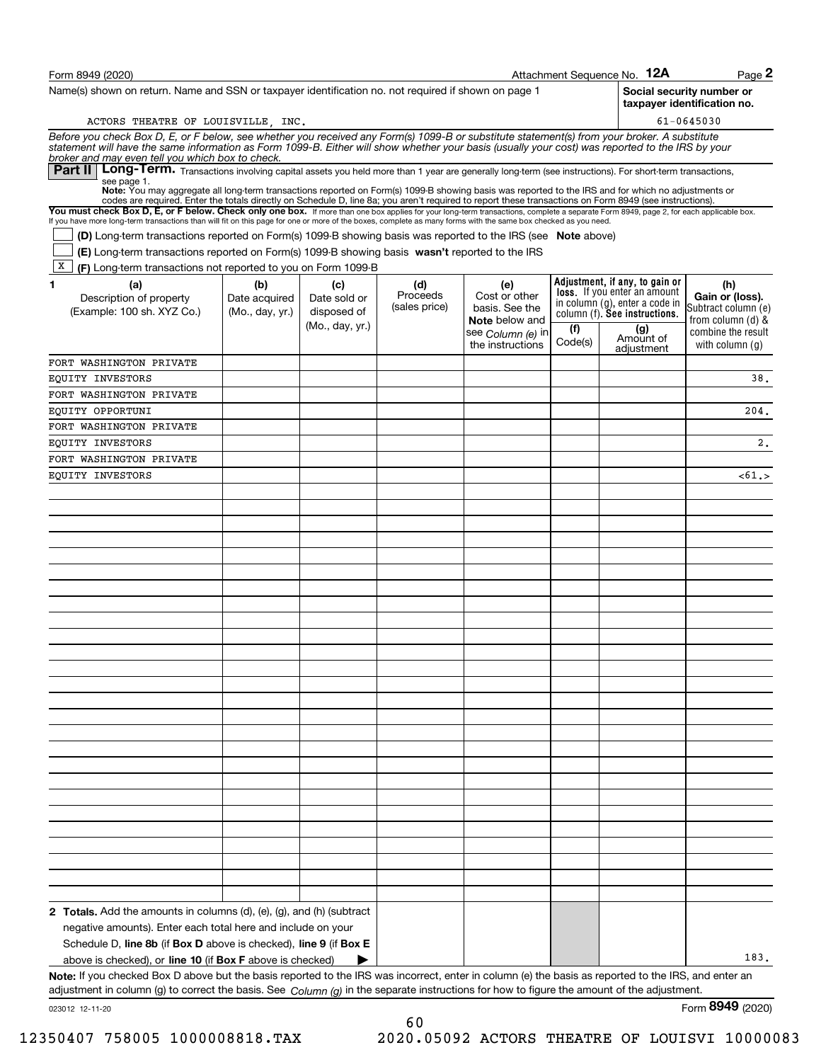Form 8949 (2020) Attachment Sequence No. **12A** Page **2**

Name(s) shown on return. Name and SSN or taxpayer identification no. not required if shown on page 1

ACTORS THEATRE OF LOUISVILLE, INC.

**Social security number or taxpayer identification no.**

61-0645030

*Before you check Box D, E, or F below, see whether you received any Form(s) 1099-B or substitute statement(s) from your broker. A substitute statement will have the same information as Form 1099-B. Either will show whether your basis (usually your cost) was reported to the IRS by your broker and may even tell you which box to check.*

## Part II Long-Term.

Transactions involving capital assets you held more than 1 year are generally long-term (see instructions). For short-term transactions, see page 1.

**Note:** You may aggregate all long-term transactions reported on Form(s) 1099-B showing basis was reported to the IRS and for which no adjustments or codes are required. Enter the totals directly on Schedule D, line 8a; you aren't required to report these transactions on Form 8949 (see instructions).

**You must check Box D, E, or F below. Check only one box.** If more than one box applies for your long-term transactions, complete a separate Form 8949, page 2, for each applicable box. If you have more long-term transactions than will fit on this page for one or more of the boxes, complete as many forms with the same box checked as you need.

- [ ] **(D)** Long-term transactions reported on Form(s) 1099-B showing basis was reported to the IRS (see **Note** above)
- [ ] **(E)** Long-term transactions reported on Form(s) 1099-B showing basis **wasn't** reported to the IRS
- [x] **(F)** Long-term transactions not reported to you on Form 1099-B

| 1 (a) Description of property (Example: 100 sh. XYZ Co.) | (b) Date acquired (Mo., day, yr.) | (c) Date sold or disposed of (Mo., day, yr.) | (d) Proceeds (sales price) | (e) Cost or other basis. See the **Note** below and see *Column (e)* in the instructions | Adjustment, if any, to gain or loss. If you enter an amount in column (g), enter a code in column (f). See instructions. (f) Code(s) | (g) Amount of adjustment | (h) Gain or (loss). Subtract column (e) from column (d) & combine the result with column (g) |
|---|---|---|---|---|---|---|---|
| FORT WASHINGTON PRIVATE EQUITY INVESTORS | | | | | | | 38. |
| FORT WASHINGTON PRIVATE EQUITY OPPORTUNI | | | | | | | 204. |
| FORT WASHINGTON PRIVATE EQUITY INVESTORS | | | | | | | 2. |
| FORT WASHINGTON PRIVATE EQUITY INVESTORS | | | | | | | <61.> |
| **2 Totals.** Add the amounts in columns (d), (e), (g), and (h) (subtract negative amounts). Enter each total here and include on your Schedule D, **line 8b** (if **Box D** above is checked), **line 9** (if **Box E** above is checked), or **line 10** (if **Box F** above is checked) ▶ | | | | | | | 183. |

**Note:** If you checked Box D above but the basis reported to the IRS was incorrect, enter in column (e) the basis as reported to the IRS, and enter an adjustment in column (g) to correct the basis. See *Column (g)* in the separate instructions for how to figure the amount of the adjustment.

023012 12-11-20 Form **8949** (2020)

12350407 758005 1000008818.TAX 2020.05092 ACTORS THEATRE OF LOUISVI 10000083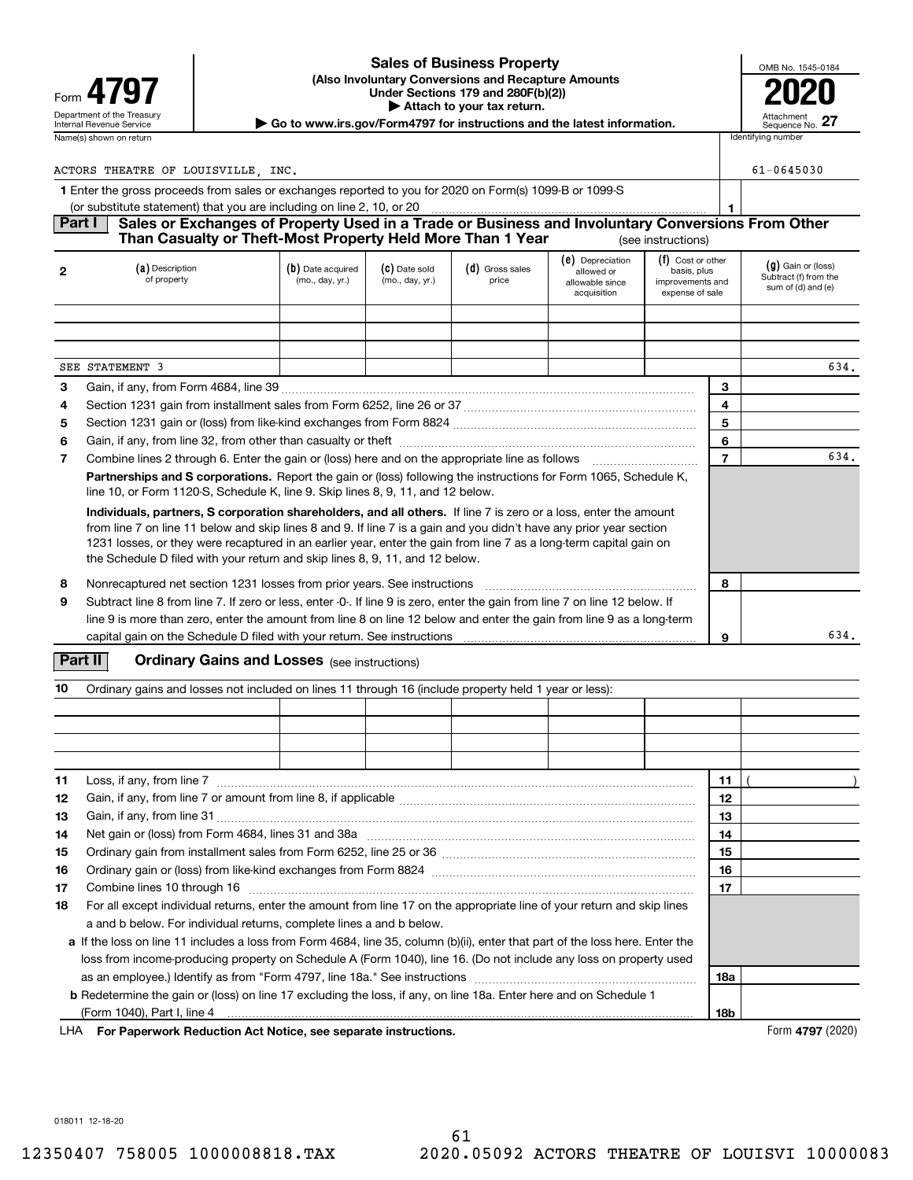Form **4797**

Department of the Treasury
Internal Revenue Service

# Sales of Business Property

**(Also Involuntary Conversions and Recapture Amounts Under Sections 179 and 280F(b)(2))**

**▶ Attach to your tax return.**

**▶ Go to www.irs.gov/Form4797 for instructions and the latest information.**

OMB No. 1545-0184

**2020**

Attachment Sequence No. **27**

Name(s) shown on return: ACTORS THEATRE OF LOUISVILLE, INC.

Identifying number: 61-0645030

**1** Enter the gross proceeds from sales or exchanges reported to you for 2020 on Form(s) 1099-B or 1099-S (or substitute statement) that you are including on line 2, 10, or 20 ..... **1**

## Part I Sales or Exchanges of Property Used in a Trade or Business and Involuntary Conversions From Other Than Casualty or Theft-Most Property Held More Than 1 Year (see instructions)

| 2 | (a) Description of property | (b) Date acquired (mo., day, yr.) | (c) Date sold (mo., day, yr.) | (d) Gross sales price | (e) Depreciation allowed or allowable since acquisition | (f) Cost or other basis, plus improvements and expense of sale | (g) Gain or (loss) Subtract (f) from the sum of (d) and (e) |
|---|---|---|---|---|---|---|---|
| | | | | | | | |
| | | | | | | | |
| | | | | | | | |
| | SEE STATEMENT 3 | | | | | | 634. |

| | | | |
|---|---|---|---|
| 3 | Gain, if any, from Form 4684, line 39 | 3 | |
| 4 | Section 1231 gain from installment sales from Form 6252, line 26 or 37 | 4 | |
| 5 | Section 1231 gain or (loss) from like-kind exchanges from Form 8824 | 5 | |
| 6 | Gain, if any, from line 32, from other than casualty or theft | 6 | |
| 7 | Combine lines 2 through 6. Enter the gain or (loss) here and on the appropriate line as follows | 7 | 634. |

**Partnerships and S corporations.** Report the gain or (loss) following the instructions for Form 1065, Schedule K, line 10, or Form 1120-S, Schedule K, line 9. Skip lines 8, 9, 11, and 12 below.

**Individuals, partners, S corporation shareholders, and all others.** If line 7 is zero or a loss, enter the amount from line 7 on line 11 below and skip lines 8 and 9. If line 7 is a gain and you didn't have any prior year section 1231 losses, or they were recaptured in an earlier year, enter the gain from line 7 as a long-term capital gain on the Schedule D filed with your return and skip lines 8, 9, 11, and 12 below.

| | | | |
|---|---|---|---|
| 8 | Nonrecaptured net section 1231 losses from prior years. See instructions | 8 | |
| 9 | Subtract line 8 from line 7. If zero or less, enter -0-. If line 9 is zero, enter the gain from line 7 on line 12 below. If line 9 is more than zero, enter the amount from line 8 on line 12 below and enter the gain from line 9 as a long-term capital gain on the Schedule D filed with your return. See instructions | 9 | 634. |

## Part II Ordinary Gains and Losses (see instructions)

**10** Ordinary gains and losses not included on lines 11 through 16 (include property held 1 year or less):

| | | | | | | |
|---|---|---|---|---|---|---|
| | | | | | | |
| | | | | | | |
| | | | | | | |

| | | | |
|---|---|---|---|
| 11 | Loss, if any, from line 7 | 11 | ( ) |
| 12 | Gain, if any, from line 7 or amount from line 8, if applicable | 12 | |
| 13 | Gain, if any, from line 31 | 13 | |
| 14 | Net gain or (loss) from Form 4684, lines 31 and 38a | 14 | |
| 15 | Ordinary gain from installment sales from Form 6252, line 25 or 36 | 15 | |
| 16 | Ordinary gain or (loss) from like-kind exchanges from Form 8824 | 16 | |
| 17 | Combine lines 10 through 16 | 17 | |
| 18 | For all except individual returns, enter the amount from line 17 on the appropriate line of your return and skip lines a and b below. For individual returns, complete lines a and b below. | | |
| a | If the loss on line 11 includes a loss from Form 4684, line 35, column (b)(ii), enter that part of the loss here. Enter the loss from income-producing property on Schedule A (Form 1040), line 16. (Do not include any loss on property used as an employee.) Identify as from "Form 4797, line 18a." See instructions | 18a | |
| b | Redetermine the gain or (loss) on line 17 excluding the loss, if any, on line 18a. Enter here and on Schedule 1 (Form 1040), Part I, line 4 | 18b | |

LHA **For Paperwork Reduction Act Notice, see separate instructions.**

Form **4797** (2020)

018011 12-18-20

12350407 758005 1000008818.TAX 2020.05092 ACTORS THEATRE OF LOUISVI 10000083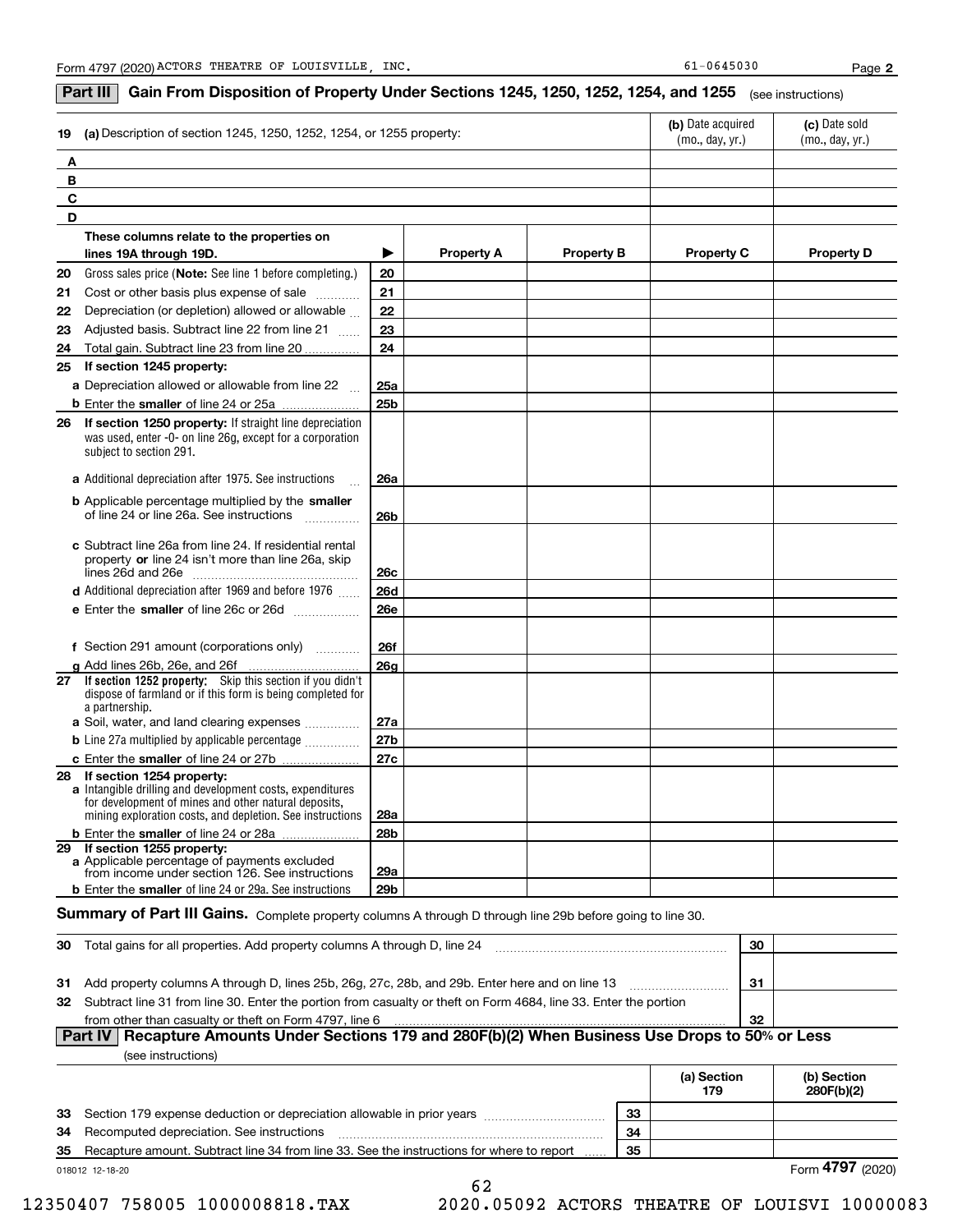Form 4797 (2020) ACTORS THEATRE OF LOUISVILLE, INC. 61-0645030 Page **2**

## Part III Gain From Disposition of Property Under Sections 1245, 1250, 1252, 1254, and 1255 (see instructions)

| 19 | (a) Description of section 1245, 1250, 1252, 1254, or 1255 property: | (b) Date acquired (mo., day, yr.) | (c) Date sold (mo., day, yr.) |
|---|---|---|---|
| A | | | |
| B | | | |
| C | | | |
| D | | | |

| | These columns relate to the properties on lines 19A through 19D. | ▶ | Property A | Property B | Property C | Property D |
|---|---|---|---|---|---|---|
| 20 | Gross sales price (**Note:** See line 1 before completing.) | 20 | | | | |
| 21 | Cost or other basis plus expense of sale | 21 | | | | |
| 22 | Depreciation (or depletion) allowed or allowable | 22 | | | | |
| 23 | Adjusted basis. Subtract line 22 from line 21 | 23 | | | | |
| 24 | Total gain. Subtract line 23 from line 20 | 24 | | | | |
| 25 | **If section 1245 property:** | | | | | |
| | **a** Depreciation allowed or allowable from line 22 | 25a | | | | |
| | **b** Enter the **smaller** of line 24 or 25a | 25b | | | | |
| 26 | **If section 1250 property:** If straight line depreciation was used, enter -0- on line 26g, except for a corporation subject to section 291. | | | | | |
| | **a** Additional depreciation after 1975. See instructions | 26a | | | | |
| | **b** Applicable percentage multiplied by the **smaller** of line 24 or line 26a. See instructions | 26b | | | | |
| | **c** Subtract line 26a from line 24. If residential rental property **or** line 24 isn't more than line 26a, skip lines 26d and 26e | 26c | | | | |
| | **d** Additional depreciation after 1969 and before 1976 | 26d | | | | |
| | **e** Enter the **smaller** of line 26c or 26d | 26e | | | | |
| | **f** Section 291 amount (corporations only) | 26f | | | | |
| | **g** Add lines 26b, 26e, and 26f | 26g | | | | |
| 27 | **If section 1252 property:** Skip this section if you didn't dispose of farmland or if this form is being completed for a partnership. | | | | | |
| | **a** Soil, water, and land clearing expenses | 27a | | | | |
| | **b** Line 27a multiplied by applicable percentage | 27b | | | | |
| | **c** Enter the **smaller** of line 24 or 27b | 27c | | | | |
| 28 | **If section 1254 property:** | | | | | |
| | **a** Intangible drilling and development costs, expenditures for development of mines and other natural deposits, mining exploration costs, and depletion. See instructions | 28a | | | | |
| | **b** Enter the **smaller** of line 24 or 28a | 28b | | | | |
| 29 | **If section 1255 property:** | | | | | |
| | **a** Applicable percentage of payments excluded from income under section 126. See instructions | 29a | | | | |
| | **b** Enter the **smaller** of line 24 or 29a. See instructions | 29b | | | | |

**Summary of Part III Gains.** Complete property columns A through D through line 29b before going to line 30.

| | | | |
|---|---|---|---|
| 30 | Total gains for all properties. Add property columns A through D, line 24 | 30 | |
| 31 | Add property columns A through D, lines 25b, 26g, 27c, 28b, and 29b. Enter here and on line 13 | 31 | |
| 32 | Subtract line 31 from line 30. Enter the portion from casualty or theft on Form 4684, line 33. Enter the portion from other than casualty or theft on Form 4797, line 6 | 32 | |

## Part IV Recapture Amounts Under Sections 179 and 280F(b)(2) When Business Use Drops to 50% or Less

(see instructions)

| | | | (a) Section 179 | (b) Section 280F(b)(2) |
|---|---|---|---|---|
| 33 | Section 179 expense deduction or depreciation allowable in prior years | 33 | | |
| 34 | Recomputed depreciation. See instructions | 34 | | |
| 35 | Recapture amount. Subtract line 34 from line 33. See the instructions for where to report | 35 | | |

018012 12-18-20 Form **4797** (2020)

12350407 758005 1000008818.TAX 2020.05092 ACTORS THEATRE OF LOUISVI 10000083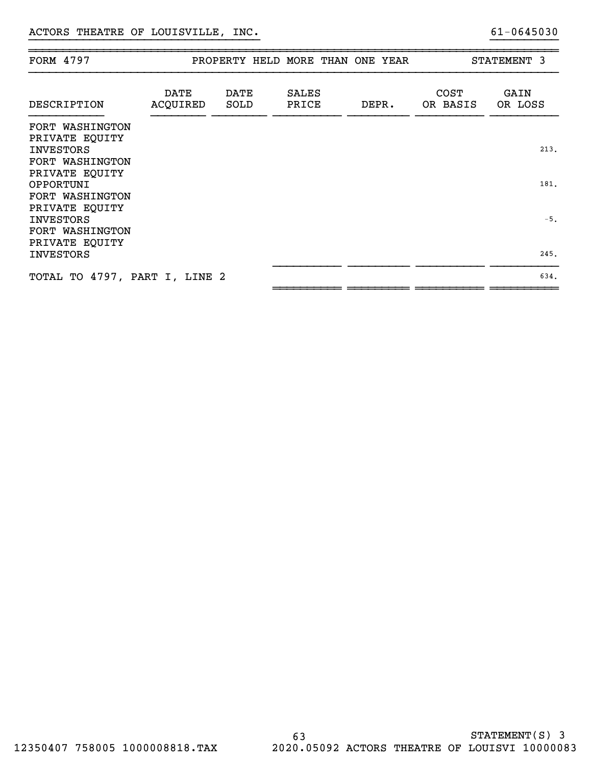ACTORS THEATRE OF LOUISVILLE, INC. 61-0645030

FORM 4797 — PROPERTY HELD MORE THAN ONE YEAR — STATEMENT 3

| DESCRIPTION | DATE ACQUIRED | DATE SOLD | SALES PRICE | DEPR. | COST OR BASIS | GAIN OR LOSS |
|---|---|---|---|---|---|---|
| FORT WASHINGTON PRIVATE EQUITY INVESTORS | | | | | | 213. |
| FORT WASHINGTON PRIVATE EQUITY OPPORTUNI | | | | | | 181. |
| FORT WASHINGTON PRIVATE EQUITY INVESTORS | | | | | | -5. |
| FORT WASHINGTON PRIVATE EQUITY INVESTORS | | | | | | 245. |
| TOTAL TO 4797, PART I, LINE 2 | | | | | | 634. |

STATEMENT(S) 3

12350407 758005 1000008818.TAX 2020.05092 ACTORS THEATRE OF LOUISVI 10000083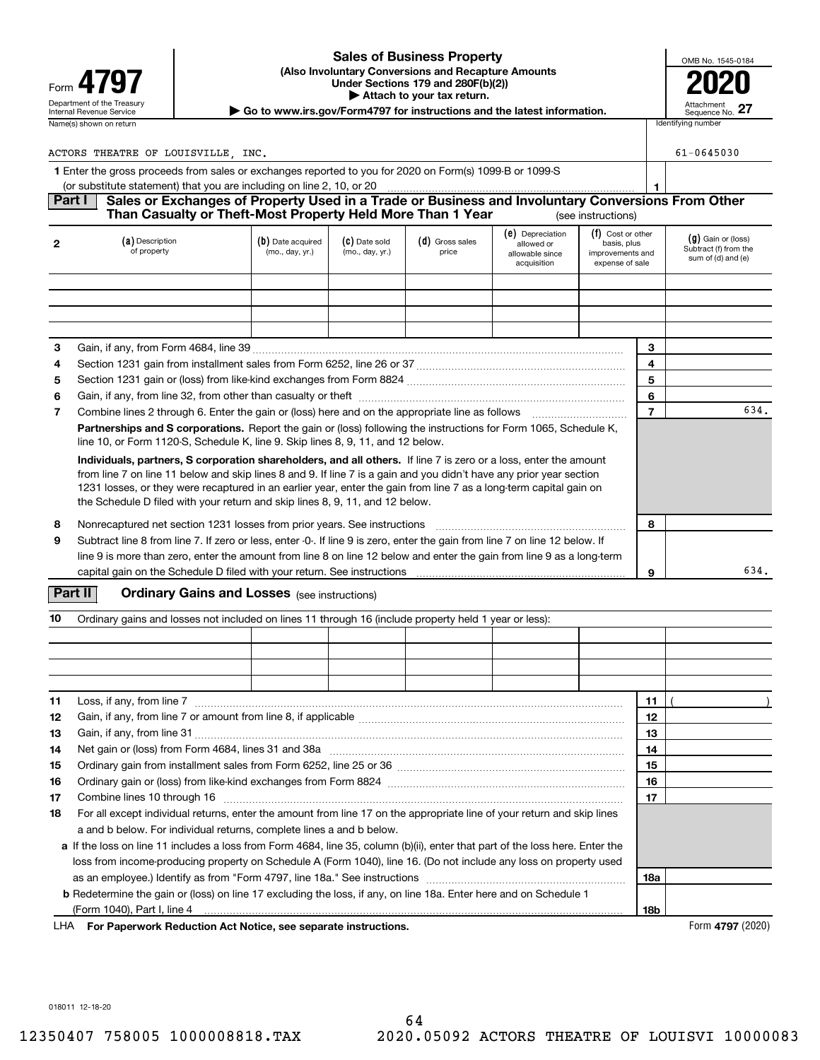Form **4797**

Department of the Treasury
Internal Revenue Service

# Sales of Business Property

**(Also Involuntary Conversions and Recapture Amounts Under Sections 179 and 280F(b)(2))**

**▶ Attach to your tax return.**

**▶ Go to www.irs.gov/Form4797 for instructions and the latest information.**

OMB No. 1545-0184

**2020**

Attachment Sequence No. **27**

| Name(s) shown on return | Identifying number |
|---|---|
| ACTORS THEATRE OF LOUISVILLE, INC. | 61-0645030 |

**1** Enter the gross proceeds from sales or exchanges reported to you for 2020 on Form(s) 1099-B or 1099-S (or substitute statement) that you are including on line 2, 10, or 20 ........ **1**

## Part I Sales or Exchanges of Property Used in a Trade or Business and Involuntary Conversions From Other Than Casualty or Theft-Most Property Held More Than 1 Year (see instructions)

| 2 | (a) Description of property | (b) Date acquired (mo., day, yr.) | (c) Date sold (mo., day, yr.) | (d) Gross sales price | (e) Depreciation allowed or allowable since acquisition | (f) Cost or other basis, plus improvements and expense of sale | (g) Gain or (loss) Subtract (f) from the sum of (d) and (e) |
|---|---|---|---|---|---|---|---|
| | | | | | | | |
| | | | | | | | |
| | | | | | | | |
| | | | | | | | |

| | | Line | Amount |
|---|---|---|---|
| 3 | Gain, if any, from Form 4684, line 39 | 3 | |
| 4 | Section 1231 gain from installment sales from Form 6252, line 26 or 37 | 4 | |
| 5 | Section 1231 gain or (loss) from like-kind exchanges from Form 8824 | 5 | |
| 6 | Gain, if any, from line 32, from other than casualty or theft | 6 | |
| 7 | Combine lines 2 through 6. Enter the gain or (loss) here and on the appropriate line as follows | 7 | 634. |

**Partnerships and S corporations.** Report the gain or (loss) following the instructions for Form 1065, Schedule K, line 10, or Form 1120-S, Schedule K, line 9. Skip lines 8, 9, 11, and 12 below.

**Individuals, partners, S corporation shareholders, and all others.** If line 7 is zero or a loss, enter the amount from line 7 on line 11 below and skip lines 8 and 9. If line 7 is a gain and you didn't have any prior year section 1231 losses, or they were recaptured in an earlier year, enter the gain from line 7 as a long-term capital gain on the Schedule D filed with your return and skip lines 8, 9, 11, and 12 below.

| | | Line | Amount |
|---|---|---|---|
| 8 | Nonrecaptured net section 1231 losses from prior years. See instructions | 8 | |
| 9 | Subtract line 8 from line 7. If zero or less, enter -0-. If line 9 is zero, enter the gain from line 7 on line 12 below. If line 9 is more than zero, enter the amount from line 8 on line 12 below and enter the gain from line 9 as a long-term capital gain on the Schedule D filed with your return. See instructions | 9 | 634. |

## Part II Ordinary Gains and Losses (see instructions)

**10** Ordinary gains and losses not included on lines 11 through 16 (include property held 1 year or less):

| | | | | | | |
|---|---|---|---|---|---|---|
| | | | | | | |
| | | | | | | |
| | | | | | | |
| | | | | | | |

| | | Line | Amount |
|---|---|---|---|
| 11 | Loss, if any, from line 7 | 11 | ( ) |
| 12 | Gain, if any, from line 7 or amount from line 8, if applicable | 12 | |
| 13 | Gain, if any, from line 31 | 13 | |
| 14 | Net gain or (loss) from Form 4684, lines 31 and 38a | 14 | |
| 15 | Ordinary gain from installment sales from Form 6252, line 25 or 36 | 15 | |
| 16 | Ordinary gain or (loss) from like-kind exchanges from Form 8824 | 16 | |
| 17 | Combine lines 10 through 16 | 17 | |
| 18 | For all except individual returns, enter the amount from line 17 on the appropriate line of your return and skip lines a and b below. For individual returns, complete lines a and b below. | | |
| a | If the loss on line 11 includes a loss from Form 4684, line 35, column (b)(ii), enter that part of the loss here. Enter the loss from income-producing property on Schedule A (Form 1040), line 16. (Do not include any loss on property used as an employee.) Identify as from "Form 4797, line 18a." See instructions | 18a | |
| b | Redetermine the gain or (loss) on line 17 excluding the loss, if any, on line 18a. Enter here and on Schedule 1 (Form 1040), Part I, line 4 | 18b | |

LHA **For Paperwork Reduction Act Notice, see separate instructions.** Form **4797** (2020)

018011 12-18-20

12350407 758005 1000008818.TAX 2020.05092 ACTORS THEATRE OF LOUISVI 10000083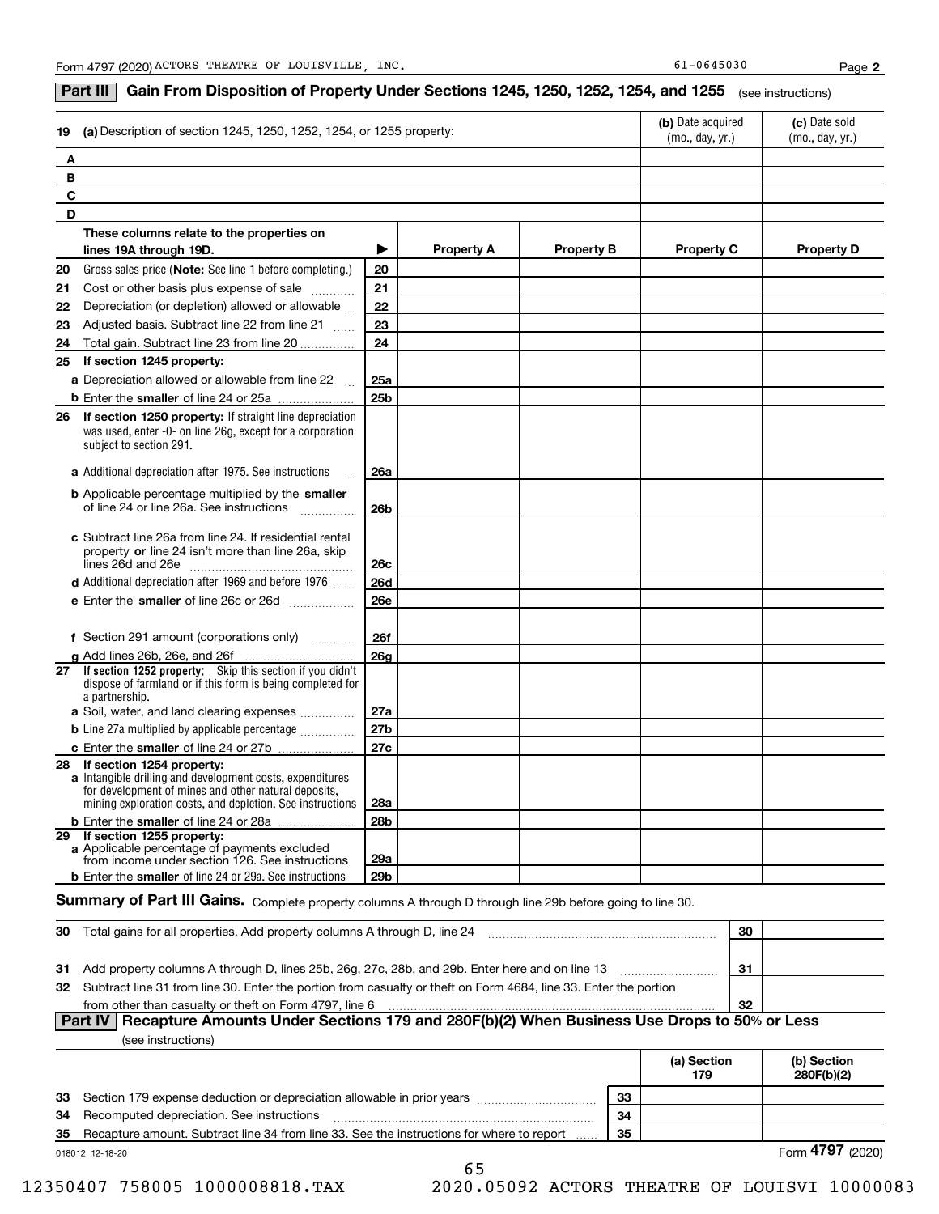Form 4797 (2020) ACTORS THEATRE OF LOUISVILLE, INC. 61-0645030 Page 2

## Part III Gain From Disposition of Property Under Sections 1245, 1250, 1252, 1254, and 1255 (see instructions)

| 19 (a) Description of section 1245, 1250, 1252, 1254, or 1255 property: | (b) Date acquired (mo., day, yr.) | (c) Date sold (mo., day, yr.) |
|---|---|---|
| A | | |
| B | | |
| C | | |
| D | | |

| These columns relate to the properties on lines 19A through 19D. | ▶ | Property A | Property B | Property C | Property D |
|---|---|---|---|---|---|
| 20 Gross sales price (Note: See line 1 before completing.) | 20 | | | | |
| 21 Cost or other basis plus expense of sale | 21 | | | | |
| 22 Depreciation (or depletion) allowed or allowable | 22 | | | | |
| 23 Adjusted basis. Subtract line 22 from line 21 | 23 | | | | |
| 24 Total gain. Subtract line 23 from line 20 | 24 | | | | |
| 25 If section 1245 property: | | | | | |
| a Depreciation allowed or allowable from line 22 | 25a | | | | |
| b Enter the smaller of line 24 or 25a | 25b | | | | |
| 26 If section 1250 property: If straight line depreciation was used, enter -0- on line 26g, except for a corporation subject to section 291. | | | | | |
| a Additional depreciation after 1975. See instructions | 26a | | | | |
| b Applicable percentage multiplied by the smaller of line 24 or line 26a. See instructions | 26b | | | | |
| c Subtract line 26a from line 24. If residential rental property or line 24 isn't more than line 26a, skip lines 26d and 26e | 26c | | | | |
| d Additional depreciation after 1969 and before 1976 | 26d | | | | |
| e Enter the smaller of line 26c or 26d | 26e | | | | |
| f Section 291 amount (corporations only) | 26f | | | | |
| g Add lines 26b, 26e, and 26f | 26g | | | | |
| 27 If section 1252 property: Skip this section if you didn't dispose of farmland or if this form is being completed for a partnership. | | | | | |
| a Soil, water, and land clearing expenses | 27a | | | | |
| b Line 27a multiplied by applicable percentage | 27b | | | | |
| c Enter the smaller of line 24 or 27b | 27c | | | | |
| 28 If section 1254 property: a Intangible drilling and development costs, expenditures for development of mines and other natural deposits, mining exploration costs, and depletion. See instructions | 28a | | | | |
| b Enter the smaller of line 24 or 28a | 28b | | | | |
| 29 If section 1255 property: a Applicable percentage of payments excluded from income under section 126. See instructions | 29a | | | | |
| b Enter the smaller of line 24 or 29a. See instructions | 29b | | | | |

**Summary of Part III Gains.** Complete property columns A through D through line 29b before going to line 30.

| | | |
|---|---|---|
| 30 Total gains for all properties. Add property columns A through D, line 24 | 30 | |
| 31 Add property columns A through D, lines 25b, 26g, 27c, 28b, and 29b. Enter here and on line 13 | 31 | |
| 32 Subtract line 31 from line 30. Enter the portion from casualty or theft on Form 4684, line 33. Enter the portion from other than casualty or theft on Form 4797, line 6 | 32 | |

## Part IV Recapture Amounts Under Sections 179 and 280F(b)(2) When Business Use Drops to 50% or Less

(see instructions)

| | | (a) Section 179 | (b) Section 280F(b)(2) |
|---|---|---|---|
| 33 Section 179 expense deduction or depreciation allowable in prior years | 33 | | |
| 34 Recomputed depreciation. See instructions | 34 | | |
| 35 Recapture amount. Subtract line 34 from line 33. See the instructions for where to report | 35 | | |

018012 12-18-20 Form 4797 (2020)

12350407 758005 1000008818.TAX 2020.05092 ACTORS THEATRE OF LOUISVI 10000083